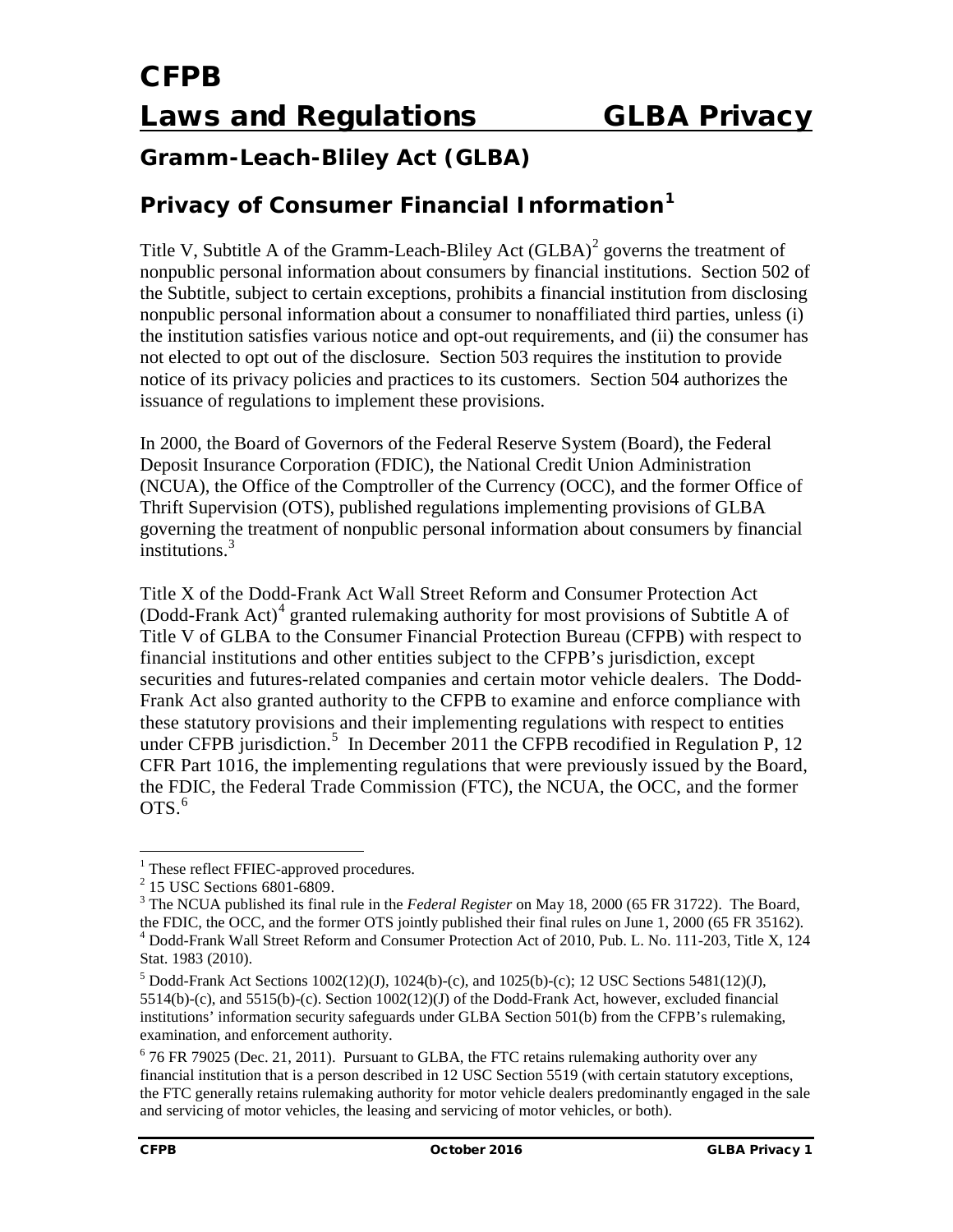# CFPB

# Laws and Regulations GLBA Privacy

## Gramm-Leach-Bliley Act (GLBA)

## Privacy of Consumer Financial Information[1]

Title V, Subtitle A of the Gramm-Leach-Bliley Act (GLBA)[2] governs the treatment of nonpublic personal information about consumers by financial institutions. Section 502 of the Subtitle, subject to certain exceptions, prohibits a financial institution from disclosing nonpublic personal information about a consumer to nonaffiliated third parties, unless (i) the institution satisfies various notice and opt-out requirements, and (ii) the consumer has not elected to opt out of the disclosure. Section 503 requires the institution to provide notice of its privacy policies and practices to its customers. Section 504 authorizes the issuance of regulations to implement these provisions.

In 2000, the Board of Governors of the Federal Reserve System (Board), the Federal Deposit Insurance Corporation (FDIC), the National Credit Union Administration (NCUA), the Office of the Comptroller of the Currency (OCC), and the former Office of Thrift Supervision (OTS), published regulations implementing provisions of GLBA governing the treatment of nonpublic personal information about consumers by financial institutions.[3]

Title X of the Dodd-Frank Act Wall Street Reform and Consumer Protection Act (Dodd-Frank Act)[4] granted rulemaking authority for most provisions of Subtitle A of Title V of GLBA to the Consumer Financial Protection Bureau (CFPB) with respect to financial institutions and other entities subject to the CFPB's jurisdiction, except securities and futures-related companies and certain motor vehicle dealers. The Dodd-Frank Act also granted authority to the CFPB to examine and enforce compliance with these statutory provisions and their implementing regulations with respect to entities under CFPB jurisdiction.[5] In December 2011 the CFPB recodified in Regulation P, 12 CFR Part 1016, the implementing regulations that were previously issued by the Board, the FDIC, the Federal Trade Commission (FTC), the NCUA, the OCC, and the former OTS.[6]

---

[1] These reflect FFIEC-approved procedures.

[2] 15 USC Sections 6801-6809.

[3] The NCUA published its final rule in the *Federal Register* on May 18, 2000 (65 FR 31722). The Board, the FDIC, the OCC, and the former OTS jointly published their final rules on June 1, 2000 (65 FR 35162).

[4] Dodd-Frank Wall Street Reform and Consumer Protection Act of 2010, Pub. L. No. 111-203, Title X, 124 Stat. 1983 (2010).

[5] Dodd-Frank Act Sections 1002(12)(J), 1024(b)-(c), and 1025(b)-(c); 12 USC Sections 5481(12)(J), 5514(b)-(c), and 5515(b)-(c). Section 1002(12)(J) of the Dodd-Frank Act, however, excluded financial institutions' information security safeguards under GLBA Section 501(b) from the CFPB's rulemaking, examination, and enforcement authority.

[6] 76 FR 79025 (Dec. 21, 2011). Pursuant to GLBA, the FTC retains rulemaking authority over any financial institution that is a person described in 12 USC Section 5519 (with certain statutory exceptions, the FTC generally retains rulemaking authority for motor vehicle dealers predominantly engaged in the sale and servicing of motor vehicles, the leasing and servicing of motor vehicles, or both).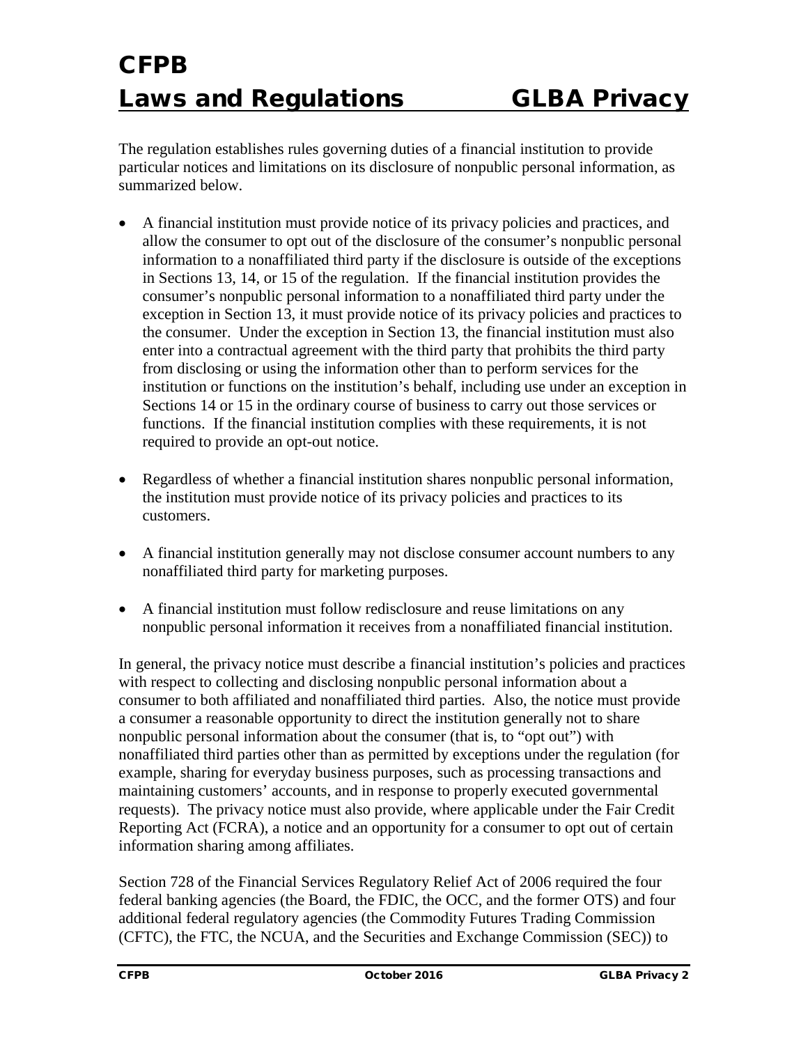The regulation establishes rules governing duties of a financial institution to provide particular notices and limitations on its disclosure of nonpublic personal information, as summarized below.

- A financial institution must provide notice of its privacy policies and practices, and allow the consumer to opt out of the disclosure of the consumer's nonpublic personal information to a nonaffiliated third party if the disclosure is outside of the exceptions in Sections 13, 14, or 15 of the regulation. If the financial institution provides the consumer's nonpublic personal information to a nonaffiliated third party under the exception in Section 13, it must provide notice of its privacy policies and practices to the consumer. Under the exception in Section 13, the financial institution must also enter into a contractual agreement with the third party that prohibits the third party from disclosing or using the information other than to perform services for the institution or functions on the institution's behalf, including use under an exception in Sections 14 or 15 in the ordinary course of business to carry out those services or functions. If the financial institution complies with these requirements, it is not required to provide an opt-out notice.

- Regardless of whether a financial institution shares nonpublic personal information, the institution must provide notice of its privacy policies and practices to its customers.

- A financial institution generally may not disclose consumer account numbers to any nonaffiliated third party for marketing purposes.

- A financial institution must follow redisclosure and reuse limitations on any nonpublic personal information it receives from a nonaffiliated financial institution.

In general, the privacy notice must describe a financial institution's policies and practices with respect to collecting and disclosing nonpublic personal information about a consumer to both affiliated and nonaffiliated third parties. Also, the notice must provide a consumer a reasonable opportunity to direct the institution generally not to share nonpublic personal information about the consumer (that is, to "opt out") with nonaffiliated third parties other than as permitted by exceptions under the regulation (for example, sharing for everyday business purposes, such as processing transactions and maintaining customers' accounts, and in response to properly executed governmental requests). The privacy notice must also provide, where applicable under the Fair Credit Reporting Act (FCRA), a notice and an opportunity for a consumer to opt out of certain information sharing among affiliates.

Section 728 of the Financial Services Regulatory Relief Act of 2006 required the four federal banking agencies (the Board, the FDIC, the OCC, and the former OTS) and four additional federal regulatory agencies (the Commodity Futures Trading Commission (CFTC), the FTC, the NCUA, and the Securities and Exchange Commission (SEC)) to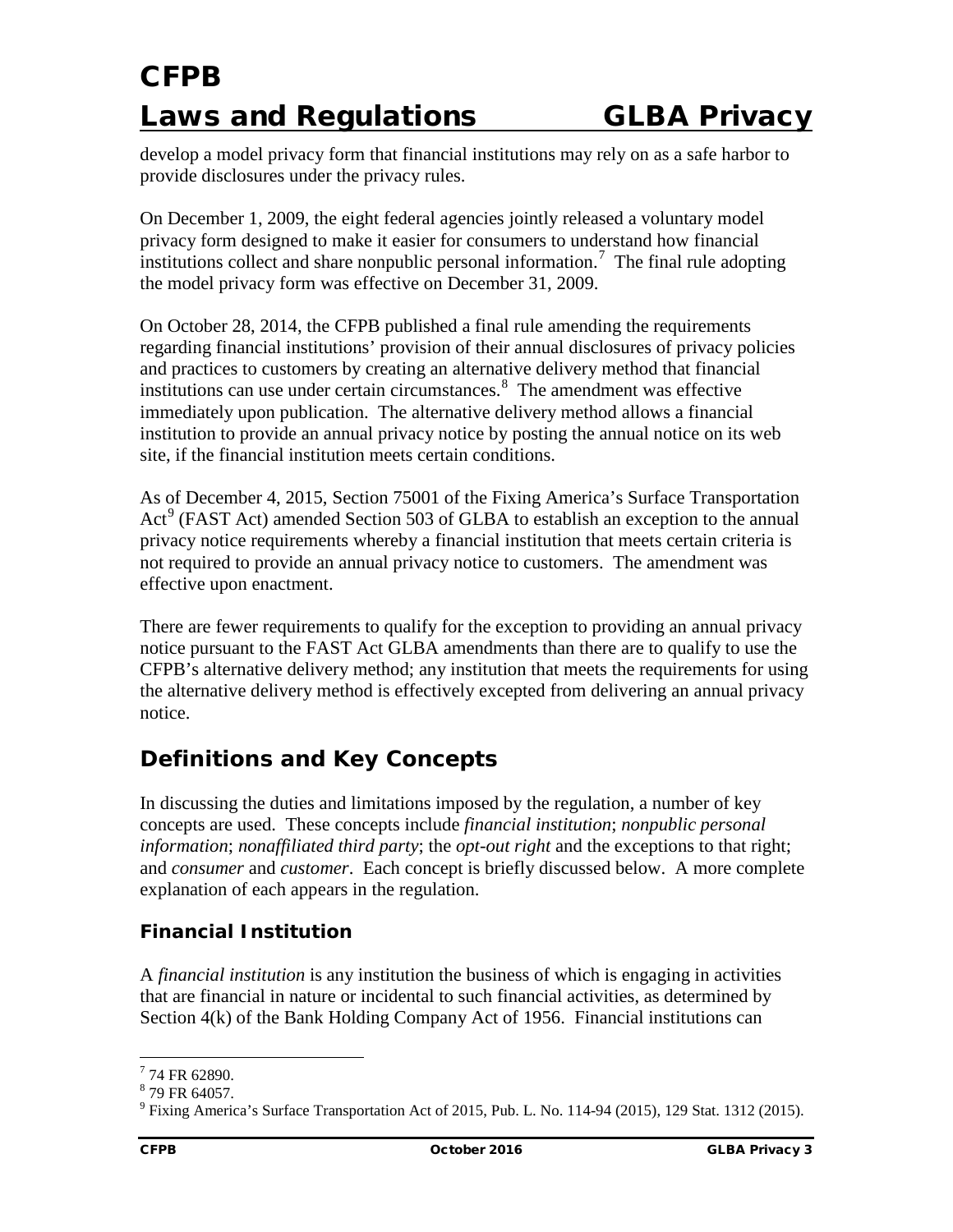develop a model privacy form that financial institutions may rely on as a safe harbor to provide disclosures under the privacy rules.

On December 1, 2009, the eight federal agencies jointly released a voluntary model privacy form designed to make it easier for consumers to understand how financial institutions collect and share nonpublic personal information.[7] The final rule adopting the model privacy form was effective on December 31, 2009.

On October 28, 2014, the CFPB published a final rule amending the requirements regarding financial institutions' provision of their annual disclosures of privacy policies and practices to customers by creating an alternative delivery method that financial institutions can use under certain circumstances.[8] The amendment was effective immediately upon publication. The alternative delivery method allows a financial institution to provide an annual privacy notice by posting the annual notice on its web site, if the financial institution meets certain conditions.

As of December 4, 2015, Section 75001 of the Fixing America's Surface Transportation Act[9] (FAST Act) amended Section 503 of GLBA to establish an exception to the annual privacy notice requirements whereby a financial institution that meets certain criteria is not required to provide an annual privacy notice to customers. The amendment was effective upon enactment.

There are fewer requirements to qualify for the exception to providing an annual privacy notice pursuant to the FAST Act GLBA amendments than there are to qualify to use the CFPB's alternative delivery method; any institution that meets the requirements for using the alternative delivery method is effectively excepted from delivering an annual privacy notice.

## Definitions and Key Concepts

In discussing the duties and limitations imposed by the regulation, a number of key concepts are used. These concepts include *financial institution*; *nonpublic personal information*; *nonaffiliated third party*; the *opt-out right* and the exceptions to that right; and *consumer* and *customer*. Each concept is briefly discussed below. A more complete explanation of each appears in the regulation.

### Financial Institution

A *financial institution* is any institution the business of which is engaging in activities that are financial in nature or incidental to such financial activities, as determined by Section 4(k) of the Bank Holding Company Act of 1956. Financial institutions can

---

[7] 74 FR 62890.

[8] 79 FR 64057.

[9] Fixing America's Surface Transportation Act of 2015, Pub. L. No. 114-94 (2015), 129 Stat. 1312 (2015).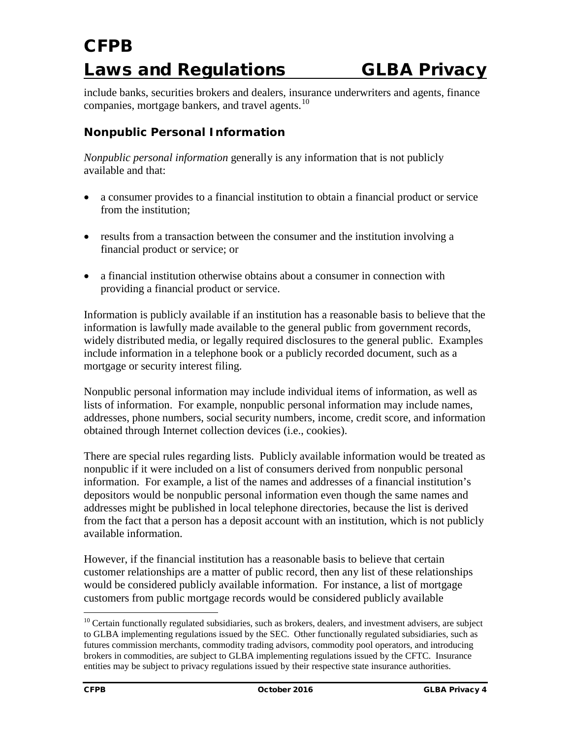include banks, securities brokers and dealers, insurance underwriters and agents, finance companies, mortgage bankers, and travel agents.[10]

### Nonpublic Personal Information

*Nonpublic personal information* generally is any information that is not publicly available and that:

- a consumer provides to a financial institution to obtain a financial product or service from the institution;
- results from a transaction between the consumer and the institution involving a financial product or service; or
- a financial institution otherwise obtains about a consumer in connection with providing a financial product or service.

Information is publicly available if an institution has a reasonable basis to believe that the information is lawfully made available to the general public from government records, widely distributed media, or legally required disclosures to the general public. Examples include information in a telephone book or a publicly recorded document, such as a mortgage or security interest filing.

Nonpublic personal information may include individual items of information, as well as lists of information. For example, nonpublic personal information may include names, addresses, phone numbers, social security numbers, income, credit score, and information obtained through Internet collection devices (i.e., cookies).

There are special rules regarding lists. Publicly available information would be treated as nonpublic if it were included on a list of consumers derived from nonpublic personal information. For example, a list of the names and addresses of a financial institution's depositors would be nonpublic personal information even though the same names and addresses might be published in local telephone directories, because the list is derived from the fact that a person has a deposit account with an institution, which is not publicly available information.

However, if the financial institution has a reasonable basis to believe that certain customer relationships are a matter of public record, then any list of these relationships would be considered publicly available information. For instance, a list of mortgage customers from public mortgage records would be considered publicly available

[10] Certain functionally regulated subsidiaries, such as brokers, dealers, and investment advisers, are subject to GLBA implementing regulations issued by the SEC. Other functionally regulated subsidiaries, such as futures commission merchants, commodity trading advisors, commodity pool operators, and introducing brokers in commodities, are subject to GLBA implementing regulations issued by the CFTC. Insurance entities may be subject to privacy regulations issued by their respective state insurance authorities.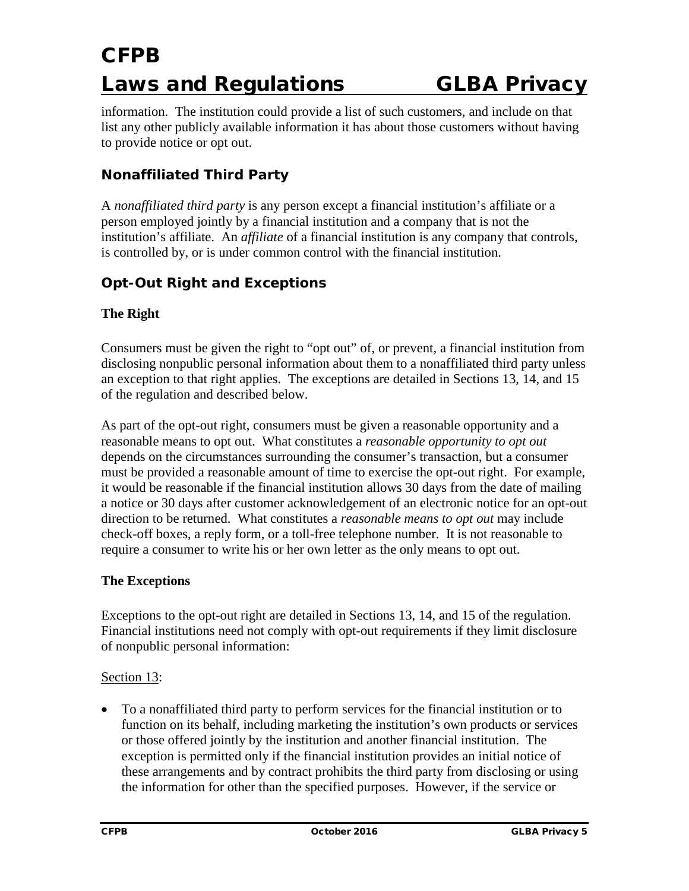information. The institution could provide a list of such customers, and include on that list any other publicly available information it has about those customers without having to provide notice or opt out.

## Nonaffiliated Third Party

A *nonaffiliated third party* is any person except a financial institution's affiliate or a person employed jointly by a financial institution and a company that is not the institution's affiliate. An *affiliate* of a financial institution is any company that controls, is controlled by, or is under common control with the financial institution.

## Opt-Out Right and Exceptions

### The Right

Consumers must be given the right to "opt out" of, or prevent, a financial institution from disclosing nonpublic personal information about them to a nonaffiliated third party unless an exception to that right applies. The exceptions are detailed in Sections 13, 14, and 15 of the regulation and described below.

As part of the opt-out right, consumers must be given a reasonable opportunity and a reasonable means to opt out. What constitutes a *reasonable opportunity to opt out* depends on the circumstances surrounding the consumer's transaction, but a consumer must be provided a reasonable amount of time to exercise the opt-out right. For example, it would be reasonable if the financial institution allows 30 days from the date of mailing a notice or 30 days after customer acknowledgement of an electronic notice for an opt-out direction to be returned. What constitutes a *reasonable means to opt out* may include check-off boxes, a reply form, or a toll-free telephone number. It is not reasonable to require a consumer to write his or her own letter as the only means to opt out.

### The Exceptions

Exceptions to the opt-out right are detailed in Sections 13, 14, and 15 of the regulation. Financial institutions need not comply with opt-out requirements if they limit disclosure of nonpublic personal information:

<u>Section 13</u>:

- To a nonaffiliated third party to perform services for the financial institution or to function on its behalf, including marketing the institution's own products or services or those offered jointly by the institution and another financial institution. The exception is permitted only if the financial institution provides an initial notice of these arrangements and by contract prohibits the third party from disclosing or using the information for other than the specified purposes. However, if the service or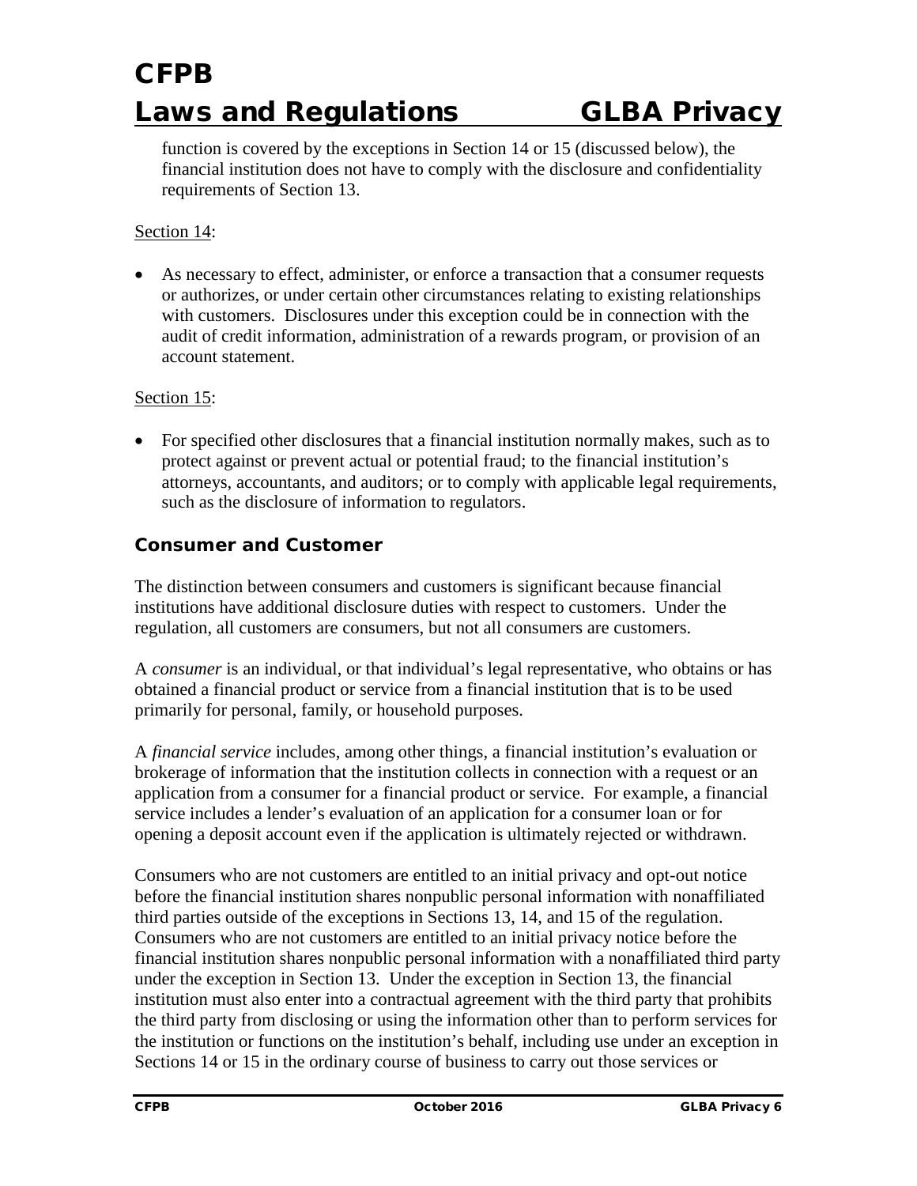function is covered by the exceptions in Section 14 or 15 (discussed below), the financial institution does not have to comply with the disclosure and confidentiality requirements of Section 13.

Section 14:

- As necessary to effect, administer, or enforce a transaction that a consumer requests or authorizes, or under certain other circumstances relating to existing relationships with customers. Disclosures under this exception could be in connection with the audit of credit information, administration of a rewards program, or provision of an account statement.

Section 15:

- For specified other disclosures that a financial institution normally makes, such as to protect against or prevent actual or potential fraud; to the financial institution's attorneys, accountants, and auditors; or to comply with applicable legal requirements, such as the disclosure of information to regulators.

### Consumer and Customer

The distinction between consumers and customers is significant because financial institutions have additional disclosure duties with respect to customers. Under the regulation, all customers are consumers, but not all consumers are customers.

A *consumer* is an individual, or that individual's legal representative, who obtains or has obtained a financial product or service from a financial institution that is to be used primarily for personal, family, or household purposes.

A *financial service* includes, among other things, a financial institution's evaluation or brokerage of information that the institution collects in connection with a request or an application from a consumer for a financial product or service. For example, a financial service includes a lender's evaluation of an application for a consumer loan or for opening a deposit account even if the application is ultimately rejected or withdrawn.

Consumers who are not customers are entitled to an initial privacy and opt-out notice before the financial institution shares nonpublic personal information with nonaffiliated third parties outside of the exceptions in Sections 13, 14, and 15 of the regulation. Consumers who are not customers are entitled to an initial privacy notice before the financial institution shares nonpublic personal information with a nonaffiliated third party under the exception in Section 13. Under the exception in Section 13, the financial institution must also enter into a contractual agreement with the third party that prohibits the third party from disclosing or using the information other than to perform services for the institution or functions on the institution's behalf, including use under an exception in Sections 14 or 15 in the ordinary course of business to carry out those services or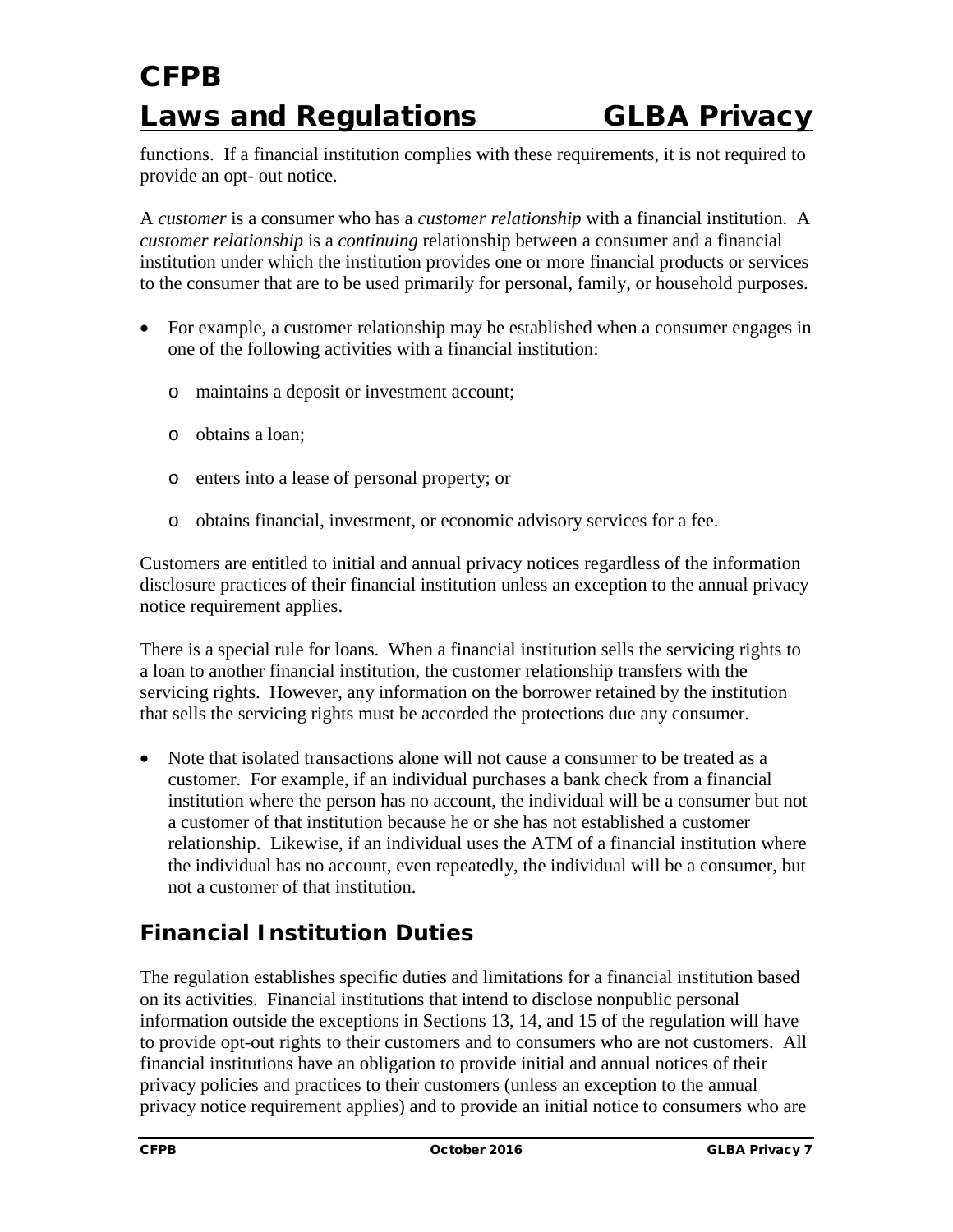functions. If a financial institution complies with these requirements, it is not required to provide an opt- out notice.

A *customer* is a consumer who has a *customer relationship* with a financial institution. A *customer relationship* is a *continuing* relationship between a consumer and a financial institution under which the institution provides one or more financial products or services to the consumer that are to be used primarily for personal, family, or household purposes.

- For example, a customer relationship may be established when a consumer engages in one of the following activities with a financial institution:
  - maintains a deposit or investment account;
  - obtains a loan;
  - enters into a lease of personal property; or
  - obtains financial, investment, or economic advisory services for a fee.

Customers are entitled to initial and annual privacy notices regardless of the information disclosure practices of their financial institution unless an exception to the annual privacy notice requirement applies.

There is a special rule for loans. When a financial institution sells the servicing rights to a loan to another financial institution, the customer relationship transfers with the servicing rights. However, any information on the borrower retained by the institution that sells the servicing rights must be accorded the protections due any consumer.

- Note that isolated transactions alone will not cause a consumer to be treated as a customer. For example, if an individual purchases a bank check from a financial institution where the person has no account, the individual will be a consumer but not a customer of that institution because he or she has not established a customer relationship. Likewise, if an individual uses the ATM of a financial institution where the individual has no account, even repeatedly, the individual will be a consumer, but not a customer of that institution.

## Financial Institution Duties

The regulation establishes specific duties and limitations for a financial institution based on its activities. Financial institutions that intend to disclose nonpublic personal information outside the exceptions in Sections 13, 14, and 15 of the regulation will have to provide opt-out rights to their customers and to consumers who are not customers. All financial institutions have an obligation to provide initial and annual notices of their privacy policies and practices to their customers (unless an exception to the annual privacy notice requirement applies) and to provide an initial notice to consumers who are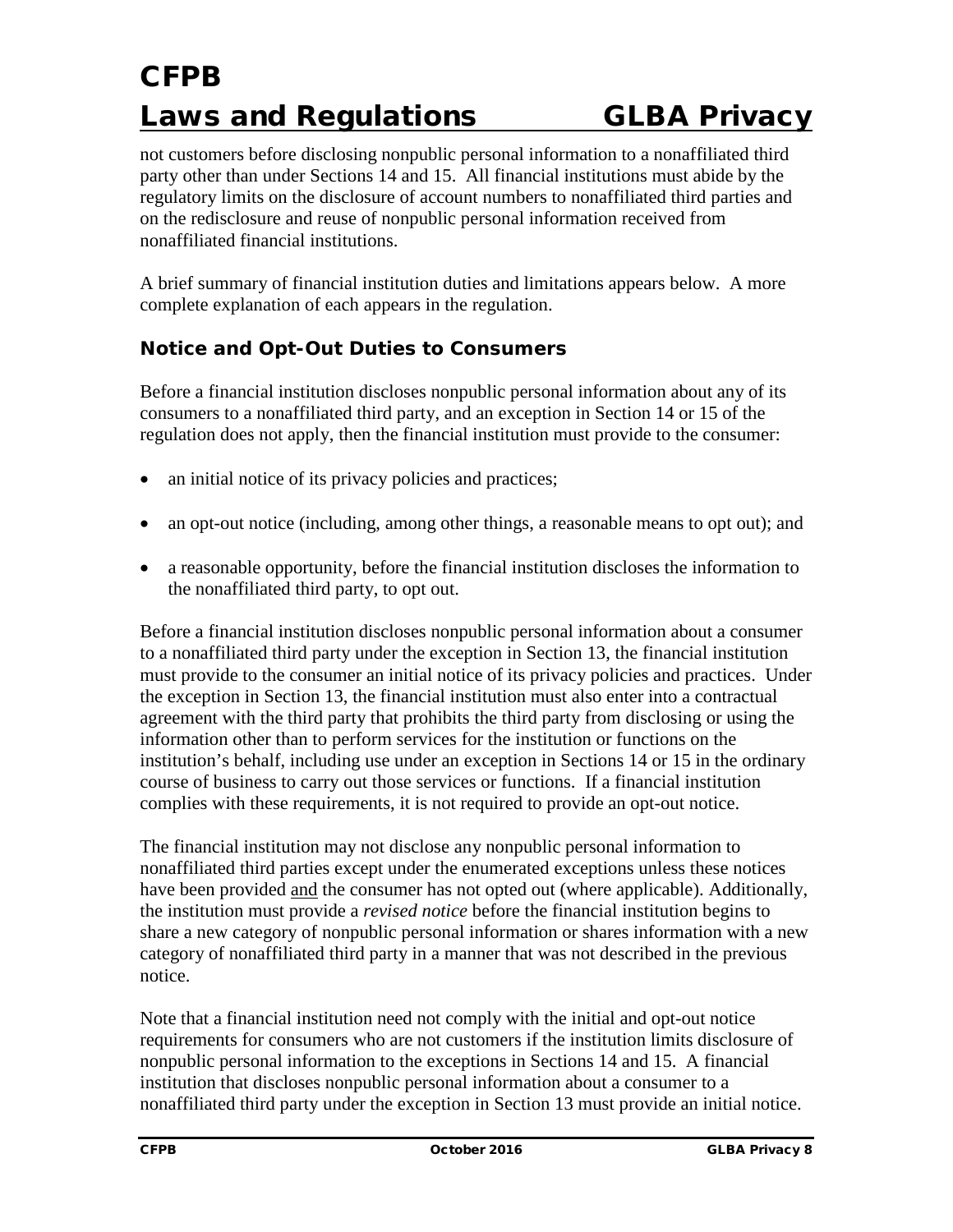not customers before disclosing nonpublic personal information to a nonaffiliated third party other than under Sections 14 and 15. All financial institutions must abide by the regulatory limits on the disclosure of account numbers to nonaffiliated third parties and on the redisclosure and reuse of nonpublic personal information received from nonaffiliated financial institutions.

A brief summary of financial institution duties and limitations appears below. A more complete explanation of each appears in the regulation.

### Notice and Opt-Out Duties to Consumers

Before a financial institution discloses nonpublic personal information about any of its consumers to a nonaffiliated third party, and an exception in Section 14 or 15 of the regulation does not apply, then the financial institution must provide to the consumer:

- an initial notice of its privacy policies and practices;
- an opt-out notice (including, among other things, a reasonable means to opt out); and
- a reasonable opportunity, before the financial institution discloses the information to the nonaffiliated third party, to opt out.

Before a financial institution discloses nonpublic personal information about a consumer to a nonaffiliated third party under the exception in Section 13, the financial institution must provide to the consumer an initial notice of its privacy policies and practices. Under the exception in Section 13, the financial institution must also enter into a contractual agreement with the third party that prohibits the third party from disclosing or using the information other than to perform services for the institution or functions on the institution's behalf, including use under an exception in Sections 14 or 15 in the ordinary course of business to carry out those services or functions. If a financial institution complies with these requirements, it is not required to provide an opt-out notice.

The financial institution may not disclose any nonpublic personal information to nonaffiliated third parties except under the enumerated exceptions unless these notices have been provided and the consumer has not opted out (where applicable). Additionally, the institution must provide a *revised notice* before the financial institution begins to share a new category of nonpublic personal information or shares information with a new category of nonaffiliated third party in a manner that was not described in the previous notice.

Note that a financial institution need not comply with the initial and opt-out notice requirements for consumers who are not customers if the institution limits disclosure of nonpublic personal information to the exceptions in Sections 14 and 15. A financial institution that discloses nonpublic personal information about a consumer to a nonaffiliated third party under the exception in Section 13 must provide an initial notice.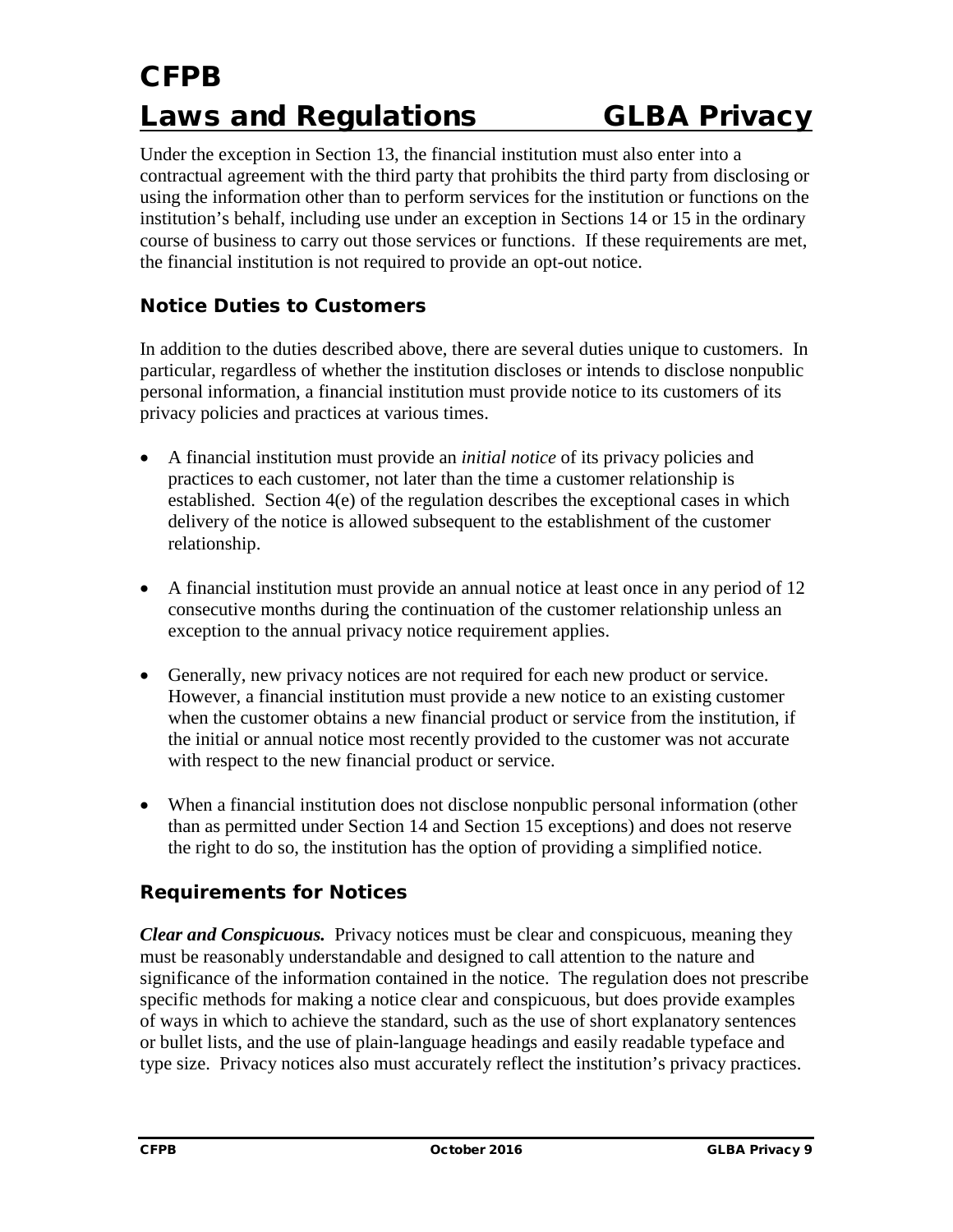Under the exception in Section 13, the financial institution must also enter into a contractual agreement with the third party that prohibits the third party from disclosing or using the information other than to perform services for the institution or functions on the institution's behalf, including use under an exception in Sections 14 or 15 in the ordinary course of business to carry out those services or functions. If these requirements are met, the financial institution is not required to provide an opt-out notice.

### Notice Duties to Customers

In addition to the duties described above, there are several duties unique to customers. In particular, regardless of whether the institution discloses or intends to disclose nonpublic personal information, a financial institution must provide notice to its customers of its privacy policies and practices at various times.

- A financial institution must provide an *initial notice* of its privacy policies and practices to each customer, not later than the time a customer relationship is established. Section 4(e) of the regulation describes the exceptional cases in which delivery of the notice is allowed subsequent to the establishment of the customer relationship.
- A financial institution must provide an annual notice at least once in any period of 12 consecutive months during the continuation of the customer relationship unless an exception to the annual privacy notice requirement applies.
- Generally, new privacy notices are not required for each new product or service. However, a financial institution must provide a new notice to an existing customer when the customer obtains a new financial product or service from the institution, if the initial or annual notice most recently provided to the customer was not accurate with respect to the new financial product or service.
- When a financial institution does not disclose nonpublic personal information (other than as permitted under Section 14 and Section 15 exceptions) and does not reserve the right to do so, the institution has the option of providing a simplified notice.

### Requirements for Notices

***Clear and Conspicuous.*** Privacy notices must be clear and conspicuous, meaning they must be reasonably understandable and designed to call attention to the nature and significance of the information contained in the notice. The regulation does not prescribe specific methods for making a notice clear and conspicuous, but does provide examples of ways in which to achieve the standard, such as the use of short explanatory sentences or bullet lists, and the use of plain-language headings and easily readable typeface and type size. Privacy notices also must accurately reflect the institution's privacy practices.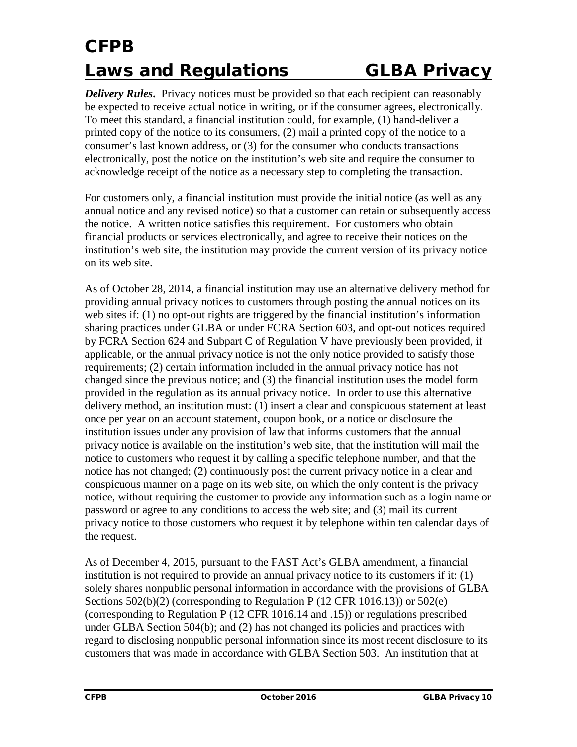***Delivery Rules*****.** Privacy notices must be provided so that each recipient can reasonably be expected to receive actual notice in writing, or if the consumer agrees, electronically. To meet this standard, a financial institution could, for example, (1) hand-deliver a printed copy of the notice to its consumers, (2) mail a printed copy of the notice to a consumer's last known address, or (3) for the consumer who conducts transactions electronically, post the notice on the institution's web site and require the consumer to acknowledge receipt of the notice as a necessary step to completing the transaction.

For customers only, a financial institution must provide the initial notice (as well as any annual notice and any revised notice) so that a customer can retain or subsequently access the notice. A written notice satisfies this requirement. For customers who obtain financial products or services electronically, and agree to receive their notices on the institution's web site, the institution may provide the current version of its privacy notice on its web site.

As of October 28, 2014, a financial institution may use an alternative delivery method for providing annual privacy notices to customers through posting the annual notices on its web sites if: (1) no opt-out rights are triggered by the financial institution's information sharing practices under GLBA or under FCRA Section 603, and opt-out notices required by FCRA Section 624 and Subpart C of Regulation V have previously been provided, if applicable, or the annual privacy notice is not the only notice provided to satisfy those requirements; (2) certain information included in the annual privacy notice has not changed since the previous notice; and (3) the financial institution uses the model form provided in the regulation as its annual privacy notice. In order to use this alternative delivery method, an institution must: (1) insert a clear and conspicuous statement at least once per year on an account statement, coupon book, or a notice or disclosure the institution issues under any provision of law that informs customers that the annual privacy notice is available on the institution's web site, that the institution will mail the notice to customers who request it by calling a specific telephone number, and that the notice has not changed; (2) continuously post the current privacy notice in a clear and conspicuous manner on a page on its web site, on which the only content is the privacy notice, without requiring the customer to provide any information such as a login name or password or agree to any conditions to access the web site; and (3) mail its current privacy notice to those customers who request it by telephone within ten calendar days of the request.

As of December 4, 2015, pursuant to the FAST Act's GLBA amendment, a financial institution is not required to provide an annual privacy notice to its customers if it: (1) solely shares nonpublic personal information in accordance with the provisions of GLBA Sections 502(b)(2) (corresponding to Regulation P (12 CFR 1016.13)) or 502(e) (corresponding to Regulation P (12 CFR 1016.14 and .15)) or regulations prescribed under GLBA Section 504(b); and (2) has not changed its policies and practices with regard to disclosing nonpublic personal information since its most recent disclosure to its customers that was made in accordance with GLBA Section 503. An institution that at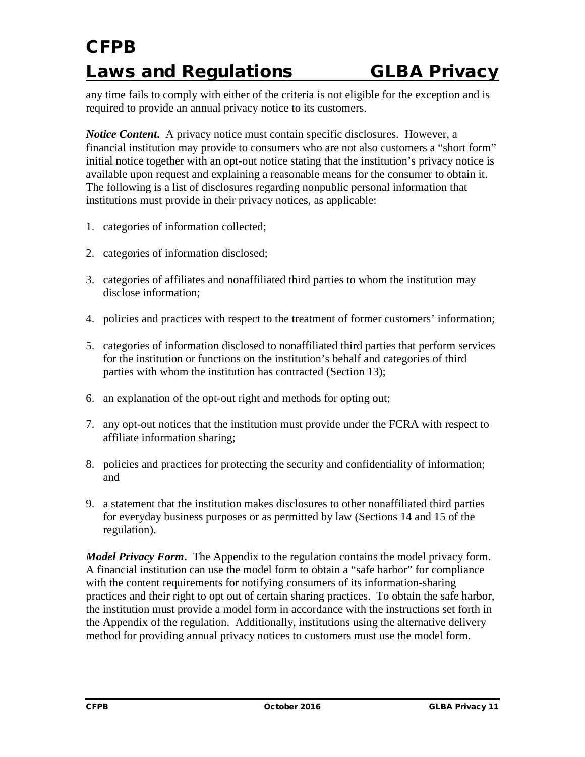any time fails to comply with either of the criteria is not eligible for the exception and is required to provide an annual privacy notice to its customers.

***Notice Content***. A privacy notice must contain specific disclosures. However, a financial institution may provide to consumers who are not also customers a "short form" initial notice together with an opt-out notice stating that the institution's privacy notice is available upon request and explaining a reasonable means for the consumer to obtain it. The following is a list of disclosures regarding nonpublic personal information that institutions must provide in their privacy notices, as applicable:

1. categories of information collected;
2. categories of information disclosed;
3. categories of affiliates and nonaffiliated third parties to whom the institution may disclose information;
4. policies and practices with respect to the treatment of former customers' information;
5. categories of information disclosed to nonaffiliated third parties that perform services for the institution or functions on the institution's behalf and categories of third parties with whom the institution has contracted (Section 13);
6. an explanation of the opt-out right and methods for opting out;
7. any opt-out notices that the institution must provide under the FCRA with respect to affiliate information sharing;
8. policies and practices for protecting the security and confidentiality of information; and
9. a statement that the institution makes disclosures to other nonaffiliated third parties for everyday business purposes or as permitted by law (Sections 14 and 15 of the regulation).

***Model Privacy Form***. The Appendix to the regulation contains the model privacy form. A financial institution can use the model form to obtain a "safe harbor" for compliance with the content requirements for notifying consumers of its information-sharing practices and their right to opt out of certain sharing practices. To obtain the safe harbor, the institution must provide a model form in accordance with the instructions set forth in the Appendix of the regulation. Additionally, institutions using the alternative delivery method for providing annual privacy notices to customers must use the model form.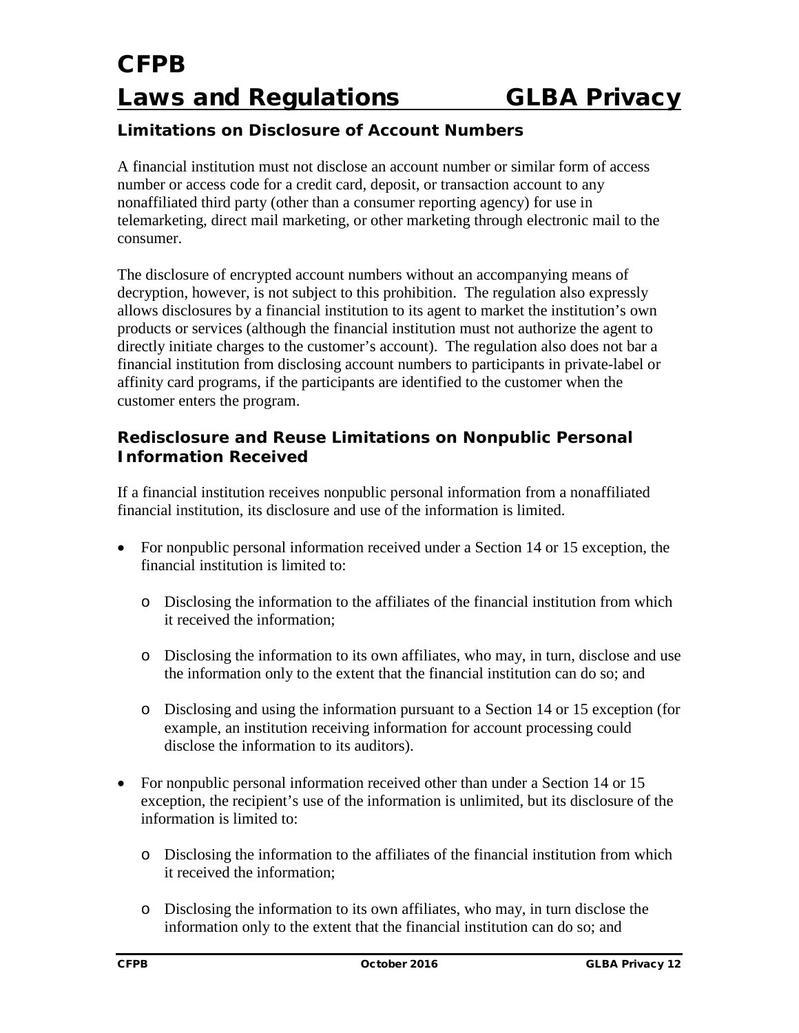## Limitations on Disclosure of Account Numbers

A financial institution must not disclose an account number or similar form of access number or access code for a credit card, deposit, or transaction account to any nonaffiliated third party (other than a consumer reporting agency) for use in telemarketing, direct mail marketing, or other marketing through electronic mail to the consumer.

The disclosure of encrypted account numbers without an accompanying means of decryption, however, is not subject to this prohibition. The regulation also expressly allows disclosures by a financial institution to its agent to market the institution's own products or services (although the financial institution must not authorize the agent to directly initiate charges to the customer's account). The regulation also does not bar a financial institution from disclosing account numbers to participants in private-label or affinity card programs, if the participants are identified to the customer when the customer enters the program.

## Redisclosure and Reuse Limitations on Nonpublic Personal Information Received

If a financial institution receives nonpublic personal information from a nonaffiliated financial institution, its disclosure and use of the information is limited.

- For nonpublic personal information received under a Section 14 or 15 exception, the financial institution is limited to:
  - Disclosing the information to the affiliates of the financial institution from which it received the information;
  - Disclosing the information to its own affiliates, who may, in turn, disclose and use the information only to the extent that the financial institution can do so; and
  - Disclosing and using the information pursuant to a Section 14 or 15 exception (for example, an institution receiving information for account processing could disclose the information to its auditors).
- For nonpublic personal information received other than under a Section 14 or 15 exception, the recipient's use of the information is unlimited, but its disclosure of the information is limited to:
  - Disclosing the information to the affiliates of the financial institution from which it received the information;
  - Disclosing the information to its own affiliates, who may, in turn disclose the information only to the extent that the financial institution can do so; and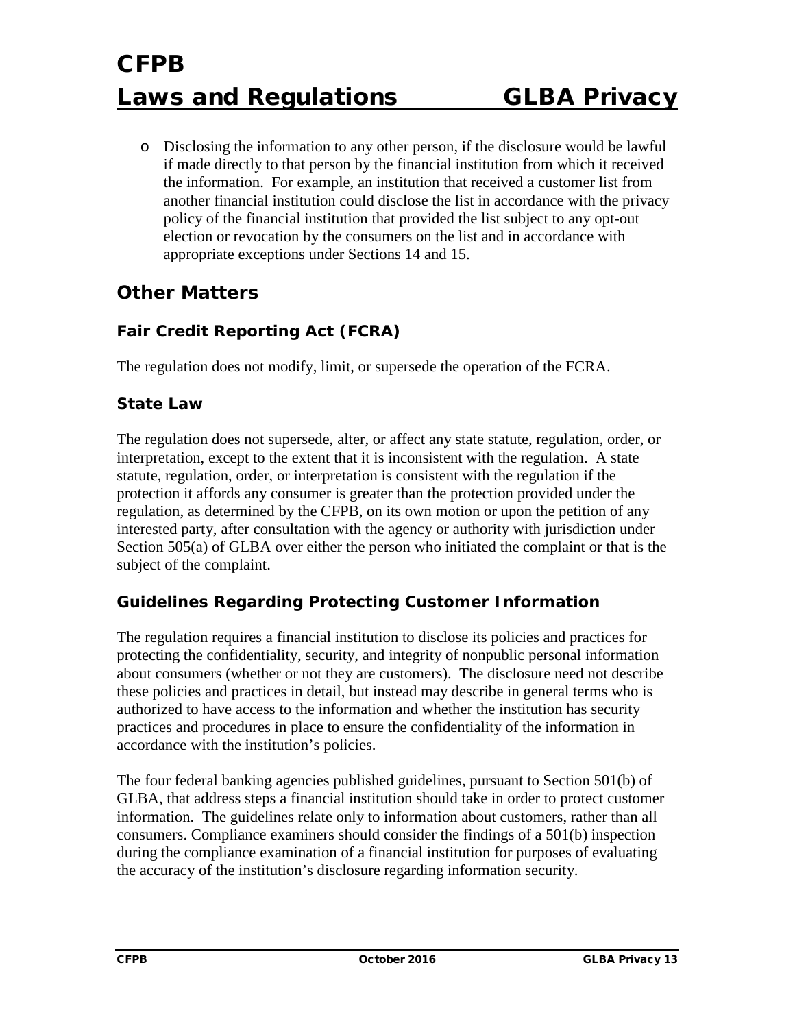- Disclosing the information to any other person, if the disclosure would be lawful if made directly to that person by the financial institution from which it received the information. For example, an institution that received a customer list from another financial institution could disclose the list in accordance with the privacy policy of the financial institution that provided the list subject to any opt-out election or revocation by the consumers on the list and in accordance with appropriate exceptions under Sections 14 and 15.

## Other Matters

### Fair Credit Reporting Act (FCRA)

The regulation does not modify, limit, or supersede the operation of the FCRA.

### State Law

The regulation does not supersede, alter, or affect any state statute, regulation, order, or interpretation, except to the extent that it is inconsistent with the regulation. A state statute, regulation, order, or interpretation is consistent with the regulation if the protection it affords any consumer is greater than the protection provided under the regulation, as determined by the CFPB, on its own motion or upon the petition of any interested party, after consultation with the agency or authority with jurisdiction under Section 505(a) of GLBA over either the person who initiated the complaint or that is the subject of the complaint.

### Guidelines Regarding Protecting Customer Information

The regulation requires a financial institution to disclose its policies and practices for protecting the confidentiality, security, and integrity of nonpublic personal information about consumers (whether or not they are customers). The disclosure need not describe these policies and practices in detail, but instead may describe in general terms who is authorized to have access to the information and whether the institution has security practices and procedures in place to ensure the confidentiality of the information in accordance with the institution's policies.

The four federal banking agencies published guidelines, pursuant to Section 501(b) of GLBA, that address steps a financial institution should take in order to protect customer information. The guidelines relate only to information about customers, rather than all consumers. Compliance examiners should consider the findings of a 501(b) inspection during the compliance examination of a financial institution for purposes of evaluating the accuracy of the institution's disclosure regarding information security.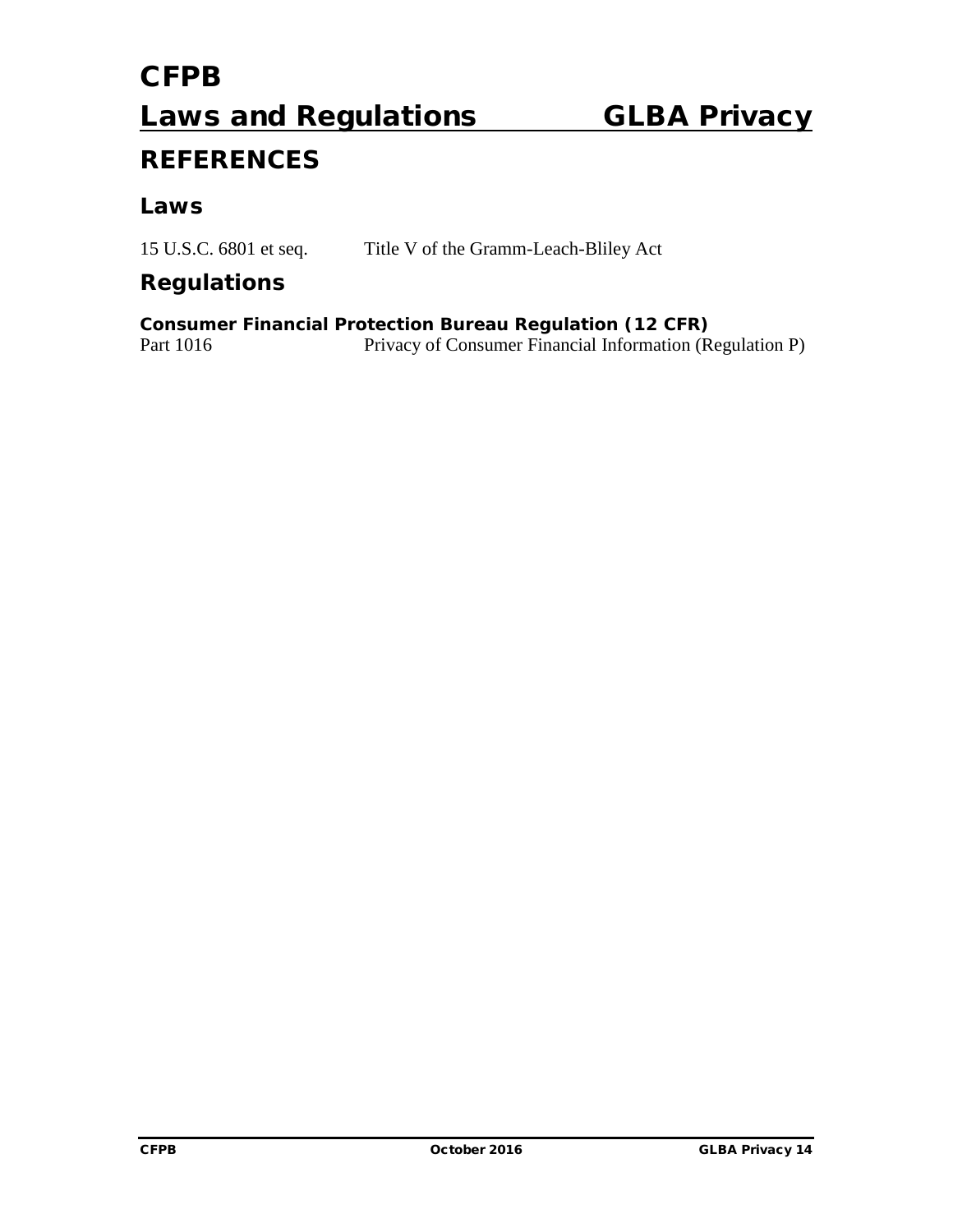## REFERENCES

### Laws

15 U.S.C. 6801 et seq. Title V of the Gramm-Leach-Bliley Act

### Regulations

**Consumer Financial Protection Bureau Regulation (12 CFR)**

Part 1016 Privacy of Consumer Financial Information (Regulation P)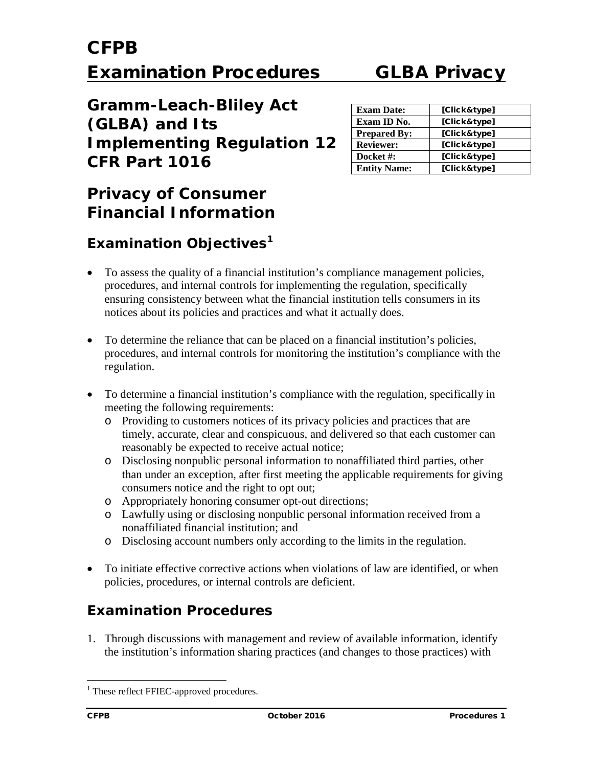# CFPB

# Examination Procedures GLBA Privacy

## Gramm-Leach-Bliley Act (GLBA) and Its Implementing Regulation 12 CFR Part 1016

| Exam Date: | [Click&type] |
|---|---|
| Exam ID No. | [Click&type] |
| Prepared By: | [Click&type] |
| Reviewer: | [Click&type] |
| Docket #: | [Click&type] |
| Entity Name: | [Click&type] |

## Privacy of Consumer Financial Information

### Examination Objectives[1]

- To assess the quality of a financial institution's compliance management policies, procedures, and internal controls for implementing the regulation, specifically ensuring consistency between what the financial institution tells consumers in its notices about its policies and practices and what it actually does.
- To determine the reliance that can be placed on a financial institution's policies, procedures, and internal controls for monitoring the institution's compliance with the regulation.
- To determine a financial institution's compliance with the regulation, specifically in meeting the following requirements:
  - Providing to customers notices of its privacy policies and practices that are timely, accurate, clear and conspicuous, and delivered so that each customer can reasonably be expected to receive actual notice;
  - Disclosing nonpublic personal information to nonaffiliated third parties, other than under an exception, after first meeting the applicable requirements for giving consumers notice and the right to opt out;
  - Appropriately honoring consumer opt-out directions;
  - Lawfully using or disclosing nonpublic personal information received from a nonaffiliated financial institution; and
  - Disclosing account numbers only according to the limits in the regulation.
- To initiate effective corrective actions when violations of law are identified, or when policies, procedures, or internal controls are deficient.

### Examination Procedures

1. Through discussions with management and review of available information, identify the institution's information sharing practices (and changes to those practices) with

[1] These reflect FFIEC-approved procedures.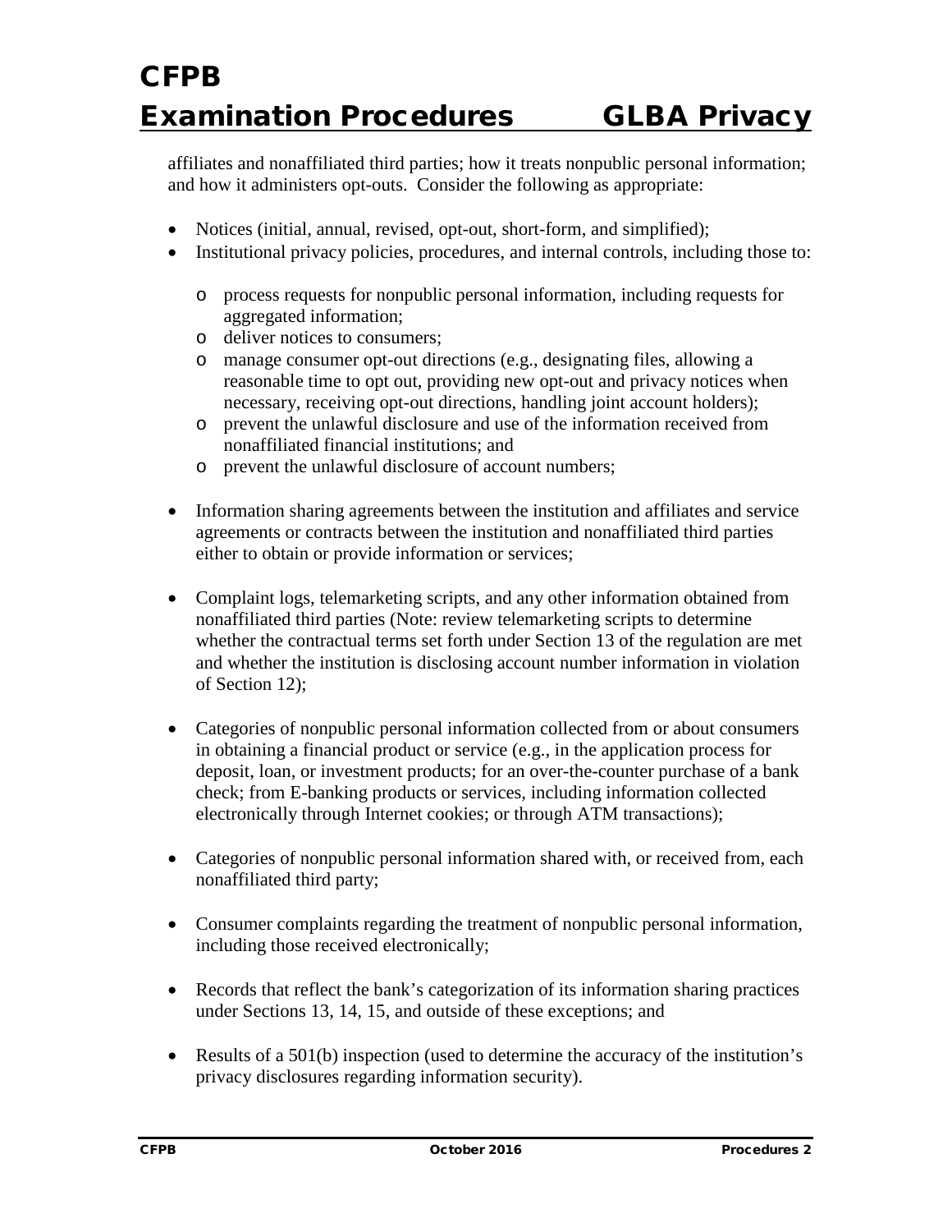affiliates and nonaffiliated third parties; how it treats nonpublic personal information; and how it administers opt-outs. Consider the following as appropriate:

- Notices (initial, annual, revised, opt-out, short-form, and simplified);
- Institutional privacy policies, procedures, and internal controls, including those to:
  - process requests for nonpublic personal information, including requests for aggregated information;
  - deliver notices to consumers;
  - manage consumer opt-out directions (e.g., designating files, allowing a reasonable time to opt out, providing new opt-out and privacy notices when necessary, receiving opt-out directions, handling joint account holders);
  - prevent the unlawful disclosure and use of the information received from nonaffiliated financial institutions; and
  - prevent the unlawful disclosure of account numbers;
- Information sharing agreements between the institution and affiliates and service agreements or contracts between the institution and nonaffiliated third parties either to obtain or provide information or services;
- Complaint logs, telemarketing scripts, and any other information obtained from nonaffiliated third parties (Note: review telemarketing scripts to determine whether the contractual terms set forth under Section 13 of the regulation are met and whether the institution is disclosing account number information in violation of Section 12);
- Categories of nonpublic personal information collected from or about consumers in obtaining a financial product or service (e.g., in the application process for deposit, loan, or investment products; for an over-the-counter purchase of a bank check; from E-banking products or services, including information collected electronically through Internet cookies; or through ATM transactions);
- Categories of nonpublic personal information shared with, or received from, each nonaffiliated third party;
- Consumer complaints regarding the treatment of nonpublic personal information, including those received electronically;
- Records that reflect the bank's categorization of its information sharing practices under Sections 13, 14, 15, and outside of these exceptions; and
- Results of a 501(b) inspection (used to determine the accuracy of the institution's privacy disclosures regarding information security).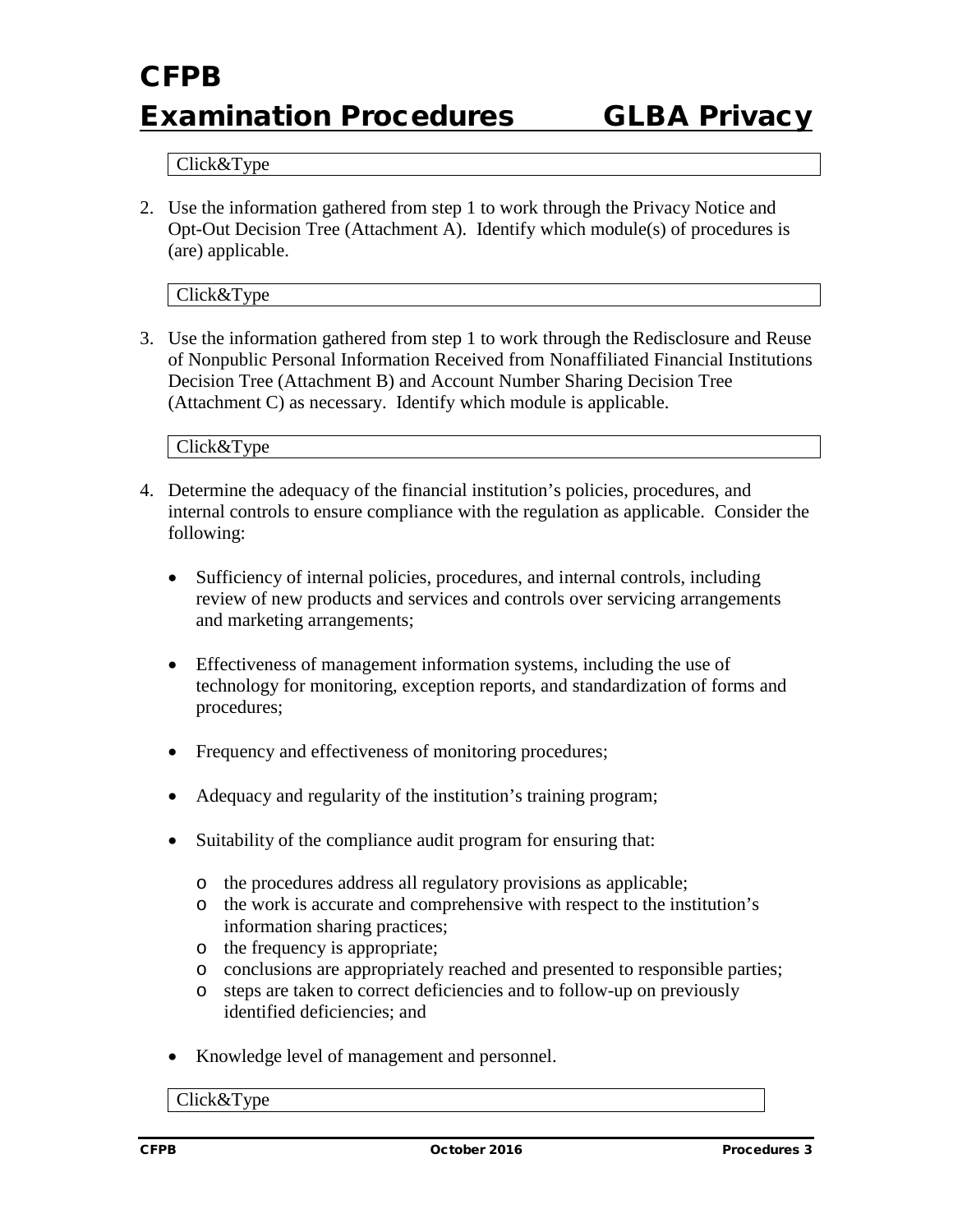Click&Type

2. Use the information gathered from step 1 to work through the Privacy Notice and Opt-Out Decision Tree (Attachment A). Identify which module(s) of procedures is (are) applicable.

Click&Type

3. Use the information gathered from step 1 to work through the Redisclosure and Reuse of Nonpublic Personal Information Received from Nonaffiliated Financial Institutions Decision Tree (Attachment B) and Account Number Sharing Decision Tree (Attachment C) as necessary. Identify which module is applicable.

Click&Type

4. Determine the adequacy of the financial institution's policies, procedures, and internal controls to ensure compliance with the regulation as applicable. Consider the following:

   - Sufficiency of internal policies, procedures, and internal controls, including review of new products and services and controls over servicing arrangements and marketing arrangements;
   - Effectiveness of management information systems, including the use of technology for monitoring, exception reports, and standardization of forms and procedures;
   - Frequency and effectiveness of monitoring procedures;
   - Adequacy and regularity of the institution's training program;
   - Suitability of the compliance audit program for ensuring that:
     - the procedures address all regulatory provisions as applicable;
     - the work is accurate and comprehensive with respect to the institution's information sharing practices;
     - the frequency is appropriate;
     - conclusions are appropriately reached and presented to responsible parties;
     - steps are taken to correct deficiencies and to follow-up on previously identified deficiencies; and
   - Knowledge level of management and personnel.

Click&Type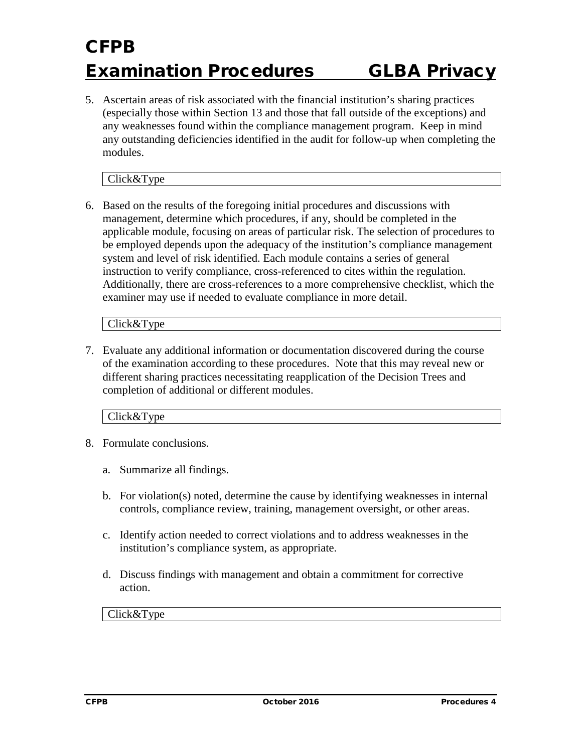5. Ascertain areas of risk associated with the financial institution's sharing practices (especially those within Section 13 and those that fall outside of the exceptions) and any weaknesses found within the compliance management program. Keep in mind any outstanding deficiencies identified in the audit for follow-up when completing the modules.

   Click&Type

6. Based on the results of the foregoing initial procedures and discussions with management, determine which procedures, if any, should be completed in the applicable module, focusing on areas of particular risk. The selection of procedures to be employed depends upon the adequacy of the institution's compliance management system and level of risk identified. Each module contains a series of general instruction to verify compliance, cross-referenced to cites within the regulation. Additionally, there are cross-references to a more comprehensive checklist, which the examiner may use if needed to evaluate compliance in more detail.

   Click&Type

7. Evaluate any additional information or documentation discovered during the course of the examination according to these procedures. Note that this may reveal new or different sharing practices necessitating reapplication of the Decision Trees and completion of additional or different modules.

   Click&Type

8. Formulate conclusions.

   a. Summarize all findings.

   b. For violation(s) noted, determine the cause by identifying weaknesses in internal controls, compliance review, training, management oversight, or other areas.

   c. Identify action needed to correct violations and to address weaknesses in the institution's compliance system, as appropriate.

   d. Discuss findings with management and obtain a commitment for corrective action.

   Click&Type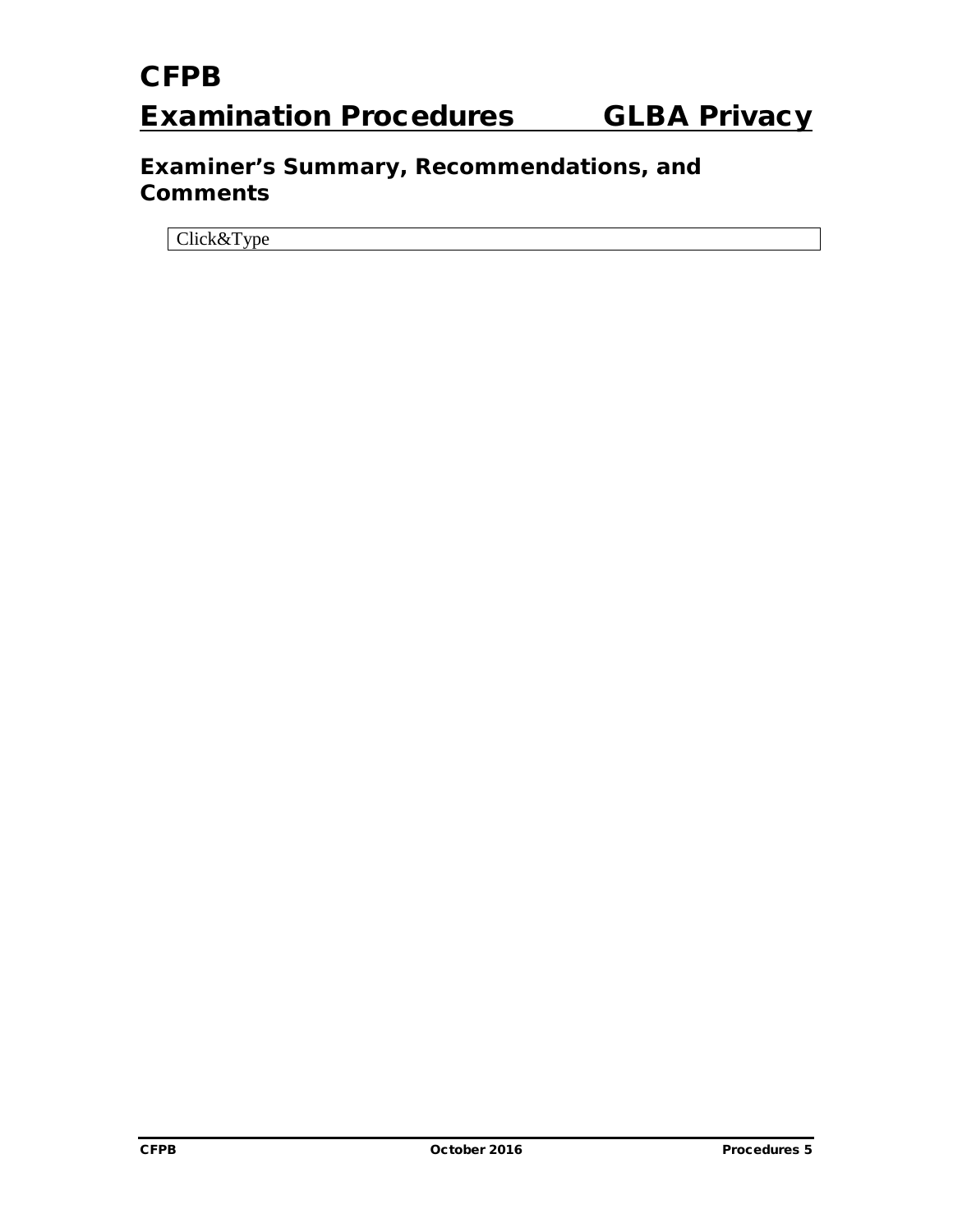## Examiner's Summary, Recommendations, and Comments

Click&Type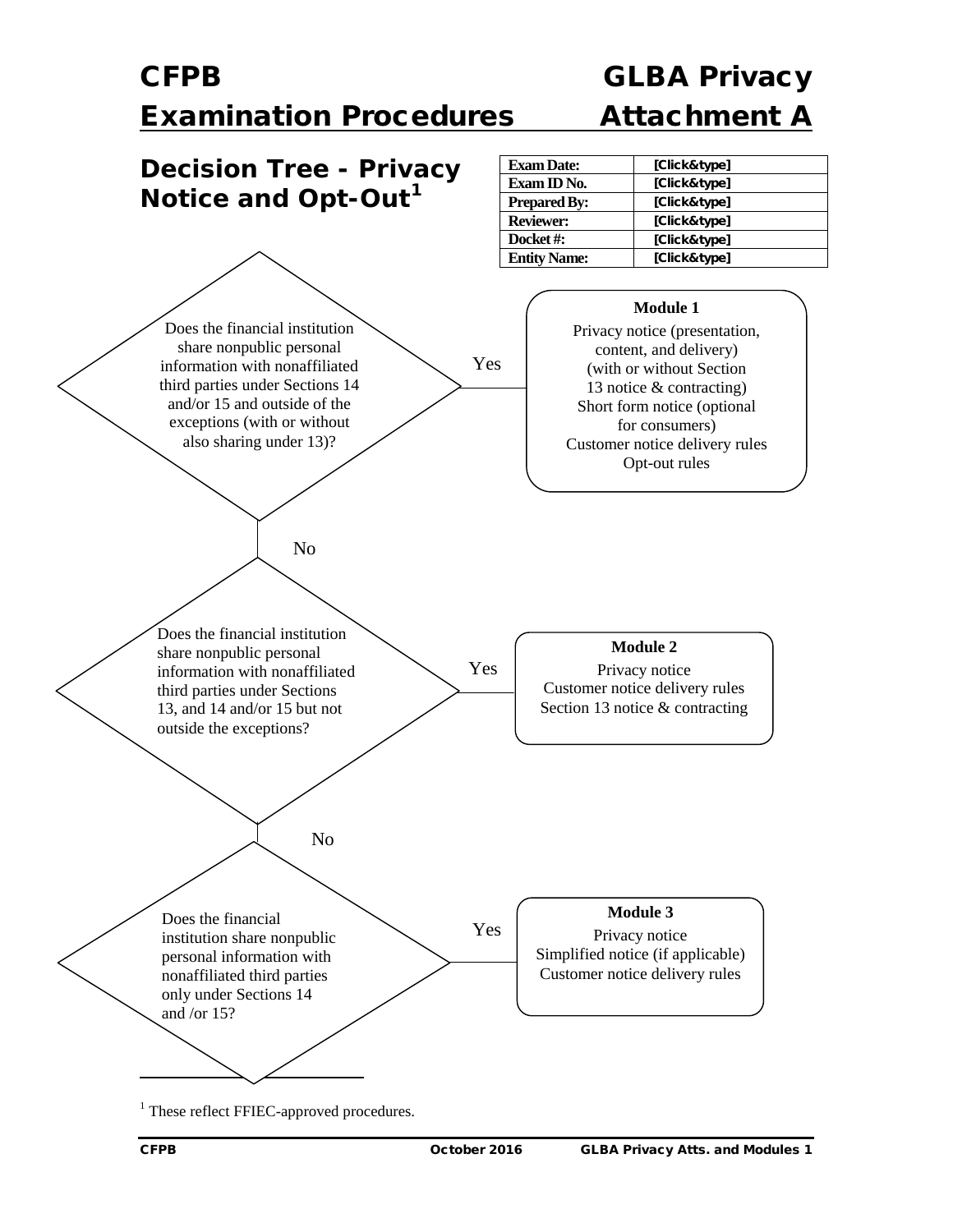# CFPB Examination Procedures — GLBA Privacy Attachment A

## Decision Tree - Privacy Notice and Opt-Out[1]

| Exam Date: | [Click&type] |
|---|---|
| Exam ID No. | [Click&type] |
| Prepared By: | [Click&type] |
| Reviewer: | [Click&type] |
| Docket #: | [Click&type] |
| Entity Name: | [Click&type] |

Does the financial institution share nonpublic personal information with nonaffiliated third parties under Sections 14 and/or 15 and outside of the exceptions (with or without also sharing under 13)?

Yes →

**Module 1**

Privacy notice (presentation, content, and delivery) (with or without Section 13 notice & contracting)
Short form notice (optional for consumers)
Customer notice delivery rules
Opt-out rules

No ↓

Does the financial institution share nonpublic personal information with nonaffiliated third parties under Sections 13, and 14 and/or 15 but not outside the exceptions?

Yes →

**Module 2**

Privacy notice
Customer notice delivery rules
Section 13 notice & contracting

No ↓

Does the financial institution share nonpublic personal information with nonaffiliated third parties only under Sections 14 and /or 15?

Yes →

**Module 3**

Privacy notice
Simplified notice (if applicable)
Customer notice delivery rules

---

[1] These reflect FFIEC-approved procedures.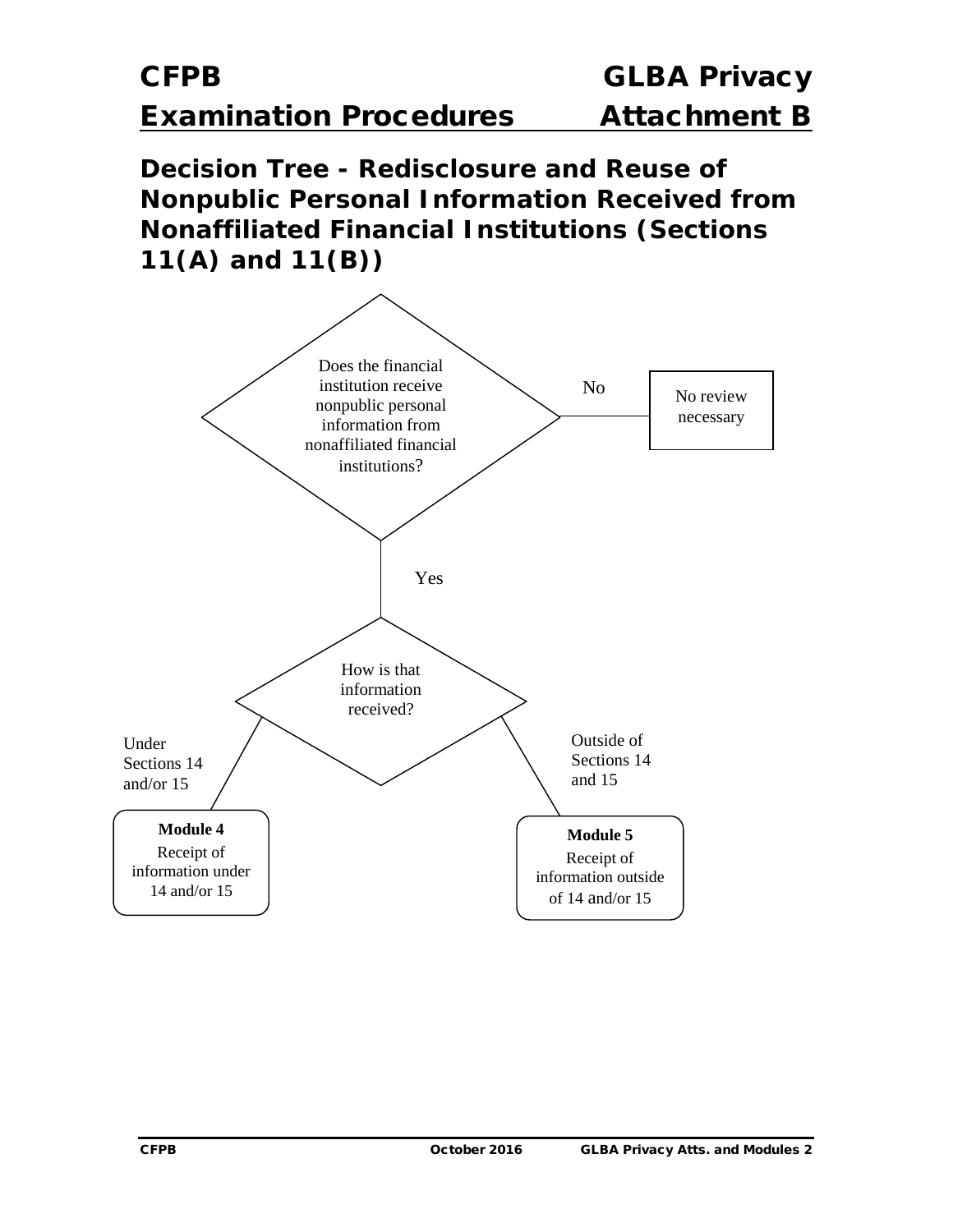# CFPB Examination Procedures — GLBA Privacy Attachment B

## Decision Tree - Redisclosure and Reuse of Nonpublic Personal Information Received from Nonaffiliated Financial Institutions (Sections 11(A) and 11(B))

Does the financial institution receive nonpublic personal information from nonaffiliated financial institutions?

- No → No review necessary
- Yes → How is that information received?
  - Under Sections 14 and/or 15 → **Module 4** Receipt of information under 14 and/or 15
  - Outside of Sections 14 and 15 → **Module 5** Receipt of information outside of 14 and/or 15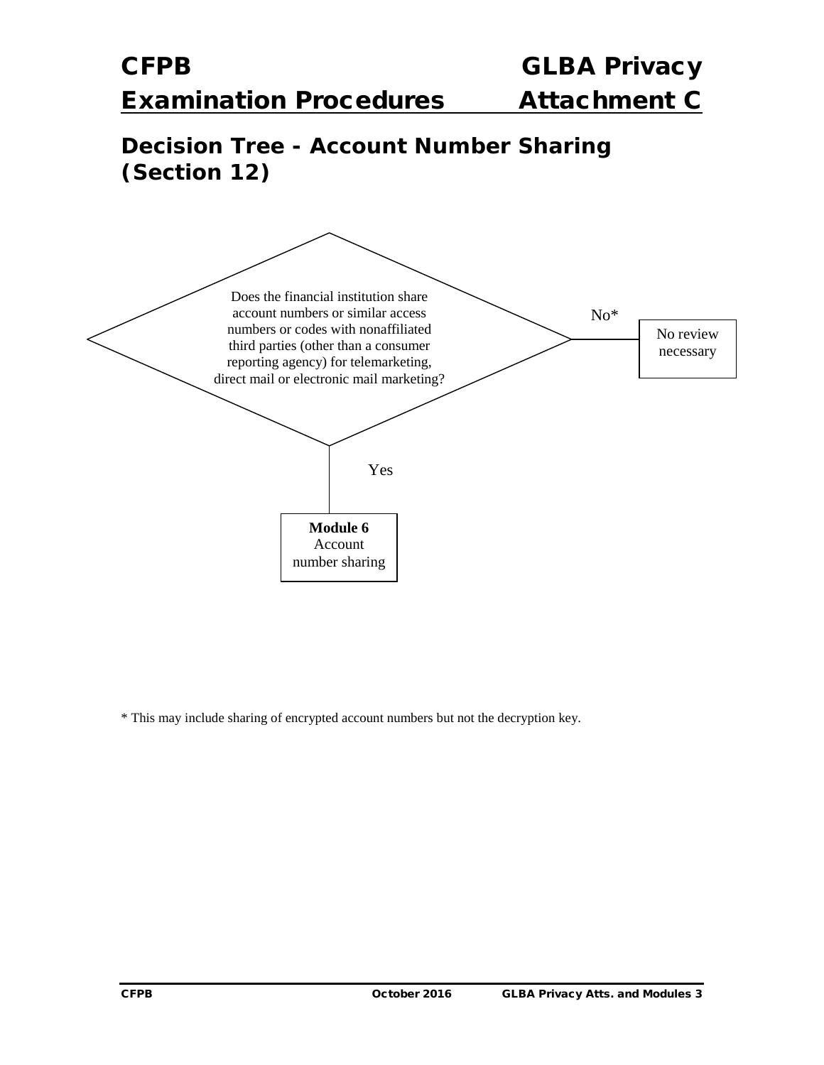# CFPB Examination Procedures — GLBA Privacy Attachment C

## Decision Tree - Account Number Sharing (Section 12)

Does the financial institution share account numbers or similar access numbers or codes with nonaffiliated third parties (other than a consumer reporting agency) for telemarketing, direct mail or electronic mail marketing?

No* → No review necessary

Yes → **Module 6** Account number sharing

* This may include sharing of encrypted account numbers but not the decryption key.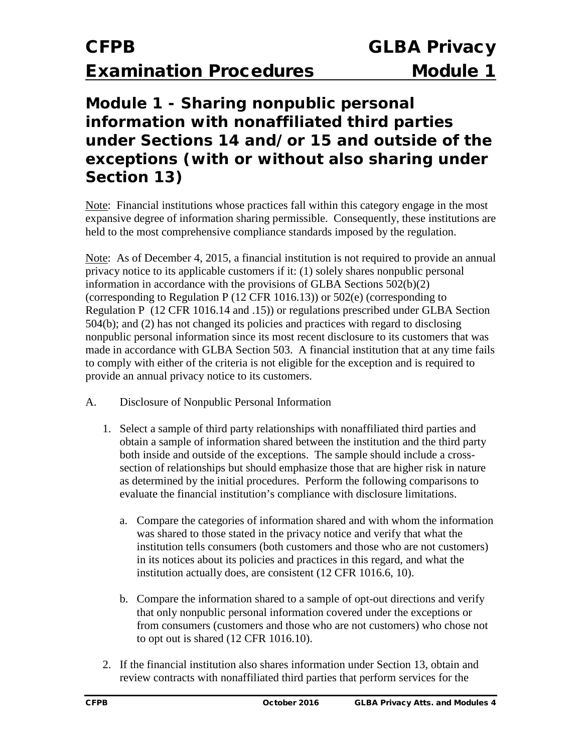# Module 1 - Sharing nonpublic personal information with nonaffiliated third parties under Sections 14 and/or 15 and outside of the exceptions (with or without also sharing under Section 13)

Note: Financial institutions whose practices fall within this category engage in the most expansive degree of information sharing permissible. Consequently, these institutions are held to the most comprehensive compliance standards imposed by the regulation.

Note: As of December 4, 2015, a financial institution is not required to provide an annual privacy notice to its applicable customers if it: (1) solely shares nonpublic personal information in accordance with the provisions of GLBA Sections 502(b)(2) (corresponding to Regulation P (12 CFR 1016.13)) or 502(e) (corresponding to Regulation P (12 CFR 1016.14 and .15)) or regulations prescribed under GLBA Section 504(b); and (2) has not changed its policies and practices with regard to disclosing nonpublic personal information since its most recent disclosure to its customers that was made in accordance with GLBA Section 503. A financial institution that at any time fails to comply with either of the criteria is not eligible for the exception and is required to provide an annual privacy notice to its customers.

A. Disclosure of Nonpublic Personal Information

1. Select a sample of third party relationships with nonaffiliated third parties and obtain a sample of information shared between the institution and the third party both inside and outside of the exceptions. The sample should include a cross-section of relationships but should emphasize those that are higher risk in nature as determined by the initial procedures. Perform the following comparisons to evaluate the financial institution's compliance with disclosure limitations.

    a. Compare the categories of information shared and with whom the information was shared to those stated in the privacy notice and verify that what the institution tells consumers (both customers and those who are not customers) in its notices about its policies and practices in this regard, and what the institution actually does, are consistent (12 CFR 1016.6, 10).

    b. Compare the information shared to a sample of opt-out directions and verify that only nonpublic personal information covered under the exceptions or from consumers (customers and those who are not customers) who chose not to opt out is shared (12 CFR 1016.10).

2. If the financial institution also shares information under Section 13, obtain and review contracts with nonaffiliated third parties that perform services for the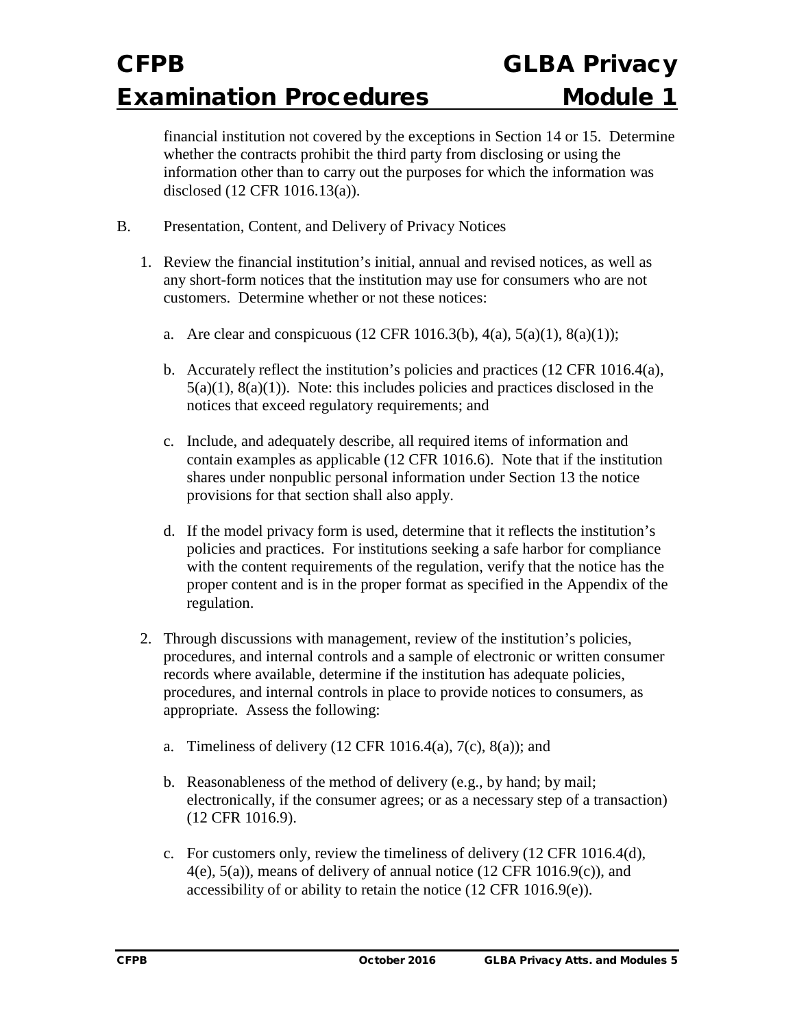financial institution not covered by the exceptions in Section 14 or 15. Determine whether the contracts prohibit the third party from disclosing or using the information other than to carry out the purposes for which the information was disclosed (12 CFR 1016.13(a)).

B. Presentation, Content, and Delivery of Privacy Notices

1. Review the financial institution's initial, annual and revised notices, as well as any short-form notices that the institution may use for consumers who are not customers. Determine whether or not these notices:

   a. Are clear and conspicuous (12 CFR 1016.3(b), 4(a), 5(a)(1), 8(a)(1));

   b. Accurately reflect the institution's policies and practices (12 CFR 1016.4(a), 5(a)(1), 8(a)(1)). Note: this includes policies and practices disclosed in the notices that exceed regulatory requirements; and

   c. Include, and adequately describe, all required items of information and contain examples as applicable (12 CFR 1016.6). Note that if the institution shares under nonpublic personal information under Section 13 the notice provisions for that section shall also apply.

   d. If the model privacy form is used, determine that it reflects the institution's policies and practices. For institutions seeking a safe harbor for compliance with the content requirements of the regulation, verify that the notice has the proper content and is in the proper format as specified in the Appendix of the regulation.

2. Through discussions with management, review of the institution's policies, procedures, and internal controls and a sample of electronic or written consumer records where available, determine if the institution has adequate policies, procedures, and internal controls in place to provide notices to consumers, as appropriate. Assess the following:

   a. Timeliness of delivery (12 CFR 1016.4(a), 7(c), 8(a)); and

   b. Reasonableness of the method of delivery (e.g., by hand; by mail; electronically, if the consumer agrees; or as a necessary step of a transaction) (12 CFR 1016.9).

   c. For customers only, review the timeliness of delivery (12 CFR 1016.4(d), 4(e), 5(a)), means of delivery of annual notice (12 CFR 1016.9(c)), and accessibility of or ability to retain the notice (12 CFR 1016.9(e)).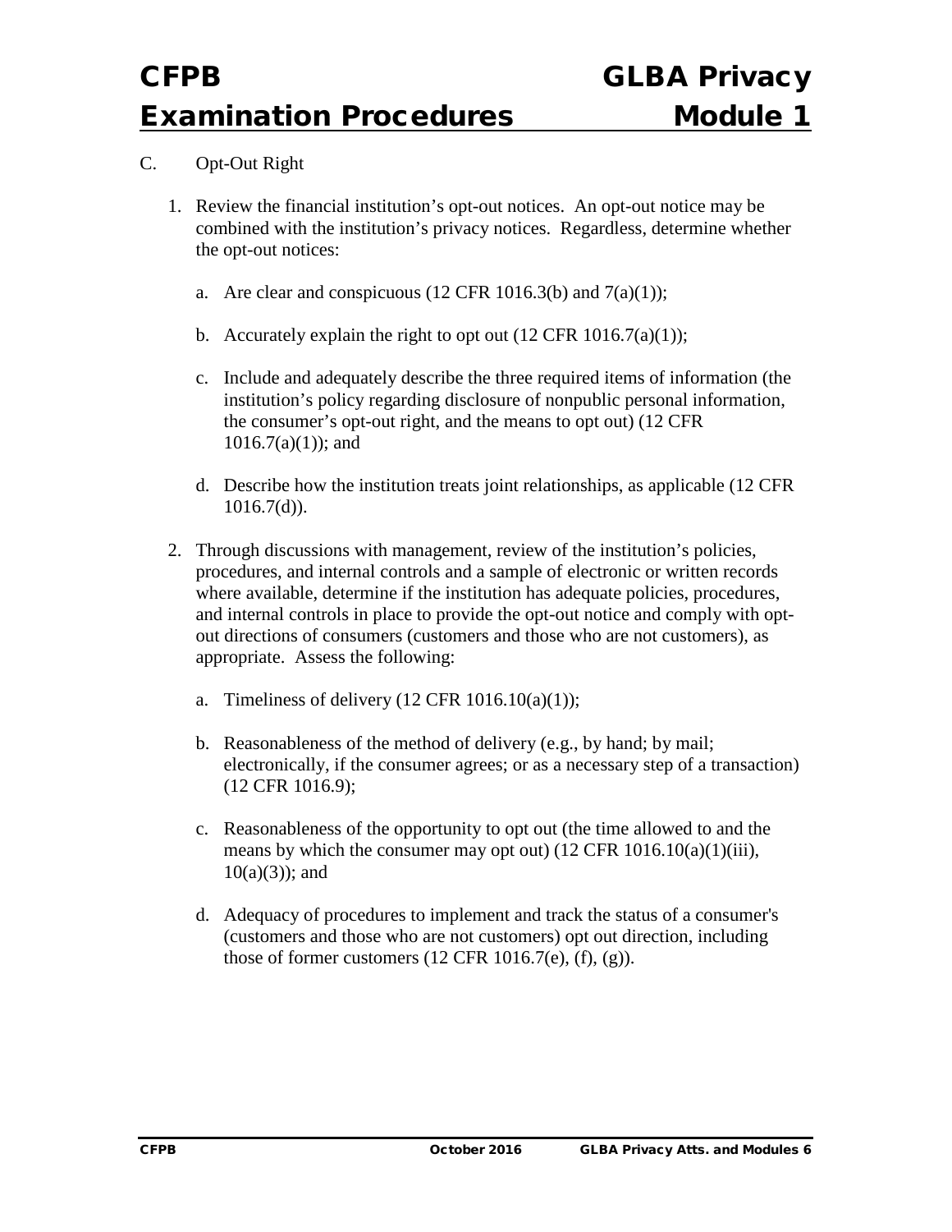C. Opt-Out Right

1. Review the financial institution's opt-out notices. An opt-out notice may be combined with the institution's privacy notices. Regardless, determine whether the opt-out notices:

    a. Are clear and conspicuous (12 CFR 1016.3(b) and 7(a)(1));

    b. Accurately explain the right to opt out (12 CFR 1016.7(a)(1));

    c. Include and adequately describe the three required items of information (the institution's policy regarding disclosure of nonpublic personal information, the consumer's opt-out right, and the means to opt out) (12 CFR 1016.7(a)(1)); and

    d. Describe how the institution treats joint relationships, as applicable (12 CFR 1016.7(d)).

2. Through discussions with management, review of the institution's policies, procedures, and internal controls and a sample of electronic or written records where available, determine if the institution has adequate policies, procedures, and internal controls in place to provide the opt-out notice and comply with opt-out directions of consumers (customers and those who are not customers), as appropriate. Assess the following:

    a. Timeliness of delivery (12 CFR 1016.10(a)(1));

    b. Reasonableness of the method of delivery (e.g., by hand; by mail; electronically, if the consumer agrees; or as a necessary step of a transaction) (12 CFR 1016.9);

    c. Reasonableness of the opportunity to opt out (the time allowed to and the means by which the consumer may opt out) (12 CFR 1016.10(a)(1)(iii), 10(a)(3)); and

    d. Adequacy of procedures to implement and track the status of a consumer's (customers and those who are not customers) opt out direction, including those of former customers (12 CFR 1016.7(e), (f), (g)).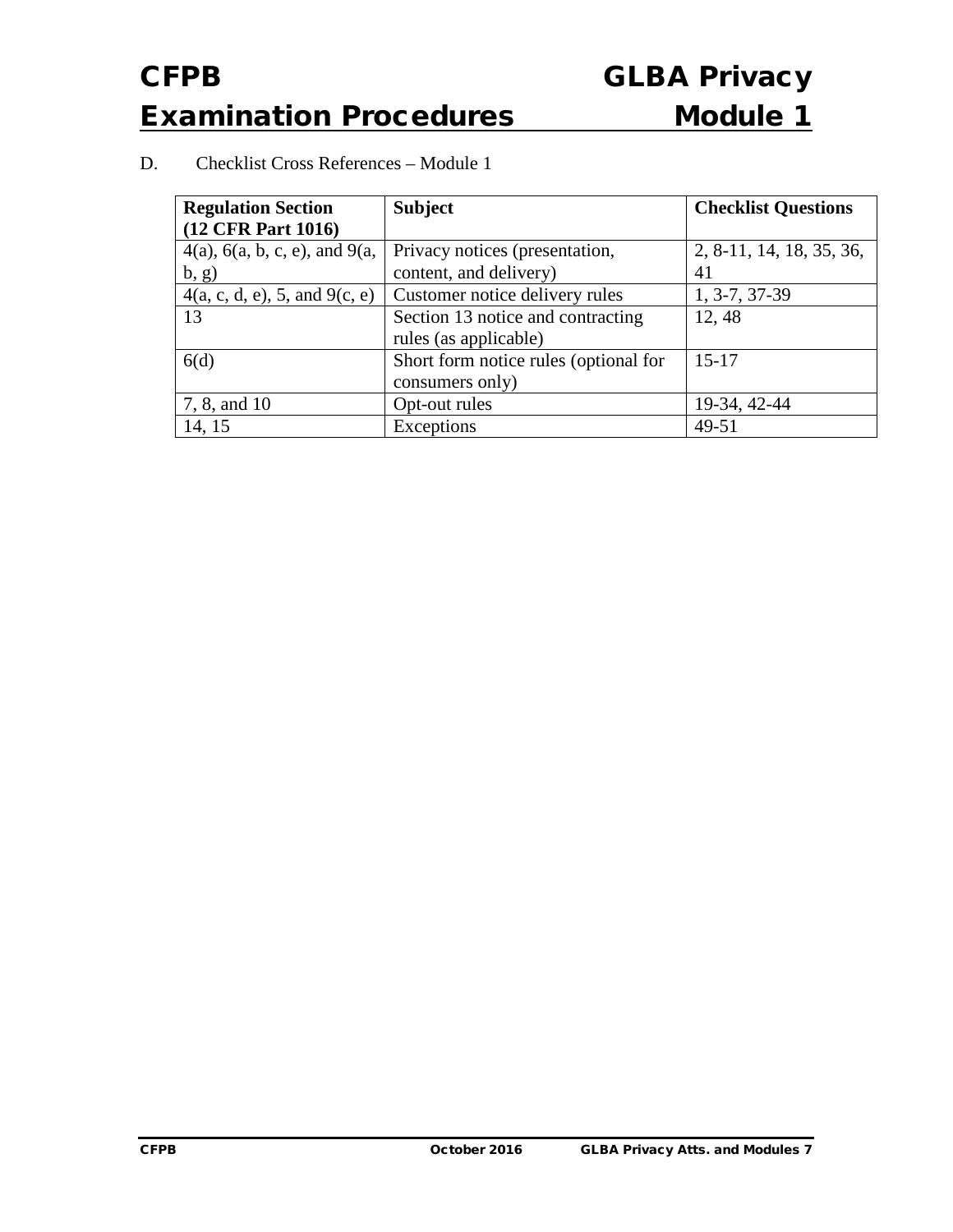D. Checklist Cross References – Module 1

| Regulation Section (12 CFR Part 1016) | Subject | Checklist Questions |
| --- | --- | --- |
| 4(a), 6(a, b, c, e), and 9(a, b, g) | Privacy notices (presentation, content, and delivery) | 2, 8-11, 14, 18, 35, 36, 41 |
| 4(a, c, d, e), 5, and 9(c, e) | Customer notice delivery rules | 1, 3-7, 37-39 |
| 13 | Section 13 notice and contracting rules (as applicable) | 12, 48 |
| 6(d) | Short form notice rules (optional for consumers only) | 15-17 |
| 7, 8, and 10 | Opt-out rules | 19-34, 42-44 |
| 14, 15 | Exceptions | 49-51 |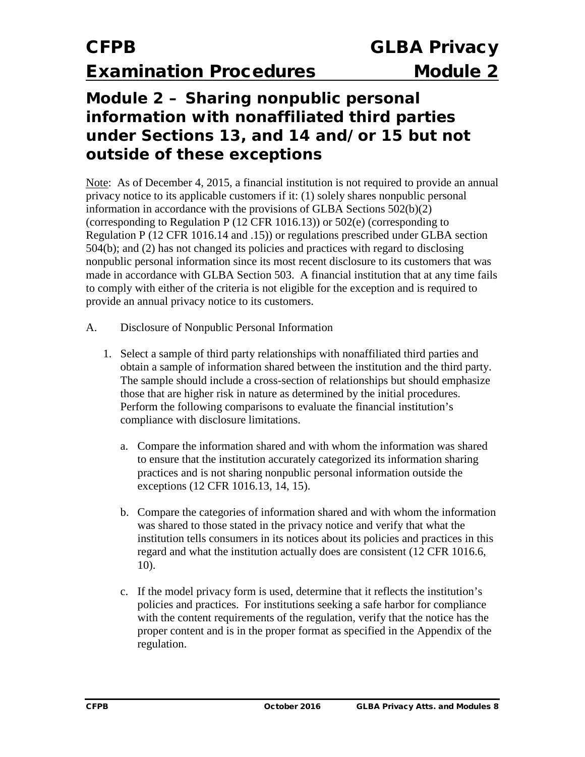## Module 2 – Sharing nonpublic personal information with nonaffiliated third parties under Sections 13, and 14 and/or 15 but not outside of these exceptions

Note: As of December 4, 2015, a financial institution is not required to provide an annual privacy notice to its applicable customers if it: (1) solely shares nonpublic personal information in accordance with the provisions of GLBA Sections 502(b)(2) (corresponding to Regulation P (12 CFR 1016.13)) or 502(e) (corresponding to Regulation P (12 CFR 1016.14 and .15)) or regulations prescribed under GLBA section 504(b); and (2) has not changed its policies and practices with regard to disclosing nonpublic personal information since its most recent disclosure to its customers that was made in accordance with GLBA Section 503. A financial institution that at any time fails to comply with either of the criteria is not eligible for the exception and is required to provide an annual privacy notice to its customers.

A. Disclosure of Nonpublic Personal Information

1. Select a sample of third party relationships with nonaffiliated third parties and obtain a sample of information shared between the institution and the third party. The sample should include a cross-section of relationships but should emphasize those that are higher risk in nature as determined by the initial procedures. Perform the following comparisons to evaluate the financial institution's compliance with disclosure limitations.

   a. Compare the information shared and with whom the information was shared to ensure that the institution accurately categorized its information sharing practices and is not sharing nonpublic personal information outside the exceptions (12 CFR 1016.13, 14, 15).

   b. Compare the categories of information shared and with whom the information was shared to those stated in the privacy notice and verify that what the institution tells consumers in its notices about its policies and practices in this regard and what the institution actually does are consistent (12 CFR 1016.6, 10).

   c. If the model privacy form is used, determine that it reflects the institution's policies and practices. For institutions seeking a safe harbor for compliance with the content requirements of the regulation, verify that the notice has the proper content and is in the proper format as specified in the Appendix of the regulation.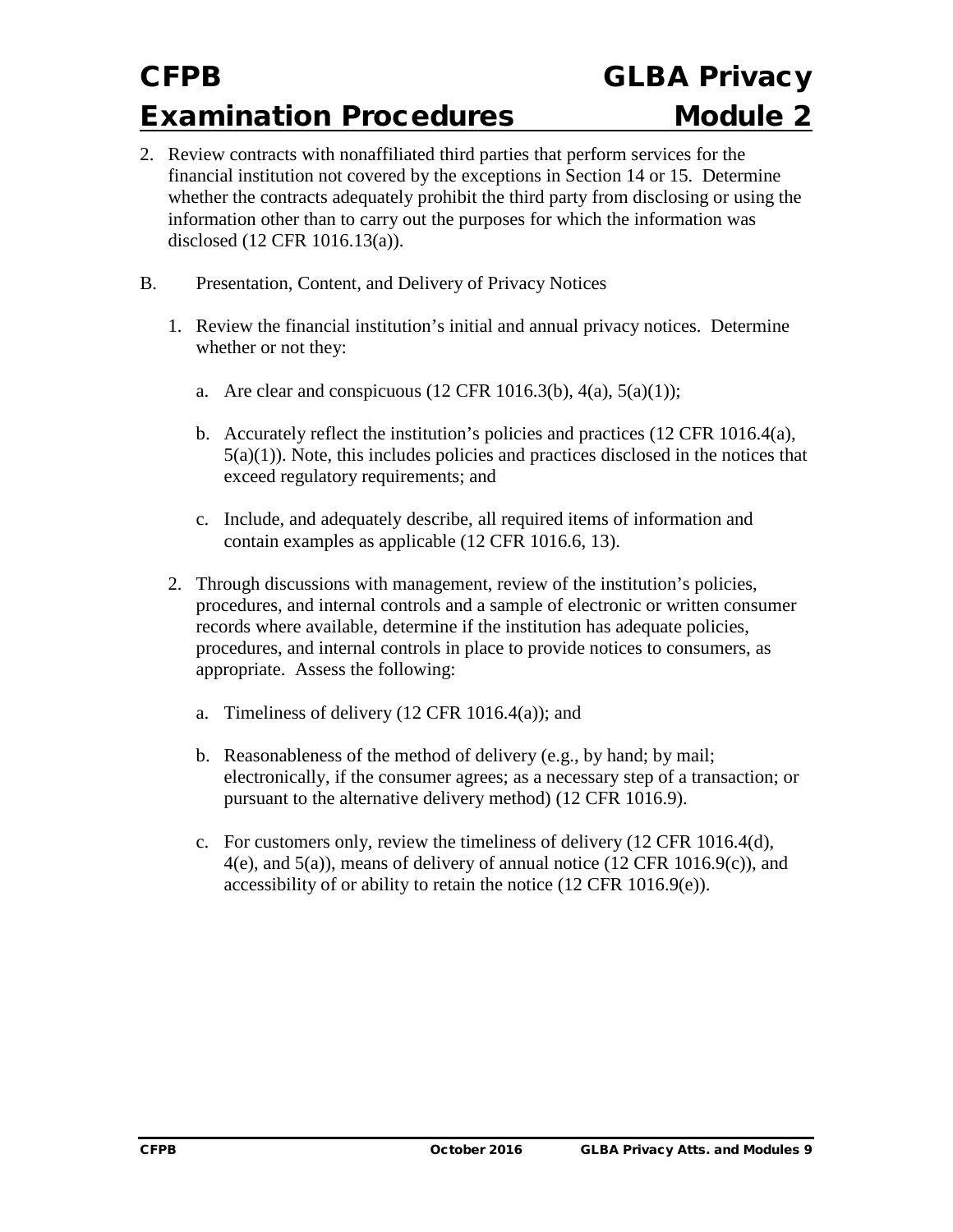2. Review contracts with nonaffiliated third parties that perform services for the financial institution not covered by the exceptions in Section 14 or 15. Determine whether the contracts adequately prohibit the third party from disclosing or using the information other than to carry out the purposes for which the information was disclosed (12 CFR 1016.13(a)).

B. Presentation, Content, and Delivery of Privacy Notices

1. Review the financial institution's initial and annual privacy notices. Determine whether or not they:

   a. Are clear and conspicuous (12 CFR 1016.3(b), 4(a), 5(a)(1));

   b. Accurately reflect the institution's policies and practices (12 CFR 1016.4(a), 5(a)(1)). Note, this includes policies and practices disclosed in the notices that exceed regulatory requirements; and

   c. Include, and adequately describe, all required items of information and contain examples as applicable (12 CFR 1016.6, 13).

2. Through discussions with management, review of the institution's policies, procedures, and internal controls and a sample of electronic or written consumer records where available, determine if the institution has adequate policies, procedures, and internal controls in place to provide notices to consumers, as appropriate. Assess the following:

   a. Timeliness of delivery (12 CFR 1016.4(a)); and

   b. Reasonableness of the method of delivery (e.g., by hand; by mail; electronically, if the consumer agrees; as a necessary step of a transaction; or pursuant to the alternative delivery method) (12 CFR 1016.9).

   c. For customers only, review the timeliness of delivery (12 CFR 1016.4(d), 4(e), and 5(a)), means of delivery of annual notice (12 CFR 1016.9(c)), and accessibility of or ability to retain the notice (12 CFR 1016.9(e)).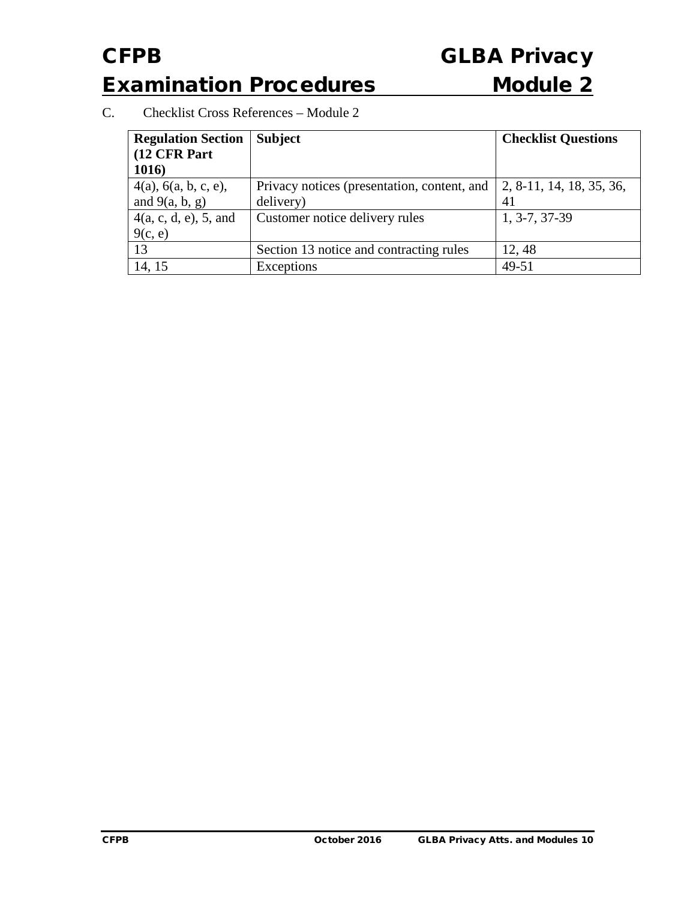C. Checklist Cross References – Module 2

| Regulation Section (12 CFR Part 1016) | Subject | Checklist Questions |
| --- | --- | --- |
| 4(a), 6(a, b, c, e), and 9(a, b, g) | Privacy notices (presentation, content, and delivery) | 2, 8-11, 14, 18, 35, 36, 41 |
| 4(a, c, d, e), 5, and 9(c, e) | Customer notice delivery rules | 1, 3-7, 37-39 |
| 13 | Section 13 notice and contracting rules | 12, 48 |
| 14, 15 | Exceptions | 49-51 |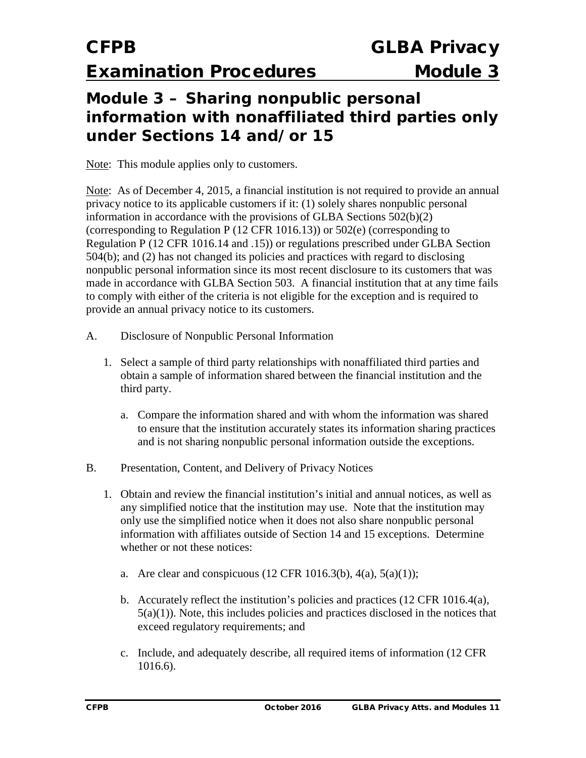## Module 3 – Sharing nonpublic personal information with nonaffiliated third parties only under Sections 14 and/or 15

Note: This module applies only to customers.

Note: As of December 4, 2015, a financial institution is not required to provide an annual privacy notice to its applicable customers if it: (1) solely shares nonpublic personal information in accordance with the provisions of GLBA Sections 502(b)(2) (corresponding to Regulation P (12 CFR 1016.13)) or 502(e) (corresponding to Regulation P (12 CFR 1016.14 and .15)) or regulations prescribed under GLBA Section 504(b); and (2) has not changed its policies and practices with regard to disclosing nonpublic personal information since its most recent disclosure to its customers that was made in accordance with GLBA Section 503. A financial institution that at any time fails to comply with either of the criteria is not eligible for the exception and is required to provide an annual privacy notice to its customers.

A. Disclosure of Nonpublic Personal Information

1. Select a sample of third party relationships with nonaffiliated third parties and obtain a sample of information shared between the financial institution and the third party.
   a. Compare the information shared and with whom the information was shared to ensure that the institution accurately states its information sharing practices and is not sharing nonpublic personal information outside the exceptions.

B. Presentation, Content, and Delivery of Privacy Notices

1. Obtain and review the financial institution's initial and annual notices, as well as any simplified notice that the institution may use. Note that the institution may only use the simplified notice when it does not also share nonpublic personal information with affiliates outside of Section 14 and 15 exceptions. Determine whether or not these notices:
   a. Are clear and conspicuous (12 CFR 1016.3(b), 4(a), 5(a)(1));
   b. Accurately reflect the institution's policies and practices (12 CFR 1016.4(a), 5(a)(1)). Note, this includes policies and practices disclosed in the notices that exceed regulatory requirements; and
   c. Include, and adequately describe, all required items of information (12 CFR 1016.6).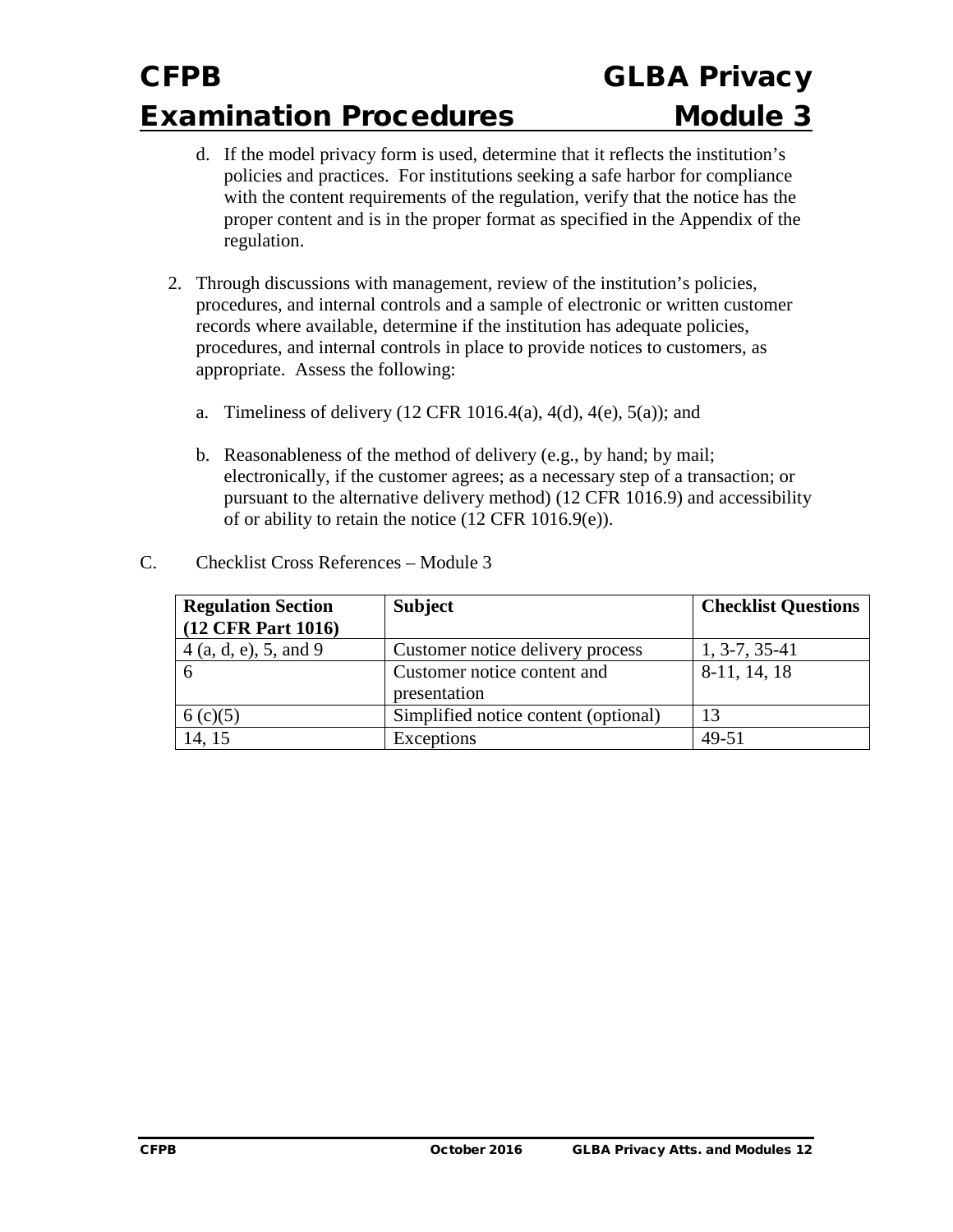d. If the model privacy form is used, determine that it reflects the institution's policies and practices. For institutions seeking a safe harbor for compliance with the content requirements of the regulation, verify that the notice has the proper content and is in the proper format as specified in the Appendix of the regulation.

2. Through discussions with management, review of the institution's policies, procedures, and internal controls and a sample of electronic or written customer records where available, determine if the institution has adequate policies, procedures, and internal controls in place to provide notices to customers, as appropriate. Assess the following:

   a. Timeliness of delivery (12 CFR 1016.4(a), 4(d), 4(e), 5(a)); and

   b. Reasonableness of the method of delivery (e.g., by hand; by mail; electronically, if the customer agrees; as a necessary step of a transaction; or pursuant to the alternative delivery method) (12 CFR 1016.9) and accessibility of or ability to retain the notice (12 CFR 1016.9(e)).

C. Checklist Cross References – Module 3

| Regulation Section (12 CFR Part 1016) | Subject | Checklist Questions |
|---|---|---|
| 4 (a, d, e), 5, and 9 | Customer notice delivery process | 1, 3-7, 35-41 |
| 6 | Customer notice content and presentation | 8-11, 14, 18 |
| 6 (c)(5) | Simplified notice content (optional) | 13 |
| 14, 15 | Exceptions | 49-51 |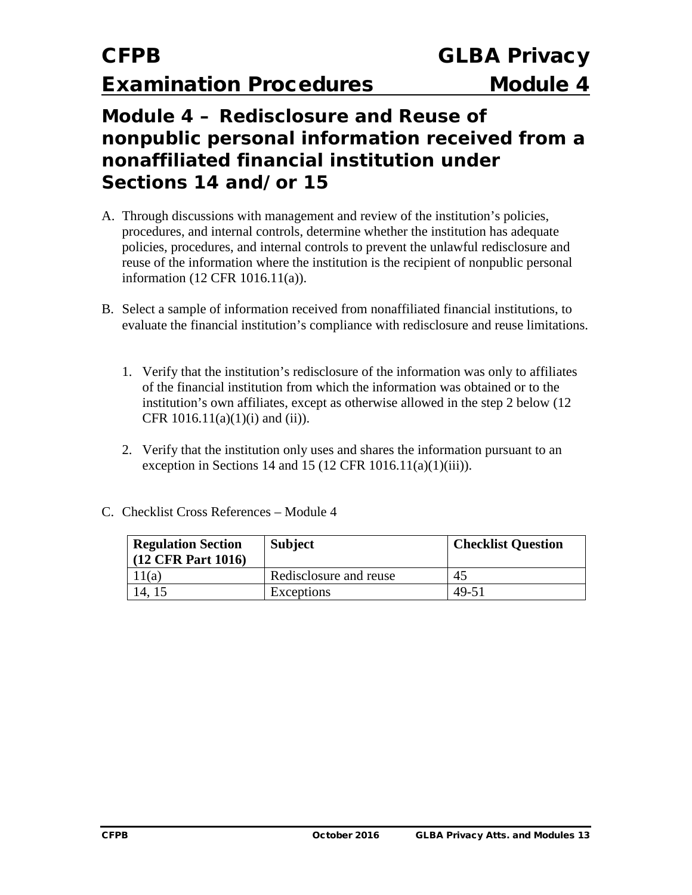# Module 4 – Redisclosure and Reuse of nonpublic personal information received from a nonaffiliated financial institution under Sections 14 and/or 15

A. Through discussions with management and review of the institution's policies, procedures, and internal controls, determine whether the institution has adequate policies, procedures, and internal controls to prevent the unlawful redisclosure and reuse of the information where the institution is the recipient of nonpublic personal information (12 CFR 1016.11(a)).

B. Select a sample of information received from nonaffiliated financial institutions, to evaluate the financial institution's compliance with redisclosure and reuse limitations.

   1. Verify that the institution's redisclosure of the information was only to affiliates of the financial institution from which the information was obtained or to the institution's own affiliates, except as otherwise allowed in the step 2 below (12 CFR 1016.11(a)(1)(i) and (ii)).

   2. Verify that the institution only uses and shares the information pursuant to an exception in Sections 14 and 15 (12 CFR 1016.11(a)(1)(iii)).

C. Checklist Cross References – Module 4

| Regulation Section (12 CFR Part 1016) | Subject | Checklist Question |
|---|---|---|
| 11(a) | Redisclosure and reuse | 45 |
| 14, 15 | Exceptions | 49-51 |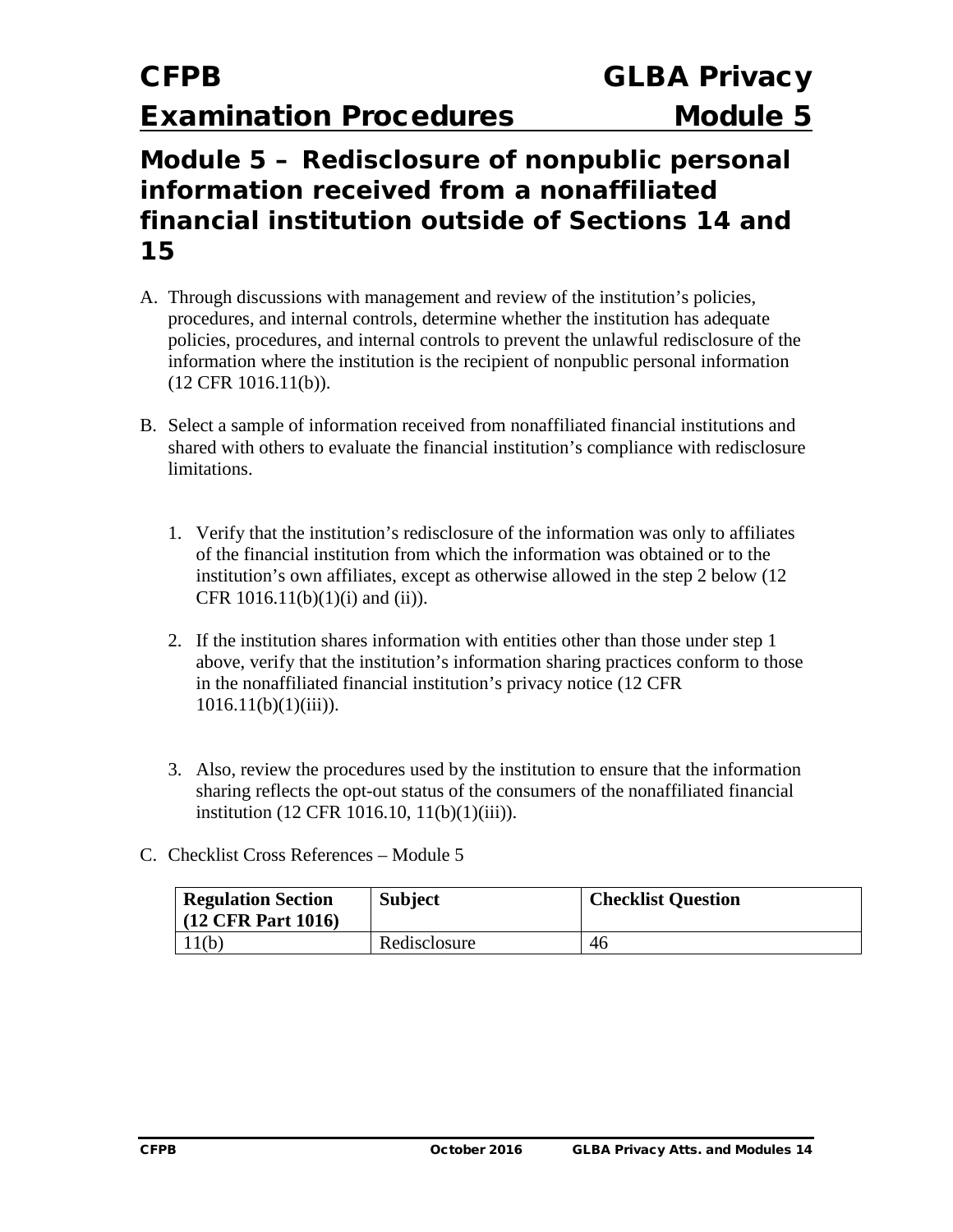## Module 5 – Redisclosure of nonpublic personal information received from a nonaffiliated financial institution outside of Sections 14 and 15

A. Through discussions with management and review of the institution's policies, procedures, and internal controls, determine whether the institution has adequate policies, procedures, and internal controls to prevent the unlawful redisclosure of the information where the institution is the recipient of nonpublic personal information (12 CFR 1016.11(b)).

B. Select a sample of information received from nonaffiliated financial institutions and shared with others to evaluate the financial institution's compliance with redisclosure limitations.

   1. Verify that the institution's redisclosure of the information was only to affiliates of the financial institution from which the information was obtained or to the institution's own affiliates, except as otherwise allowed in the step 2 below (12 CFR 1016.11(b)(1)(i) and (ii)).

   2. If the institution shares information with entities other than those under step 1 above, verify that the institution's information sharing practices conform to those in the nonaffiliated financial institution's privacy notice (12 CFR 1016.11(b)(1)(iii)).

   3. Also, review the procedures used by the institution to ensure that the information sharing reflects the opt-out status of the consumers of the nonaffiliated financial institution (12 CFR 1016.10, 11(b)(1)(iii)).

C. Checklist Cross References – Module 5

| Regulation Section (12 CFR Part 1016) | Subject | Checklist Question |
| --- | --- | --- |
| 11(b) | Redisclosure | 46 |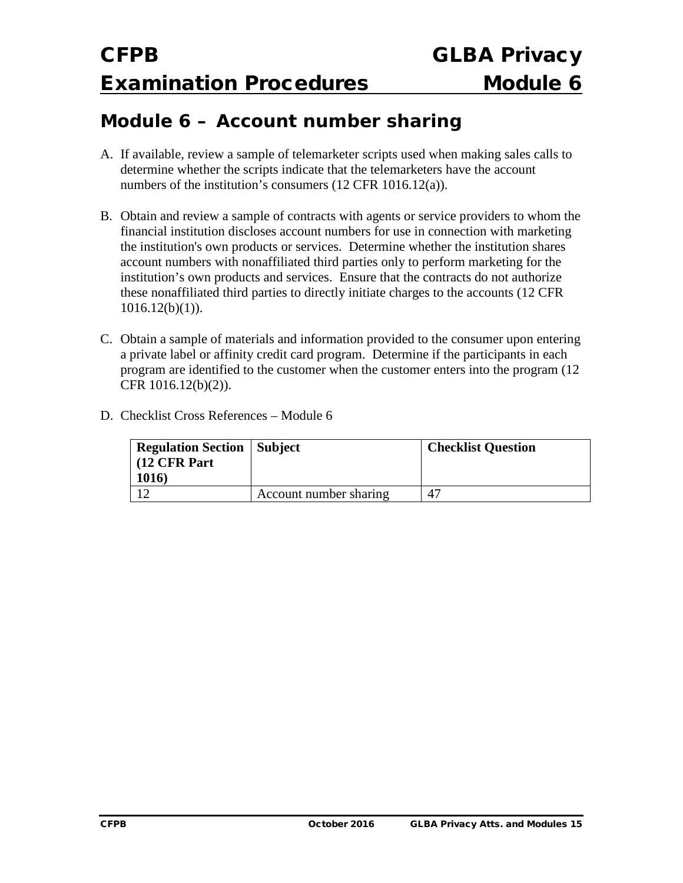## Module 6 – Account number sharing

A. If available, review a sample of telemarketer scripts used when making sales calls to determine whether the scripts indicate that the telemarketers have the account numbers of the institution's consumers (12 CFR 1016.12(a)).

B. Obtain and review a sample of contracts with agents or service providers to whom the financial institution discloses account numbers for use in connection with marketing the institution's own products or services. Determine whether the institution shares account numbers with nonaffiliated third parties only to perform marketing for the institution's own products and services. Ensure that the contracts do not authorize these nonaffiliated third parties to directly initiate charges to the accounts (12 CFR 1016.12(b)(1)).

C. Obtain a sample of materials and information provided to the consumer upon entering a private label or affinity credit card program. Determine if the participants in each program are identified to the customer when the customer enters into the program (12 CFR 1016.12(b)(2)).

D. Checklist Cross References – Module 6

| **Regulation Section (12 CFR Part 1016)** | **Subject** | **Checklist Question** |
| --- | --- | --- |
| 12 | Account number sharing | 47 |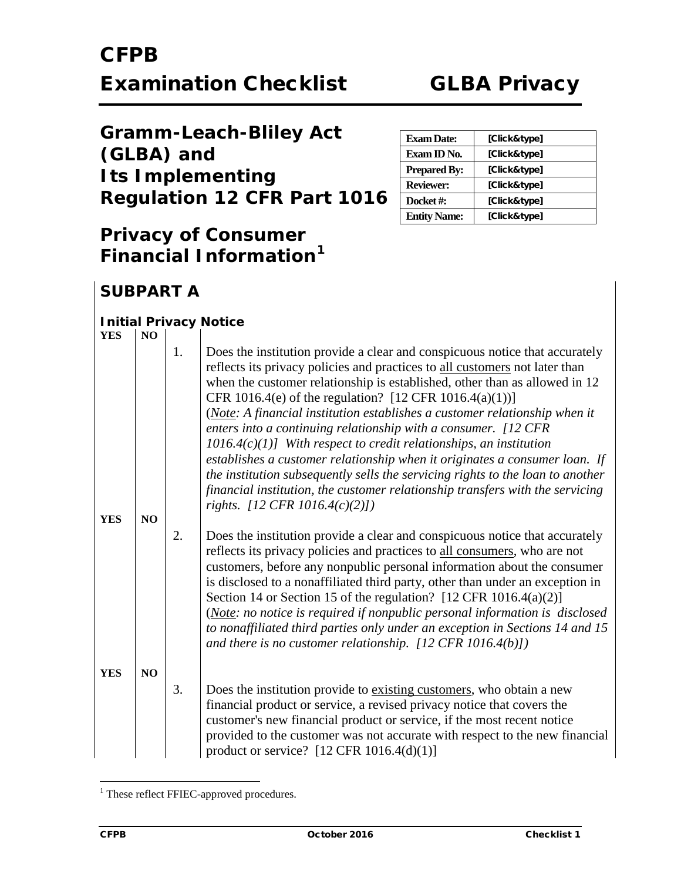# CFPB

# Examination Checklist GLBA Privacy

## Gramm-Leach-Bliley Act (GLBA) and Its Implementing Regulation 12 CFR Part 1016

| Exam Date: | [Click&type] |
|---|---|
| Exam ID No. | [Click&type] |
| Prepared By: | [Click&type] |
| Reviewer: | [Click&type] |
| Docket #: | [Click&type] |
| Entity Name: | [Click&type] |

## Privacy of Consumer Financial Information[1]

## SUBPART A

### Initial Privacy Notice

| YES | NO | | |
|---|---|---|---|
| | | 1. | Does the institution provide a clear and conspicuous notice that accurately reflects its privacy policies and practices to <u>all customers</u> not later than when the customer relationship is established, other than as allowed in 12 CFR 1016.4(e) of the regulation? [12 CFR 1016.4(a)(1))] (*<u>Note</u>: A financial institution establishes a customer relationship when it enters into a continuing relationship with a consumer. [12 CFR 1016.4(c)(1)] With respect to credit relationships, an institution establishes a customer relationship when it originates a consumer loan. If the institution subsequently sells the servicing rights to the loan to another financial institution, the customer relationship transfers with the servicing rights. [12 CFR 1016.4(c)(2)]*) |
| **YES** | **NO** | | |
| | | 2. | Does the institution provide a clear and conspicuous notice that accurately reflects its privacy policies and practices to <u>all consumers</u>, who are not customers, before any nonpublic personal information about the consumer is disclosed to a nonaffiliated third party, other than under an exception in Section 14 or Section 15 of the regulation? [12 CFR 1016.4(a)(2)] (*<u>Note</u>: no notice is required if nonpublic personal information is disclosed to nonaffiliated third parties only under an exception in Sections 14 and 15 and there is no customer relationship. [12 CFR 1016.4(b)]*) |
| **YES** | **NO** | | |
| | | 3. | Does the institution provide to <u>existing customers</u>, who obtain a new financial product or service, a revised privacy notice that covers the customer's new financial product or service, if the most recent notice provided to the customer was not accurate with respect to the new financial product or service? [12 CFR 1016.4(d)(1)] |

[1] These reflect FFIEC-approved procedures.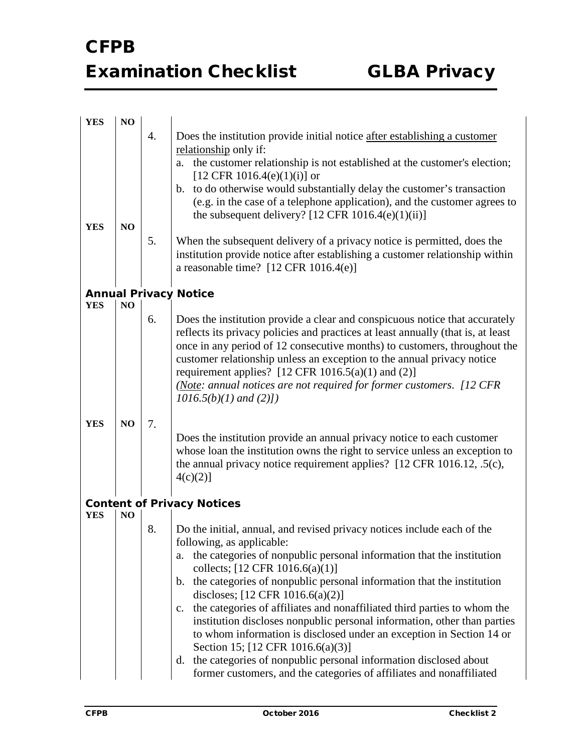| YES | NO | | |
|---|---|---|---|
| | | 4. | Does the institution provide initial notice after establishing a customer relationship only if:<br>a. the customer relationship is not established at the customer's election; [12 CFR 1016.4(e)(1)(i)] or<br>b. to do otherwise would substantially delay the customer's transaction (e.g. in the case of a telephone application), and the customer agrees to the subsequent delivery? [12 CFR 1016.4(e)(1)(ii)] |
| YES | NO | 5. | When the subsequent delivery of a privacy notice is permitted, does the institution provide notice after establishing a customer relationship within a reasonable time? [12 CFR 1016.4(e)] |

### Annual Privacy Notice

| YES | NO | | |
|---|---|---|---|
| | | 6. | Does the institution provide a clear and conspicuous notice that accurately reflects its privacy policies and practices at least annually (that is, at least once in any period of 12 consecutive months) to customers, throughout the customer relationship unless an exception to the annual privacy notice requirement applies? [12 CFR 1016.5(a)(1) and (2)]<br>*(Note: annual notices are not required for former customers. [12 CFR 1016.5(b)(1) and (2)])* |
| YES | NO | 7. | Does the institution provide an annual privacy notice to each customer whose loan the institution owns the right to service unless an exception to the annual privacy notice requirement applies? [12 CFR 1016.12, .5(c), 4(c)(2)] |

### Content of Privacy Notices

| YES | NO | | |
|---|---|---|---|
| | | 8. | Do the initial, annual, and revised privacy notices include each of the following, as applicable:<br>a. the categories of nonpublic personal information that the institution collects; [12 CFR 1016.6(a)(1)]<br>b. the categories of nonpublic personal information that the institution discloses; [12 CFR 1016.6(a)(2)]<br>c. the categories of affiliates and nonaffiliated third parties to whom the institution discloses nonpublic personal information, other than parties to whom information is disclosed under an exception in Section 14 or Section 15; [12 CFR 1016.6(a)(3)]<br>d. the categories of nonpublic personal information disclosed about former customers, and the categories of affiliates and nonaffiliated |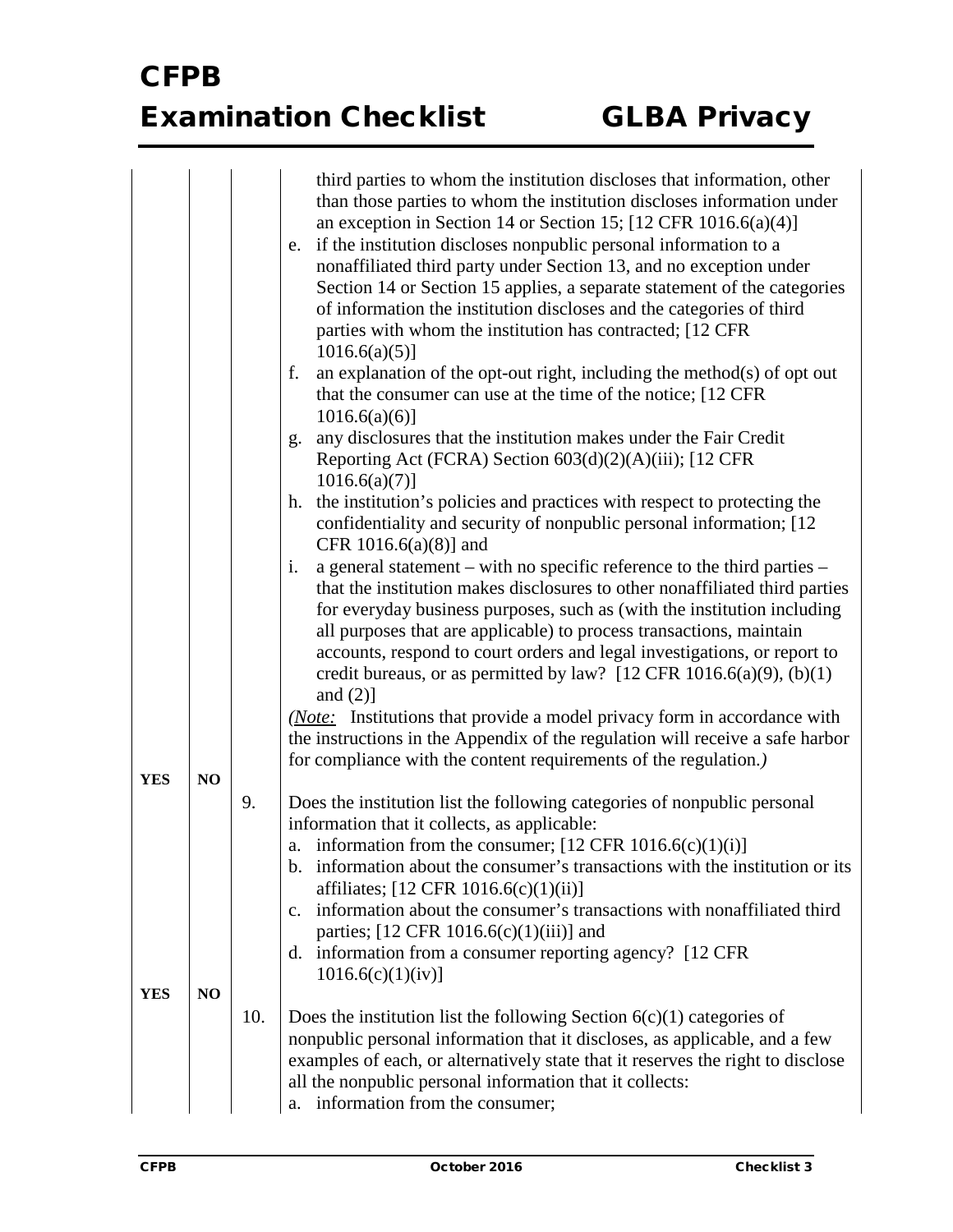| | | | |
|---|---|---|---|
| | | | third parties to whom the institution discloses that information, other than those parties to whom the institution discloses information under an exception in Section 14 or Section 15; [12 CFR 1016.6(a)(4)]<br>e. if the institution discloses nonpublic personal information to a nonaffiliated third party under Section 13, and no exception under Section 14 or Section 15 applies, a separate statement of the categories of information the institution discloses and the categories of third parties with whom the institution has contracted; [12 CFR 1016.6(a)(5)]<br>f. an explanation of the opt-out right, including the method(s) of opt out that the consumer can use at the time of the notice; [12 CFR 1016.6(a)(6)]<br>g. any disclosures that the institution makes under the Fair Credit Reporting Act (FCRA) Section 603(d)(2)(A)(iii); [12 CFR 1016.6(a)(7)]<br>h. the institution's policies and practices with respect to protecting the confidentiality and security of nonpublic personal information; [12 CFR 1016.6(a)(8)] and<br>i. a general statement – with no specific reference to the third parties – that the institution makes disclosures to other nonaffiliated third parties for everyday business purposes, such as (with the institution including all purposes that are applicable) to process transactions, maintain accounts, respond to court orders and legal investigations, or report to credit bureaus, or as permitted by law? [12 CFR 1016.6(a)(9), (b)(1) and (2)]<br>*(Note: Institutions that provide a model privacy form in accordance with the instructions in the Appendix of the regulation will receive a safe harbor for compliance with the content requirements of the regulation.)* |
| **YES** | **NO** | 9. | Does the institution list the following categories of nonpublic personal information that it collects, as applicable:<br>a. information from the consumer; [12 CFR 1016.6(c)(1)(i)]<br>b. information about the consumer's transactions with the institution or its affiliates; [12 CFR 1016.6(c)(1)(ii)]<br>c. information about the consumer's transactions with nonaffiliated third parties; [12 CFR 1016.6(c)(1)(iii)] and<br>d. information from a consumer reporting agency? [12 CFR 1016.6(c)(1)(iv)] |
| **YES** | **NO** | 10. | Does the institution list the following Section 6(c)(1) categories of nonpublic personal information that it discloses, as applicable, and a few examples of each, or alternatively state that it reserves the right to disclose all the nonpublic personal information that it collects:<br>a. information from the consumer; |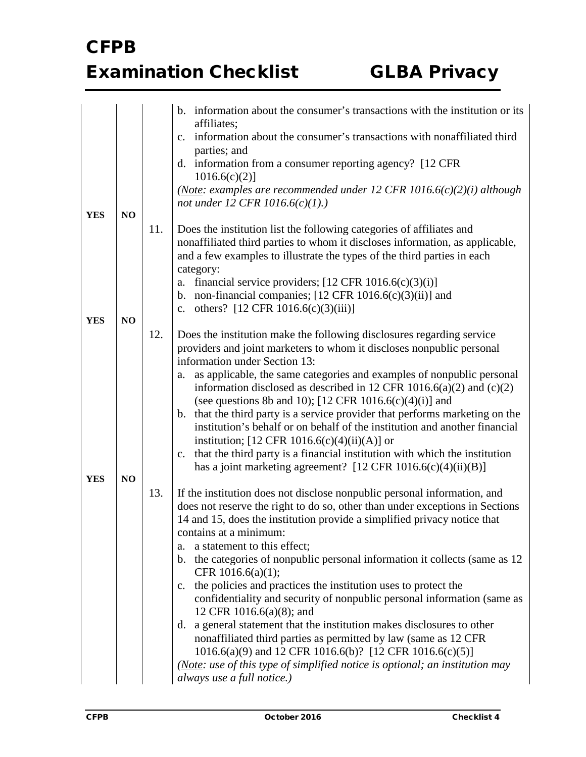| | | | |
|---|---|---|---|
| | | | b. information about the consumer's transactions with the institution or its affiliates;<br>c. information about the consumer's transactions with nonaffiliated third parties; and<br>d. information from a consumer reporting agency? [12 CFR 1016.6(c)(2)]<br>*(Note: examples are recommended under 12 CFR 1016.6(c)(2)(i) although not under 12 CFR 1016.6(c)(1).)* |
| YES | NO | 11. | Does the institution list the following categories of affiliates and nonaffiliated third parties to whom it discloses information, as applicable, and a few examples to illustrate the types of the third parties in each category:<br>a. financial service providers; [12 CFR 1016.6(c)(3)(i)]<br>b. non-financial companies; [12 CFR 1016.6(c)(3)(ii)] and<br>c. others? [12 CFR 1016.6(c)(3)(iii)] |
| YES | NO | 12. | Does the institution make the following disclosures regarding service providers and joint marketers to whom it discloses nonpublic personal information under Section 13:<br>a. as applicable, the same categories and examples of nonpublic personal information disclosed as described in 12 CFR 1016.6(a)(2) and (c)(2) (see questions 8b and 10); [12 CFR 1016.6(c)(4)(i)] and<br>b. that the third party is a service provider that performs marketing on the institution's behalf or on behalf of the institution and another financial institution; [12 CFR 1016.6(c)(4)(ii)(A)] or<br>c. that the third party is a financial institution with which the institution has a joint marketing agreement? [12 CFR 1016.6(c)(4)(ii)(B)] |
| YES | NO | 13. | If the institution does not disclose nonpublic personal information, and does not reserve the right to do so, other than under exceptions in Sections 14 and 15, does the institution provide a simplified privacy notice that contains at a minimum:<br>a. a statement to this effect;<br>b. the categories of nonpublic personal information it collects (same as 12 CFR 1016.6(a)(1);<br>c. the policies and practices the institution uses to protect the confidentiality and security of nonpublic personal information (same as 12 CFR 1016.6(a)(8); and<br>d. a general statement that the institution makes disclosures to other nonaffiliated third parties as permitted by law (same as 12 CFR 1016.6(a)(9) and 12 CFR 1016.6(b)? [12 CFR 1016.6(c)(5)]<br>*(Note: use of this type of simplified notice is optional; an institution may always use a full notice.)* |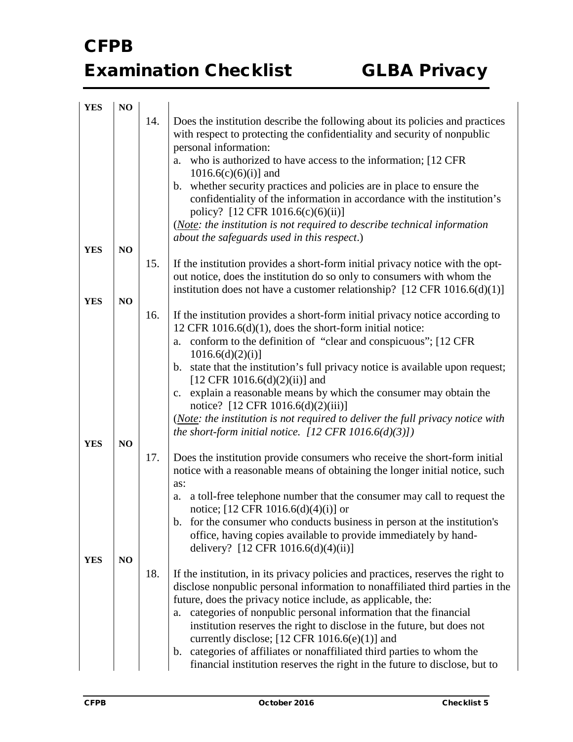| YES | NO | | |
|---|---|---|---|
| | | 14. | Does the institution describe the following about its policies and practices with respect to protecting the confidentiality and security of nonpublic personal information:<br>a. who is authorized to have access to the information; [12 CFR 1016.6(c)(6)(i)] and<br>b. whether security practices and policies are in place to ensure the confidentiality of the information in accordance with the institution's policy? [12 CFR 1016.6(c)(6)(ii)]<br>(*<u>Note</u>: the institution is not required to describe technical information about the safeguards used in this respect*.) |
| YES | NO | | |
| | | 15. | If the institution provides a short-form initial privacy notice with the opt-out notice, does the institution do so only to consumers with whom the institution does not have a customer relationship? [12 CFR 1016.6(d)(1)] |
| YES | NO | | |
| | | 16. | If the institution provides a short-form initial privacy notice according to 12 CFR 1016.6(d)(1), does the short-form initial notice:<br>a. conform to the definition of "clear and conspicuous"; [12 CFR 1016.6(d)(2)(i)]<br>b. state that the institution's full privacy notice is available upon request; [12 CFR 1016.6(d)(2)(ii)] and<br>c. explain a reasonable means by which the consumer may obtain the notice? [12 CFR 1016.6(d)(2)(iii)]<br>(*<u>Note</u>: the institution is not required to deliver the full privacy notice with the short-form initial notice. [12 CFR 1016.6(d)(3)]*) |
| YES | NO | | |
| | | 17. | Does the institution provide consumers who receive the short-form initial notice with a reasonable means of obtaining the longer initial notice, such as:<br>a. a toll-free telephone number that the consumer may call to request the notice; [12 CFR 1016.6(d)(4)(i)] or<br>b. for the consumer who conducts business in person at the institution's office, having copies available to provide immediately by hand-delivery? [12 CFR 1016.6(d)(4)(ii)] |
| YES | NO | | |
| | | 18. | If the institution, in its privacy policies and practices, reserves the right to disclose nonpublic personal information to nonaffiliated third parties in the future, does the privacy notice include, as applicable, the:<br>a. categories of nonpublic personal information that the financial institution reserves the right to disclose in the future, but does not currently disclose; [12 CFR 1016.6(e)(1)] and<br>b. categories of affiliates or nonaffiliated third parties to whom the financial institution reserves the right in the future to disclose, but to |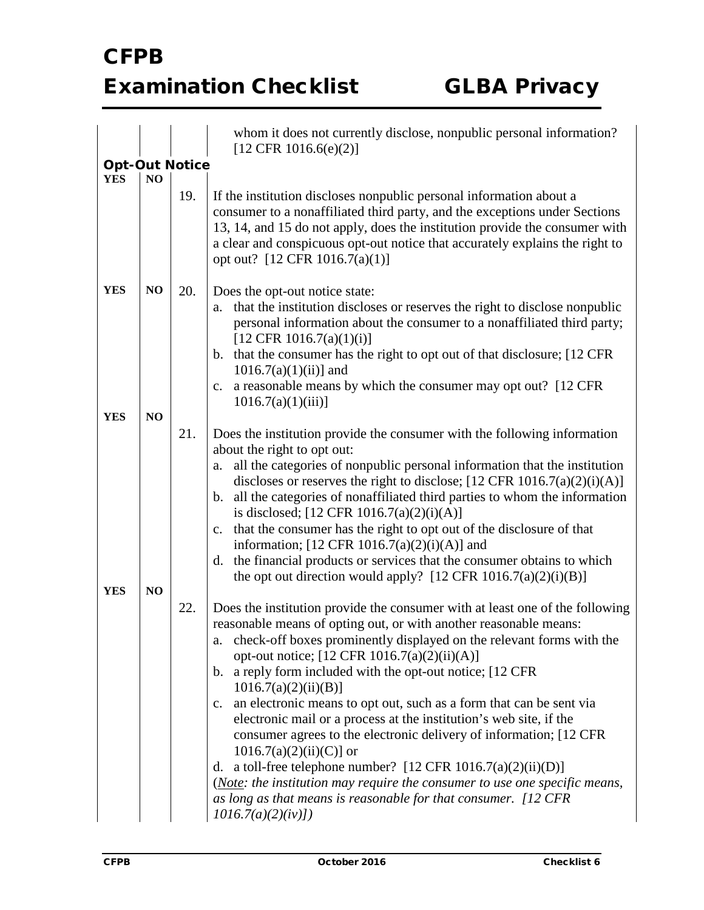| | | | whom it does not currently disclose, nonpublic personal information? [12 CFR 1016.6(e)(2)] |
|---|---|---|---|

**Opt-Out Notice**

| YES | NO | | |
|---|---|---|---|
| | | 19. | If the institution discloses nonpublic personal information about a consumer to a nonaffiliated third party, and the exceptions under Sections 13, 14, and 15 do not apply, does the institution provide the consumer with a clear and conspicuous opt-out notice that accurately explains the right to opt out? [12 CFR 1016.7(a)(1)] |
| YES | NO | 20. | Does the opt-out notice state:<br>a. that the institution discloses or reserves the right to disclose nonpublic personal information about the consumer to a nonaffiliated third party; [12 CFR 1016.7(a)(1)(i)]<br>b. that the consumer has the right to opt out of that disclosure; [12 CFR 1016.7(a)(1)(ii)] and<br>c. a reasonable means by which the consumer may opt out? [12 CFR 1016.7(a)(1)(iii)] |
| YES | NO | 21. | Does the institution provide the consumer with the following information about the right to opt out:<br>a. all the categories of nonpublic personal information that the institution discloses or reserves the right to disclose; [12 CFR 1016.7(a)(2)(i)(A)]<br>b. all the categories of nonaffiliated third parties to whom the information is disclosed; [12 CFR 1016.7(a)(2)(i)(A)]<br>c. that the consumer has the right to opt out of the disclosure of that information; [12 CFR 1016.7(a)(2)(i)(A)] and<br>d. the financial products or services that the consumer obtains to which the opt out direction would apply? [12 CFR 1016.7(a)(2)(i)(B)] |
| YES | NO | 22. | Does the institution provide the consumer with at least one of the following reasonable means of opting out, or with another reasonable means:<br>a. check-off boxes prominently displayed on the relevant forms with the opt-out notice; [12 CFR 1016.7(a)(2)(ii)(A)]<br>b. a reply form included with the opt-out notice; [12 CFR 1016.7(a)(2)(ii)(B)]<br>c. an electronic means to opt out, such as a form that can be sent via electronic mail or a process at the institution's web site, if the consumer agrees to the electronic delivery of information; [12 CFR 1016.7(a)(2)(ii)(C)] or<br>d. a toll-free telephone number? [12 CFR 1016.7(a)(2)(ii)(D)]<br>(*<u>Note</u>: the institution may require the consumer to use one specific means, as long as that means is reasonable for that consumer. [12 CFR 1016.7(a)(2)(iv)]*) |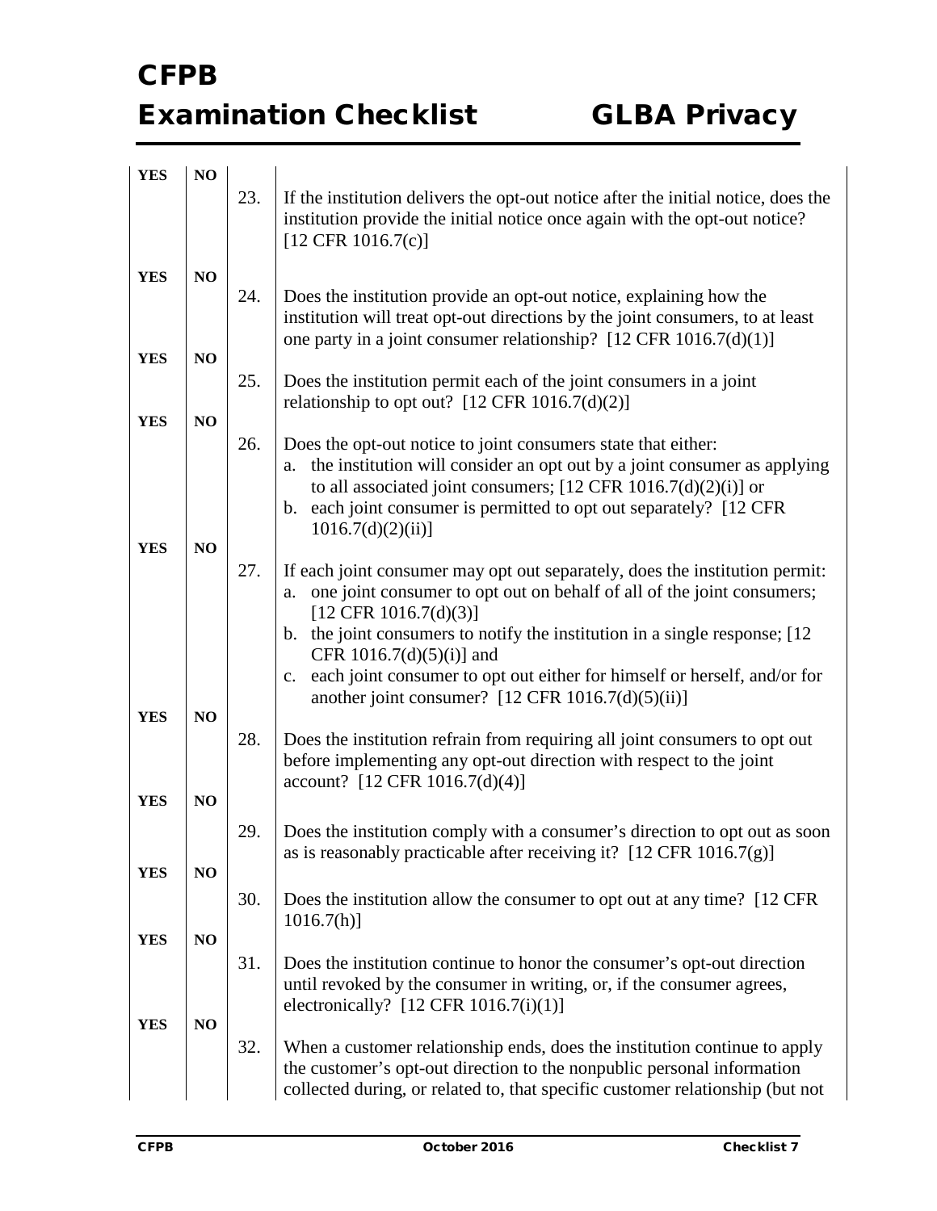| YES | NO | | |
|---|---|---|---|
| YES | NO | 23. | If the institution delivers the opt-out notice after the initial notice, does the institution provide the initial notice once again with the opt-out notice? [12 CFR 1016.7(c)] |
| YES | NO | 24. | Does the institution provide an opt-out notice, explaining how the institution will treat opt-out directions by the joint consumers, to at least one party in a joint consumer relationship? [12 CFR 1016.7(d)(1)] |
| YES | NO | 25. | Does the institution permit each of the joint consumers in a joint relationship to opt out? [12 CFR 1016.7(d)(2)] |
| YES | NO | 26. | Does the opt-out notice to joint consumers state that either:<br>a. the institution will consider an opt out by a joint consumer as applying to all associated joint consumers; [12 CFR 1016.7(d)(2)(i)] or<br>b. each joint consumer is permitted to opt out separately? [12 CFR 1016.7(d)(2)(ii)] |
| YES | NO | 27. | If each joint consumer may opt out separately, does the institution permit:<br>a. one joint consumer to opt out on behalf of all of the joint consumers; [12 CFR 1016.7(d)(3)]<br>b. the joint consumers to notify the institution in a single response; [12 CFR 1016.7(d)(5)(i)] and<br>c. each joint consumer to opt out either for himself or herself, and/or for another joint consumer? [12 CFR 1016.7(d)(5)(ii)] |
| YES | NO | 28. | Does the institution refrain from requiring all joint consumers to opt out before implementing any opt-out direction with respect to the joint account? [12 CFR 1016.7(d)(4)] |
| YES | NO | 29. | Does the institution comply with a consumer's direction to opt out as soon as is reasonably practicable after receiving it? [12 CFR 1016.7(g)] |
| YES | NO | 30. | Does the institution allow the consumer to opt out at any time? [12 CFR 1016.7(h)] |
| YES | NO | 31. | Does the institution continue to honor the consumer's opt-out direction until revoked by the consumer in writing, or, if the consumer agrees, electronically? [12 CFR 1016.7(i)(1)] |
| YES | NO | 32. | When a customer relationship ends, does the institution continue to apply the customer's opt-out direction to the nonpublic personal information collected during, or related to, that specific customer relationship (but not |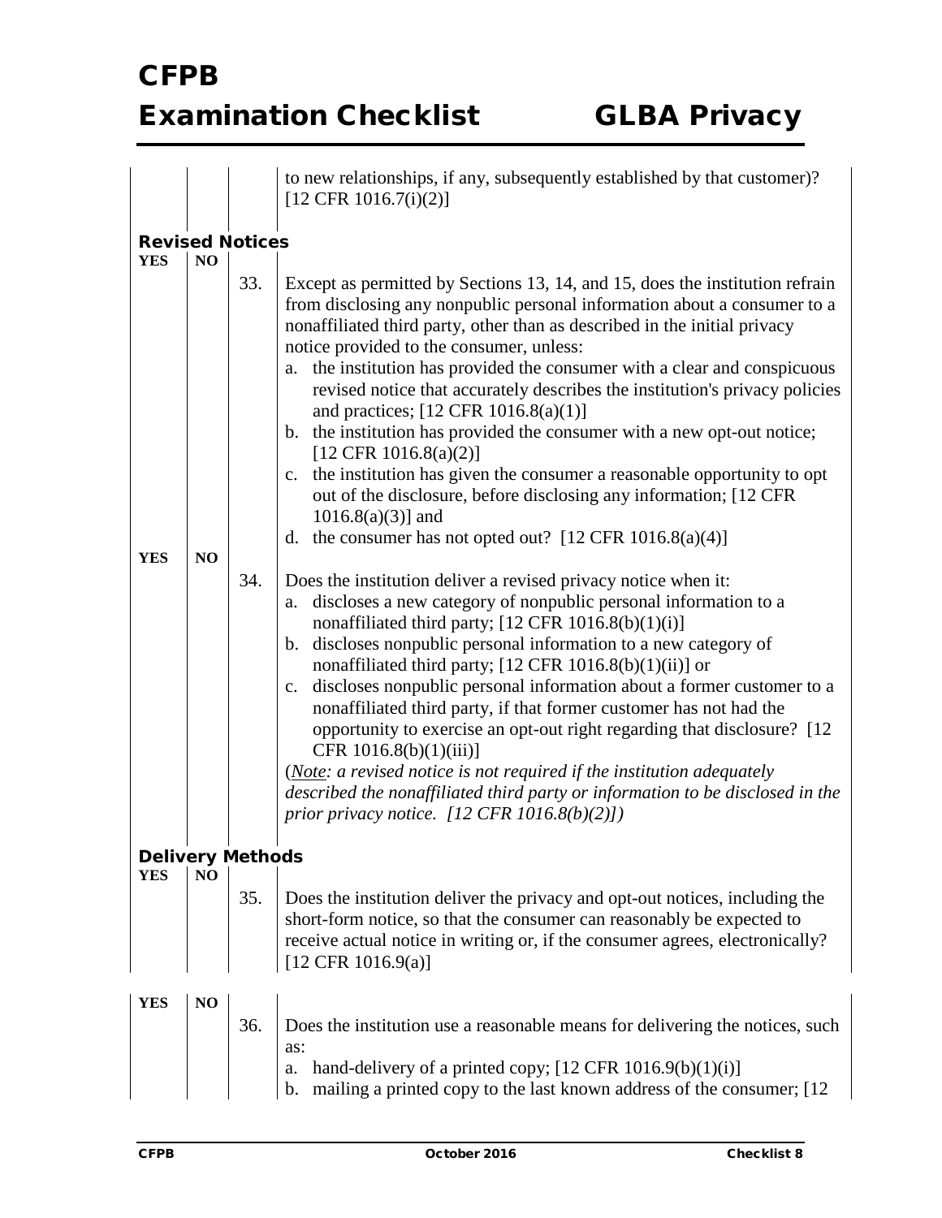| | | | to new relationships, if any, subsequently established by that customer)? [12 CFR 1016.7(i)(2)] |
|---|---|---|---|

**Revised Notices**

| YES | NO | | |
|---|---|---|---|
| | | 33. | Except as permitted by Sections 13, 14, and 15, does the institution refrain from disclosing any nonpublic personal information about a consumer to a nonaffiliated third party, other than as described in the initial privacy notice provided to the consumer, unless:<br>a. the institution has provided the consumer with a clear and conspicuous revised notice that accurately describes the institution's privacy policies and practices; [12 CFR 1016.8(a)(1)]<br>b. the institution has provided the consumer with a new opt-out notice; [12 CFR 1016.8(a)(2)]<br>c. the institution has given the consumer a reasonable opportunity to opt out of the disclosure, before disclosing any information; [12 CFR 1016.8(a)(3)] and<br>d. the consumer has not opted out? [12 CFR 1016.8(a)(4)] |

| YES | NO | | |
|---|---|---|---|
| | | 34. | Does the institution deliver a revised privacy notice when it:<br>a. discloses a new category of nonpublic personal information to a nonaffiliated third party; [12 CFR 1016.8(b)(1)(i)]<br>b. discloses nonpublic personal information to a new category of nonaffiliated third party; [12 CFR 1016.8(b)(1)(ii)] or<br>c. discloses nonpublic personal information about a former customer to a nonaffiliated third party, if that former customer has not had the opportunity to exercise an opt-out right regarding that disclosure? [12 CFR 1016.8(b)(1)(iii)]<br>(*<u>Note</u>: a revised notice is not required if the institution adequately described the nonaffiliated third party or information to be disclosed in the prior privacy notice. [12 CFR 1016.8(b)(2)]*) |

**Delivery Methods**

| YES | NO | | |
|---|---|---|---|
| | | 35. | Does the institution deliver the privacy and opt-out notices, including the short-form notice, so that the consumer can reasonably be expected to receive actual notice in writing or, if the consumer agrees, electronically? [12 CFR 1016.9(a)] |

| YES | NO | | |
|---|---|---|---|
| | | 36. | Does the institution use a reasonable means for delivering the notices, such as:<br>a. hand-delivery of a printed copy; [12 CFR 1016.9(b)(1)(i)]<br>b. mailing a printed copy to the last known address of the consumer; [12 |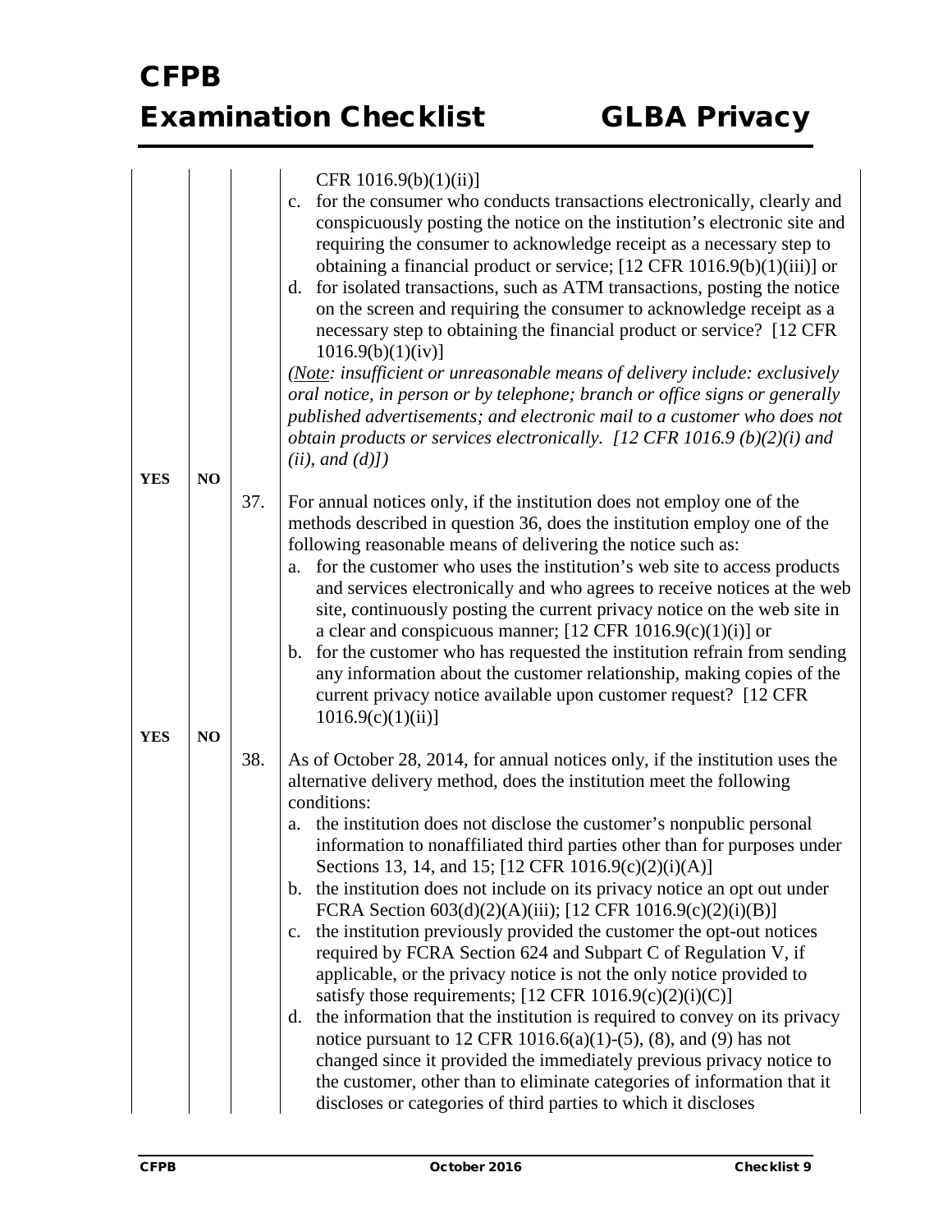| | | | |
|---|---|---|---|
| | | | CFR 1016.9(b)(1)(ii)]<br>c. for the consumer who conducts transactions electronically, clearly and conspicuously posting the notice on the institution's electronic site and requiring the consumer to acknowledge receipt as a necessary step to obtaining a financial product or service; [12 CFR 1016.9(b)(1)(iii)] or<br>d. for isolated transactions, such as ATM transactions, posting the notice on the screen and requiring the consumer to acknowledge receipt as a necessary step to obtaining the financial product or service? [12 CFR 1016.9(b)(1)(iv)]<br>*(<u>Note</u>: insufficient or unreasonable means of delivery include: exclusively oral notice, in person or by telephone; branch or office signs or generally published advertisements; and electronic mail to a customer who does not obtain products or services electronically. [12 CFR 1016.9 (b)(2)(i) and (ii), and (d)])* |
| **YES** | **NO** | 37. | For annual notices only, if the institution does not employ one of the methods described in question 36, does the institution employ one of the following reasonable means of delivering the notice such as:<br>a. for the customer who uses the institution's web site to access products and services electronically and who agrees to receive notices at the web site, continuously posting the current privacy notice on the web site in a clear and conspicuous manner; [12 CFR 1016.9(c)(1)(i)] or<br>b. for the customer who has requested the institution refrain from sending any information about the customer relationship, making copies of the current privacy notice available upon customer request? [12 CFR 1016.9(c)(1)(ii)] |
| **YES** | **NO** | 38. | As of October 28, 2014, for annual notices only, if the institution uses the alternative delivery method, does the institution meet the following conditions:<br>a. the institution does not disclose the customer's nonpublic personal information to nonaffiliated third parties other than for purposes under Sections 13, 14, and 15; [12 CFR 1016.9(c)(2)(i)(A)]<br>b. the institution does not include on its privacy notice an opt out under FCRA Section 603(d)(2)(A)(iii); [12 CFR 1016.9(c)(2)(i)(B)]<br>c. the institution previously provided the customer the opt-out notices required by FCRA Section 624 and Subpart C of Regulation V, if applicable, or the privacy notice is not the only notice provided to satisfy those requirements; [12 CFR 1016.9(c)(2)(i)(C)]<br>d. the information that the institution is required to convey on its privacy notice pursuant to 12 CFR 1016.6(a)(1)-(5), (8), and (9) has not changed since it provided the immediately previous privacy notice to the customer, other than to eliminate categories of information that it discloses or categories of third parties to which it discloses |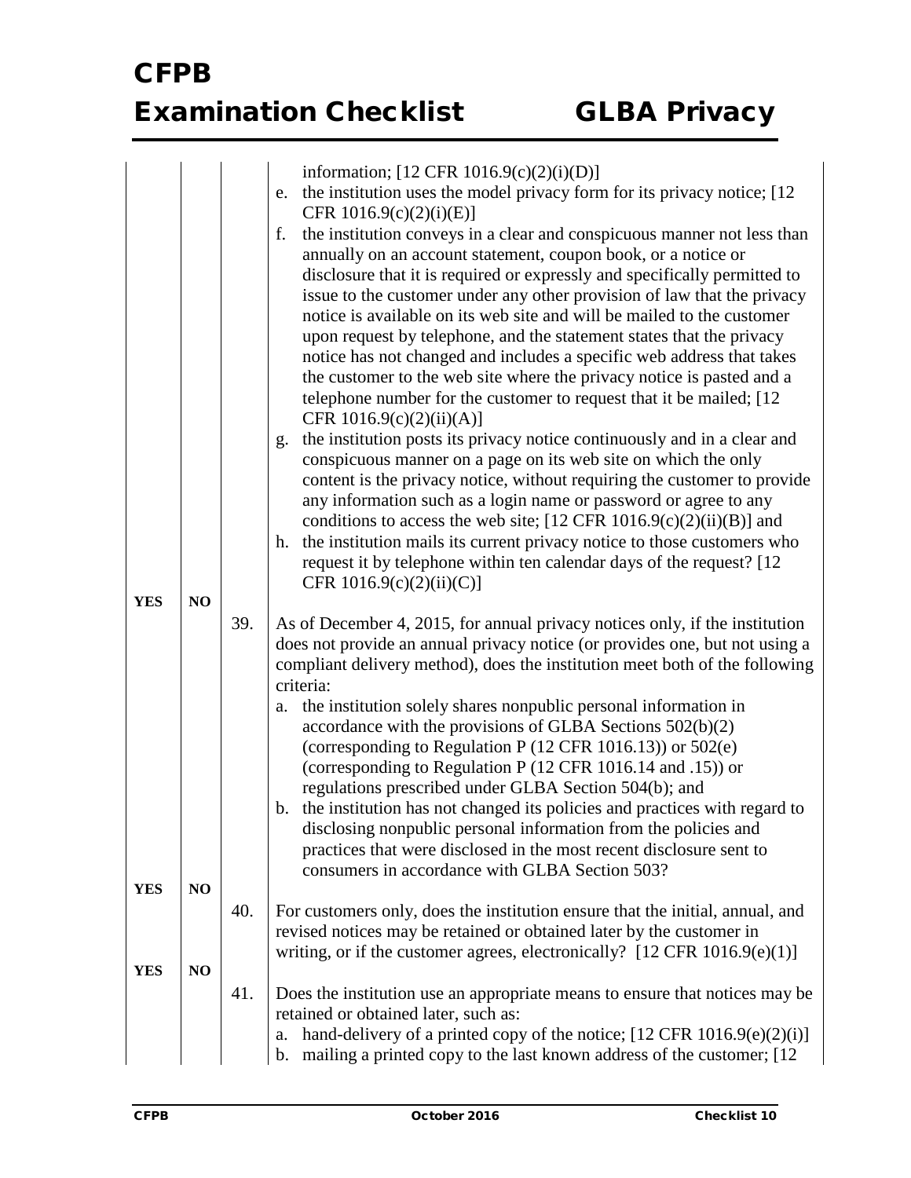| | | | |
|---|---|---|---|
| | | | information; [12 CFR 1016.9(c)(2)(i)(D)]<br>e. the institution uses the model privacy form for its privacy notice; [12 CFR 1016.9(c)(2)(i)(E)]<br>f. the institution conveys in a clear and conspicuous manner not less than annually on an account statement, coupon book, or a notice or disclosure that it is required or expressly and specifically permitted to issue to the customer under any other provision of law that the privacy notice is available on its web site and will be mailed to the customer upon request by telephone, and the statement states that the privacy notice has not changed and includes a specific web address that takes the customer to the web site where the privacy notice is pasted and a telephone number for the customer to request that it be mailed; [12 CFR 1016.9(c)(2)(ii)(A)]<br>g. the institution posts its privacy notice continuously and in a clear and conspicuous manner on a page on its web site on which the only content is the privacy notice, without requiring the customer to provide any information such as a login name or password or agree to any conditions to access the web site; [12 CFR 1016.9(c)(2)(ii)(B)] and<br>h. the institution mails its current privacy notice to those customers who request it by telephone within ten calendar days of the request? [12 CFR 1016.9(c)(2)(ii)(C)] |
| **YES** | **NO** | 39. | As of December 4, 2015, for annual privacy notices only, if the institution does not provide an annual privacy notice (or provides one, but not using a compliant delivery method), does the institution meet both of the following criteria:<br>a. the institution solely shares nonpublic personal information in accordance with the provisions of GLBA Sections 502(b)(2) (corresponding to Regulation P (12 CFR 1016.13)) or 502(e) (corresponding to Regulation P (12 CFR 1016.14 and .15)) or regulations prescribed under GLBA Section 504(b); and<br>b. the institution has not changed its policies and practices with regard to disclosing nonpublic personal information from the policies and practices that were disclosed in the most recent disclosure sent to consumers in accordance with GLBA Section 503? |
| **YES** | **NO** | 40. | For customers only, does the institution ensure that the initial, annual, and revised notices may be retained or obtained later by the customer in writing, or if the customer agrees, electronically? [12 CFR 1016.9(e)(1)] |
| **YES** | **NO** | 41. | Does the institution use an appropriate means to ensure that notices may be retained or obtained later, such as:<br>a. hand-delivery of a printed copy of the notice; [12 CFR 1016.9(e)(2)(i)]<br>b. mailing a printed copy to the last known address of the customer; [12 |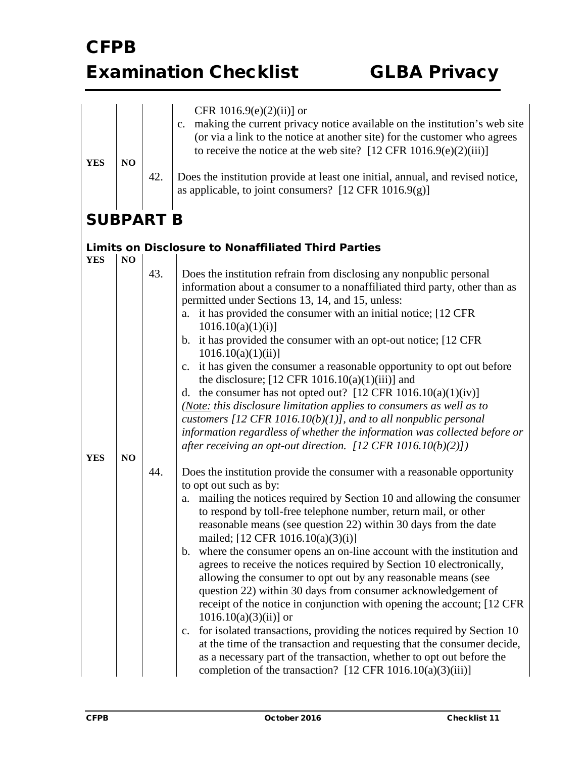CFR 1016.9(e)(2)(ii)] or

c. making the current privacy notice available on the institution's web site (or via a link to the notice at another site) for the customer who agrees to receive the notice at the web site? [12 CFR 1016.9(e)(2)(iii)]

YES NO 42. Does the institution provide at least one initial, annual, and revised notice, as applicable, to joint consumers? [12 CFR 1016.9(g)]

# SUBPART B

### Limits on Disclosure to Nonaffiliated Third Parties

YES NO 43. Does the institution refrain from disclosing any nonpublic personal information about a consumer to a nonaffiliated third party, other than as permitted under Sections 13, 14, and 15, unless:

a. it has provided the consumer with an initial notice; [12 CFR 1016.10(a)(1)(i)]
b. it has provided the consumer with an opt-out notice; [12 CFR 1016.10(a)(1)(ii)]
c. it has given the consumer a reasonable opportunity to opt out before the disclosure; [12 CFR 1016.10(a)(1)(iii)] and
d. the consumer has not opted out? [12 CFR 1016.10(a)(1)(iv)]

*(Note: this disclosure limitation applies to consumers as well as to customers [12 CFR 1016.10(b)(1)], and to all nonpublic personal information regardless of whether the information was collected before or after receiving an opt-out direction. [12 CFR 1016.10(b)(2)])*

YES NO 44. Does the institution provide the consumer with a reasonable opportunity to opt out such as by:

a. mailing the notices required by Section 10 and allowing the consumer to respond by toll-free telephone number, return mail, or other reasonable means (see question 22) within 30 days from the date mailed; [12 CFR 1016.10(a)(3)(i)]
b. where the consumer opens an on-line account with the institution and agrees to receive the notices required by Section 10 electronically, allowing the consumer to opt out by any reasonable means (see question 22) within 30 days from consumer acknowledgement of receipt of the notice in conjunction with opening the account; [12 CFR 1016.10(a)(3)(ii)] or
c. for isolated transactions, providing the notices required by Section 10 at the time of the transaction and requesting that the consumer decide, as a necessary part of the transaction, whether to opt out before the completion of the transaction? [12 CFR 1016.10(a)(3)(iii)]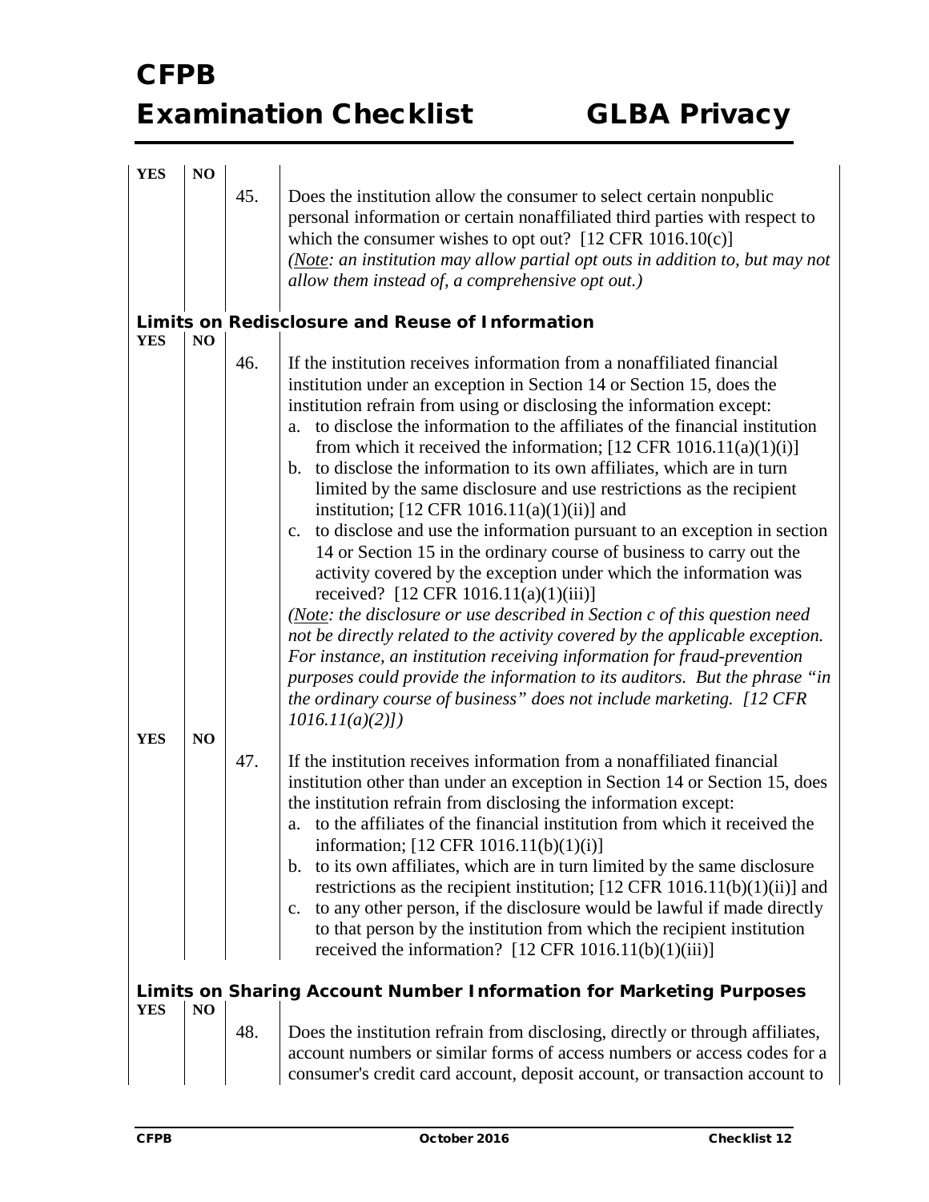| YES | NO | | |
|---|---|---|---|
| | | 45. | Does the institution allow the consumer to select certain nonpublic personal information or certain nonaffiliated third parties with respect to which the consumer wishes to opt out? [12 CFR 1016.10(c)] *(<u>Note</u>: an institution may allow partial opt outs in addition to, but may not allow them instead of, a comprehensive opt out.)* |

### Limits on Redisclosure and Reuse of Information

| YES | NO | | |
|---|---|---|---|
| | | 46. | If the institution receives information from a nonaffiliated financial institution under an exception in Section 14 or Section 15, does the institution refrain from using or disclosing the information except:<br>a. to disclose the information to the affiliates of the financial institution from which it received the information; [12 CFR 1016.11(a)(1)(i)]<br>b. to disclose the information to its own affiliates, which are in turn limited by the same disclosure and use restrictions as the recipient institution; [12 CFR 1016.11(a)(1)(ii)] and<br>c. to disclose and use the information pursuant to an exception in section 14 or Section 15 in the ordinary course of business to carry out the activity covered by the exception under which the information was received? [12 CFR 1016.11(a)(1)(iii)]<br>*(<u>Note</u>: the disclosure or use described in Section c of this question need not be directly related to the activity covered by the applicable exception. For instance, an institution receiving information for fraud-prevention purposes could provide the information to its auditors. But the phrase "in the ordinary course of business" does not include marketing. [12 CFR 1016.11(a)(2)])* |
| YES | NO | | |
| | | 47. | If the institution receives information from a nonaffiliated financial institution other than under an exception in Section 14 or Section 15, does the institution refrain from disclosing the information except:<br>a. to the affiliates of the financial institution from which it received the information; [12 CFR 1016.11(b)(1)(i)]<br>b. to its own affiliates, which are in turn limited by the same disclosure restrictions as the recipient institution; [12 CFR 1016.11(b)(1)(ii)] and<br>c. to any other person, if the disclosure would be lawful if made directly to that person by the institution from which the recipient institution received the information? [12 CFR 1016.11(b)(1)(iii)] |

### Limits on Sharing Account Number Information for Marketing Purposes

| YES | NO | | |
|---|---|---|---|
| | | 48. | Does the institution refrain from disclosing, directly or through affiliates, account numbers or similar forms of access numbers or access codes for a consumer's credit card account, deposit account, or transaction account to |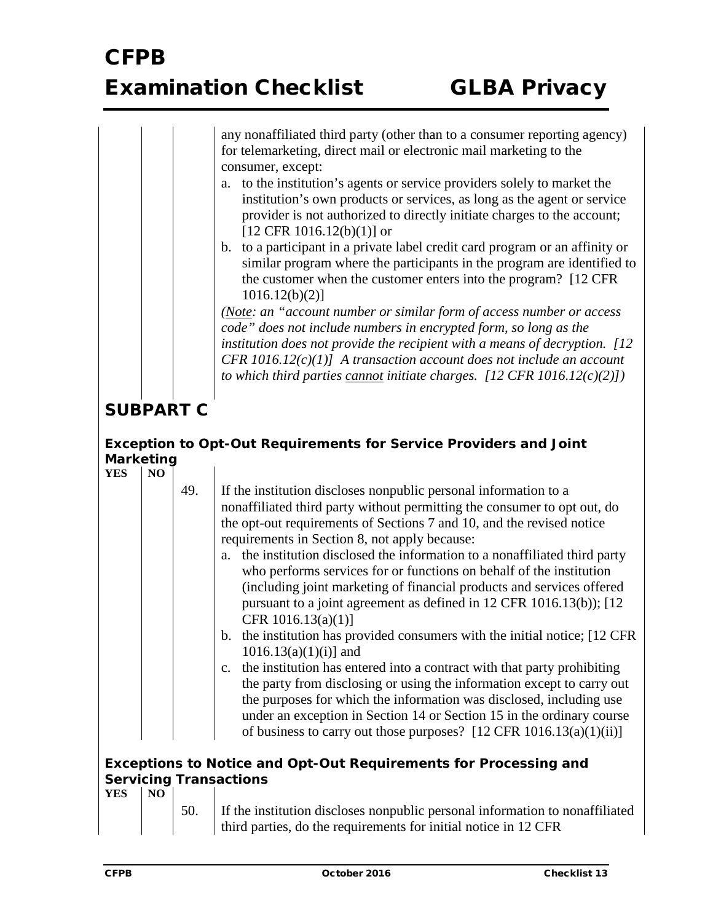any nonaffiliated third party (other than to a consumer reporting agency) for telemarketing, direct mail or electronic mail marketing to the consumer, except:

a. to the institution's agents or service providers solely to market the institution's own products or services, as long as the agent or service provider is not authorized to directly initiate charges to the account; [12 CFR 1016.12(b)(1)] or
b. to a participant in a private label credit card program or an affinity or similar program where the participants in the program are identified to the customer when the customer enters into the program? [12 CFR 1016.12(b)(2)]

*(Note: an "account number or similar form of access number or access code" does not include numbers in encrypted form, so long as the institution does not provide the recipient with a means of decryption. [12 CFR 1016.12(c)(1)] A transaction account does not include an account to which third parties cannot initiate charges. [12 CFR 1016.12(c)(2)])*

## SUBPART C

### Exception to Opt-Out Requirements for Service Providers and Joint Marketing

| YES | NO | | |
|---|---|---|---|
| | | 49. | If the institution discloses nonpublic personal information to a nonaffiliated third party without permitting the consumer to opt out, do the opt-out requirements of Sections 7 and 10, and the revised notice requirements in Section 8, not apply because:<br>a. the institution disclosed the information to a nonaffiliated third party who performs services for or functions on behalf of the institution (including joint marketing of financial products and services offered pursuant to a joint agreement as defined in 12 CFR 1016.13(b)); [12 CFR 1016.13(a)(1)]<br>b. the institution has provided consumers with the initial notice; [12 CFR 1016.13(a)(1)(i)] and<br>c. the institution has entered into a contract with that party prohibiting the party from disclosing or using the information except to carry out the purposes for which the information was disclosed, including use under an exception in Section 14 or Section 15 in the ordinary course of business to carry out those purposes? [12 CFR 1016.13(a)(1)(ii)] |

### Exceptions to Notice and Opt-Out Requirements for Processing and Servicing Transactions

| YES | NO | | |
|---|---|---|---|
| | | 50. | If the institution discloses nonpublic personal information to nonaffiliated third parties, do the requirements for initial notice in 12 CFR |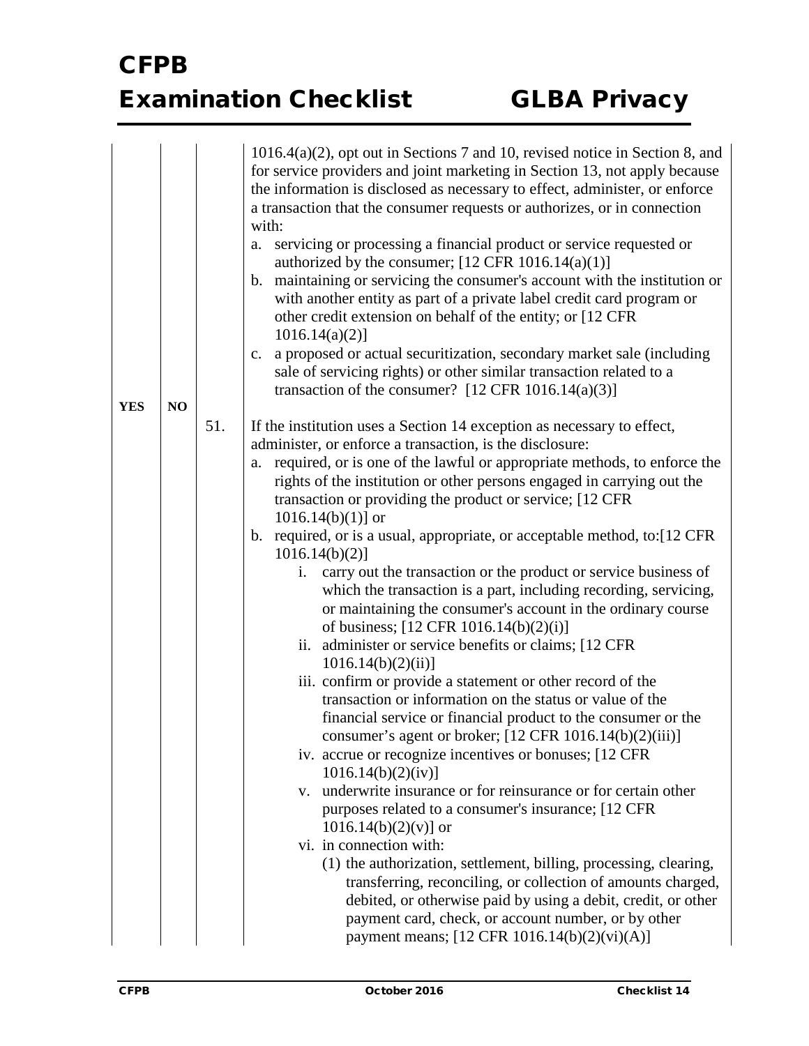| YES | NO | | |
|---|---|---|---|
| | | | 1016.4(a)(2), opt out in Sections 7 and 10, revised notice in Section 8, and for service providers and joint marketing in Section 13, not apply because the information is disclosed as necessary to effect, administer, or enforce a transaction that the consumer requests or authorizes, or in connection with:<br>a. servicing or processing a financial product or service requested or authorized by the consumer; [12 CFR 1016.14(a)(1)]<br>b. maintaining or servicing the consumer's account with the institution or with another entity as part of a private label credit card program or other credit extension on behalf of the entity; or [12 CFR 1016.14(a)(2)]<br>c. a proposed or actual securitization, secondary market sale (including sale of servicing rights) or other similar transaction related to a transaction of the consumer? [12 CFR 1016.14(a)(3)] |
| | | 51. | If the institution uses a Section 14 exception as necessary to effect, administer, or enforce a transaction, is the disclosure:<br>a. required, or is one of the lawful or appropriate methods, to enforce the rights of the institution or other persons engaged in carrying out the transaction or providing the product or service; [12 CFR 1016.14(b)(1)] or<br>b. required, or is a usual, appropriate, or acceptable method, to:[12 CFR 1016.14(b)(2)]<br>i. carry out the transaction or the product or service business of which the transaction is a part, including recording, servicing, or maintaining the consumer's account in the ordinary course of business; [12 CFR 1016.14(b)(2)(i)]<br>ii. administer or service benefits or claims; [12 CFR 1016.14(b)(2)(ii)]<br>iii. confirm or provide a statement or other record of the transaction or information on the status or value of the financial service or financial product to the consumer or the consumer's agent or broker; [12 CFR 1016.14(b)(2)(iii)]<br>iv. accrue or recognize incentives or bonuses; [12 CFR 1016.14(b)(2)(iv)]<br>v. underwrite insurance or for reinsurance or for certain other purposes related to a consumer's insurance; [12 CFR 1016.14(b)(2)(v)] or<br>vi. in connection with:<br>(1) the authorization, settlement, billing, processing, clearing, transferring, reconciling, or collection of amounts charged, debited, or otherwise paid by using a debit, credit, or other payment card, check, or account number, or by other payment means; [12 CFR 1016.14(b)(2)(vi)(A)] |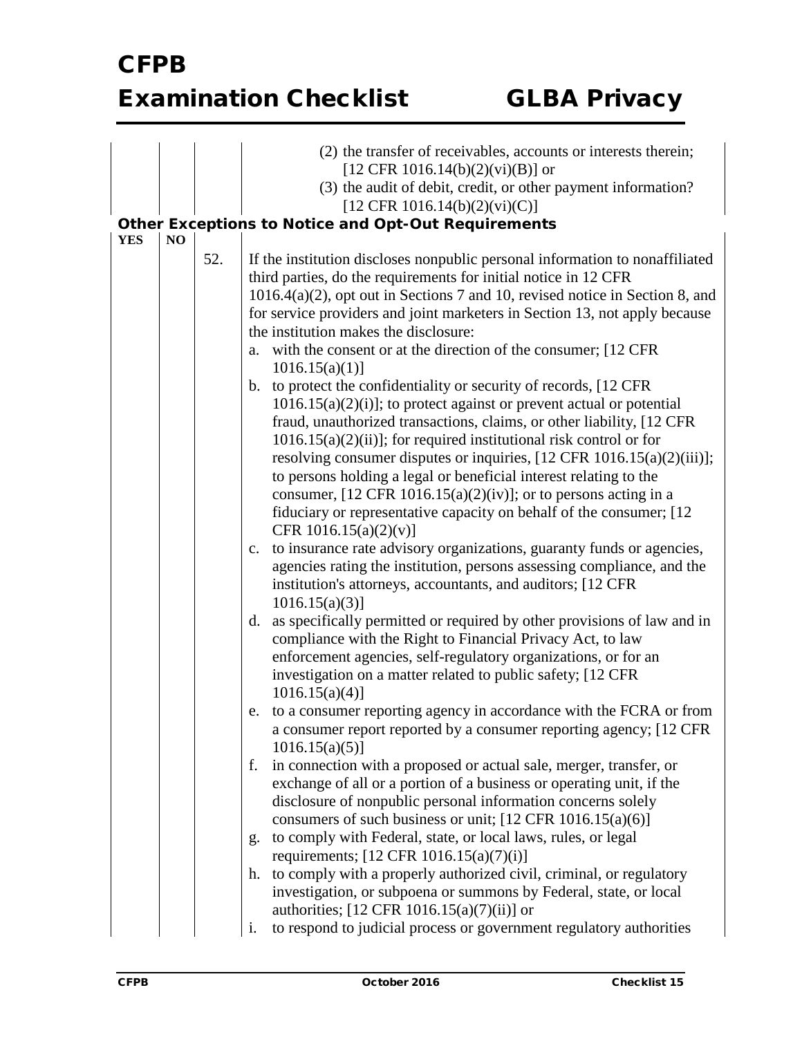| | | | |
|---|---|---|---|
| | | | (2) the transfer of receivables, accounts or interests therein; [12 CFR 1016.14(b)(2)(vi)(B)] or<br>(3) the audit of debit, credit, or other payment information? [12 CFR 1016.14(b)(2)(vi)(C)] |

### Other Exceptions to Notice and Opt-Out Requirements

| YES | NO | | |
|---|---|---|---|
| | | 52. | If the institution discloses nonpublic personal information to nonaffiliated third parties, do the requirements for initial notice in 12 CFR 1016.4(a)(2), opt out in Sections 7 and 10, revised notice in Section 8, and for service providers and joint marketers in Section 13, not apply because the institution makes the disclosure:<br>a. with the consent or at the direction of the consumer; [12 CFR 1016.15(a)(1)]<br>b. to protect the confidentiality or security of records, [12 CFR 1016.15(a)(2)(i)]; to protect against or prevent actual or potential fraud, unauthorized transactions, claims, or other liability, [12 CFR 1016.15(a)(2)(ii)]; for required institutional risk control or for resolving consumer disputes or inquiries, [12 CFR 1016.15(a)(2)(iii)]; to persons holding a legal or beneficial interest relating to the consumer, [12 CFR 1016.15(a)(2)(iv)]; or to persons acting in a fiduciary or representative capacity on behalf of the consumer; [12 CFR 1016.15(a)(2)(v)]<br>c. to insurance rate advisory organizations, guaranty funds or agencies, agencies rating the institution, persons assessing compliance, and the institution's attorneys, accountants, and auditors; [12 CFR 1016.15(a)(3)]<br>d. as specifically permitted or required by other provisions of law and in compliance with the Right to Financial Privacy Act, to law enforcement agencies, self-regulatory organizations, or for an investigation on a matter related to public safety; [12 CFR 1016.15(a)(4)]<br>e. to a consumer reporting agency in accordance with the FCRA or from a consumer report reported by a consumer reporting agency; [12 CFR 1016.15(a)(5)]<br>f. in connection with a proposed or actual sale, merger, transfer, or exchange of all or a portion of a business or operating unit, if the disclosure of nonpublic personal information concerns solely consumers of such business or unit; [12 CFR 1016.15(a)(6)]<br>g. to comply with Federal, state, or local laws, rules, or legal requirements; [12 CFR 1016.15(a)(7)(i)]<br>h. to comply with a properly authorized civil, criminal, or regulatory investigation, or subpoena or summons by Federal, state, or local authorities; [12 CFR 1016.15(a)(7)(ii)] or<br>i. to respond to judicial process or government regulatory authorities |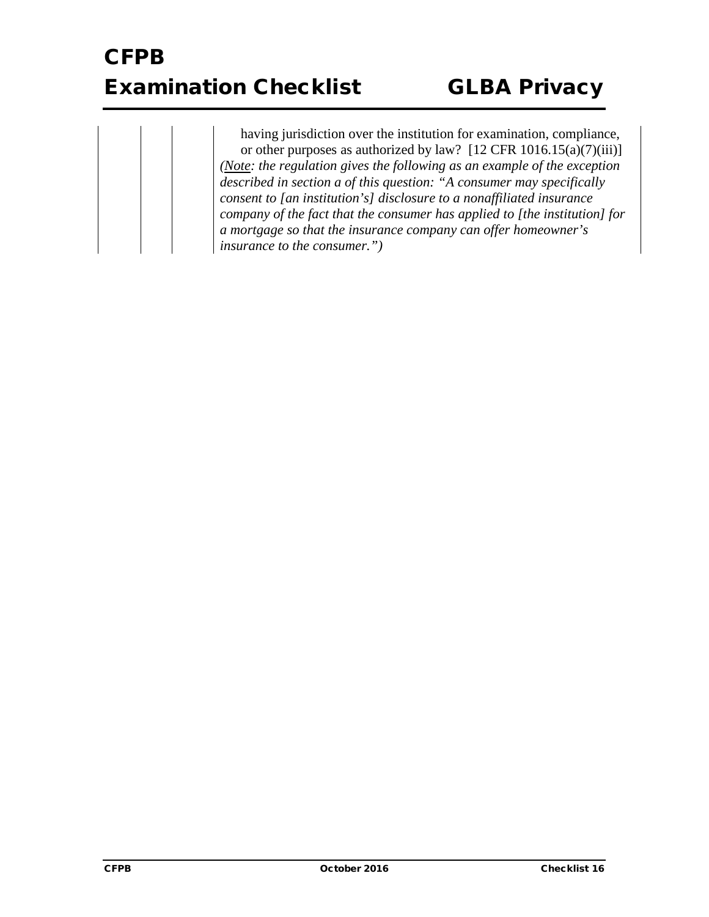| | | | |
|---|---|---|---|
| | | | having jurisdiction over the institution for examination, compliance, or other purposes as authorized by law? [12 CFR 1016.15(a)(7)(iii)] *(Note: the regulation gives the following as an example of the exception described in section a of this question: "A consumer may specifically consent to [an institution's] disclosure to a nonaffiliated insurance company of the fact that the consumer has applied to [the institution] for a mortgage so that the insurance company can offer homeowner's insurance to the consumer.")* |